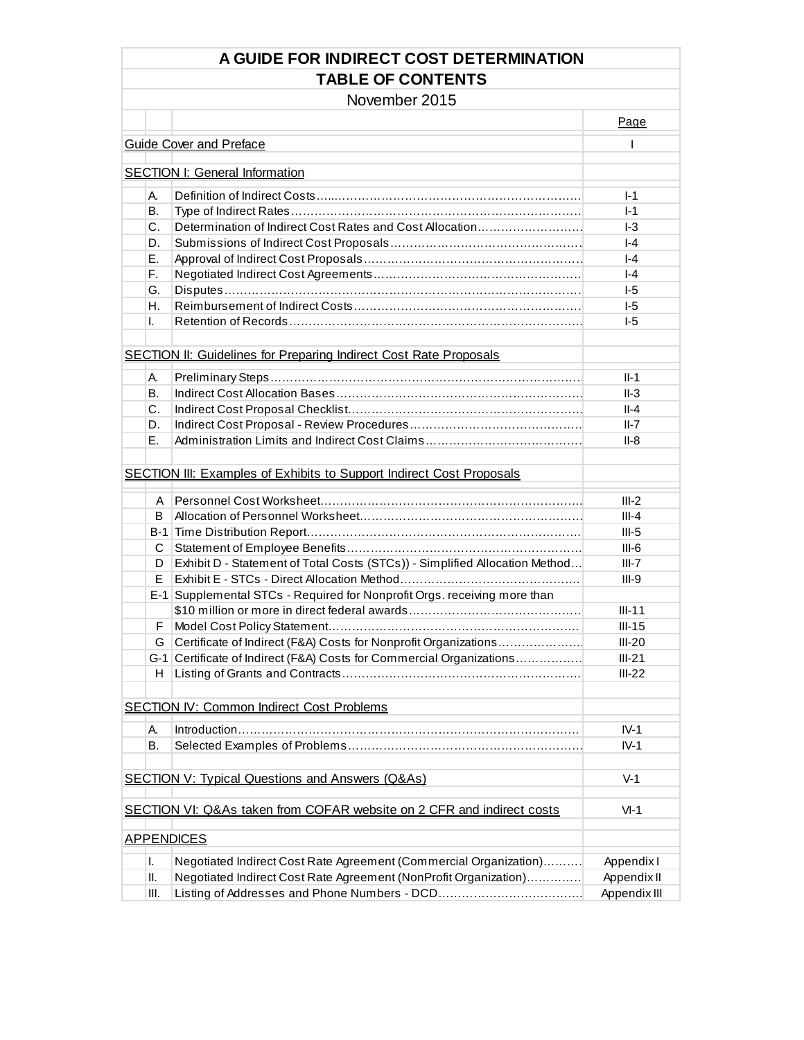# A GUIDE FOR INDIRECT COST DETERMINATION

## TABLE OF CONTENTS

November 2015

| | | Page |
|---|---|---|
| **Guide Cover and Preface** | | I |
| **SECTION I: General Information** | | |
| A. | Definition of Indirect Costs | I-1 |
| B. | Type of Indirect Rates | I-1 |
| C. | Determination of Indirect Cost Rates and Cost Allocation | I-3 |
| D. | Submissions of Indirect Cost Proposals | I-4 |
| E. | Approval of Indirect Cost Proposals | I-4 |
| F. | Negotiated Indirect Cost Agreements | I-4 |
| G. | Disputes | I-5 |
| H. | Reimbursement of Indirect Costs | I-5 |
| I. | Retention of Records | I-5 |
| **SECTION II: Guidelines for Preparing Indirect Cost Rate Proposals** | | |
| A. | Preliminary Steps | II-1 |
| B. | Indirect Cost Allocation Bases | II-3 |
| C. | Indirect Cost Proposal Checklist | II-4 |
| D. | Indirect Cost Proposal - Review Procedures | II-7 |
| E. | Administration Limits and Indirect Cost Claims | II-8 |
| **SECTION III: Examples of Exhibits to Support Indirect Cost Proposals** | | |
| A | Personnel Cost Worksheet | III-2 |
| B | Allocation of Personnel Worksheet | III-4 |
| B-1 | Time Distribution Report | III-5 |
| C | Statement of Employee Benefits | III-6 |
| D | Exhibit D - Statement of Total Costs (STCs)) - Simplified Allocation Method | III-7 |
| E | Exhibit E - STCs - Direct Allocation Method | III-9 |
| E-1 | Supplemental STCs - Required for Nonprofit Orgs. receiving more than $10 million or more in direct federal awards | III-11 |
| F | Model Cost Policy Statement | III-15 |
| G | Certificate of Indirect (F&A) Costs for Nonprofit Organizations | III-20 |
| G-1 | Certificate of Indirect (F&A) Costs for Commercial Organizations | III-21 |
| H | Listing of Grants and Contracts | III-22 |
| **SECTION IV: Common Indirect Cost Problems** | | |
| A. | Introduction | IV-1 |
| B. | Selected Examples of Problems | IV-1 |
| **SECTION V: Typical Questions and Answers (Q&As)** | | V-1 |
| **SECTION VI: Q&As taken from COFAR website on 2 CFR and indirect costs** | | VI-1 |
| **APPENDICES** | | |
| I. | Negotiated Indirect Cost Rate Agreement (Commercial Organization) | Appendix I |
| II. | Negotiated Indirect Cost Rate Agreement (NonProfit Organization) | Appendix II |
| III. | Listing of Addresses and Phone Numbers - DCD | Appendix III |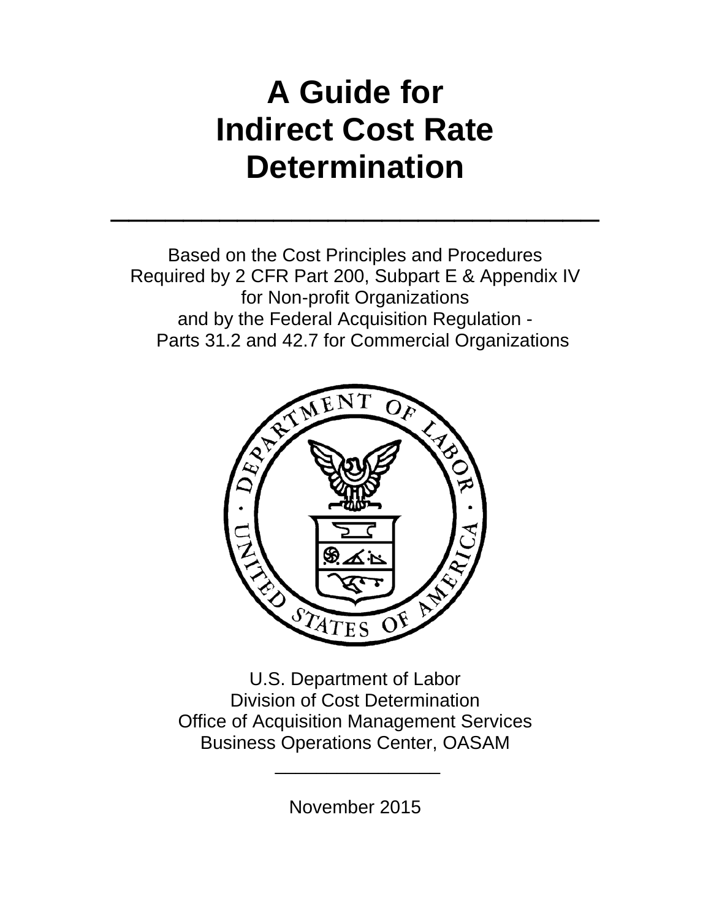# A Guide for Indirect Cost Rate Determination

---

Based on the Cost Principles and Procedures
Required by 2 CFR Part 200, Subpart E & Appendix IV
for Non-profit Organizations
and by the Federal Acquisition Regulation -
Parts 31.2 and 42.7 for Commercial Organizations

U.S. Department of Labor
Division of Cost Determination
Office of Acquisition Management Services
Business Operations Center, OASAM

---

November 2015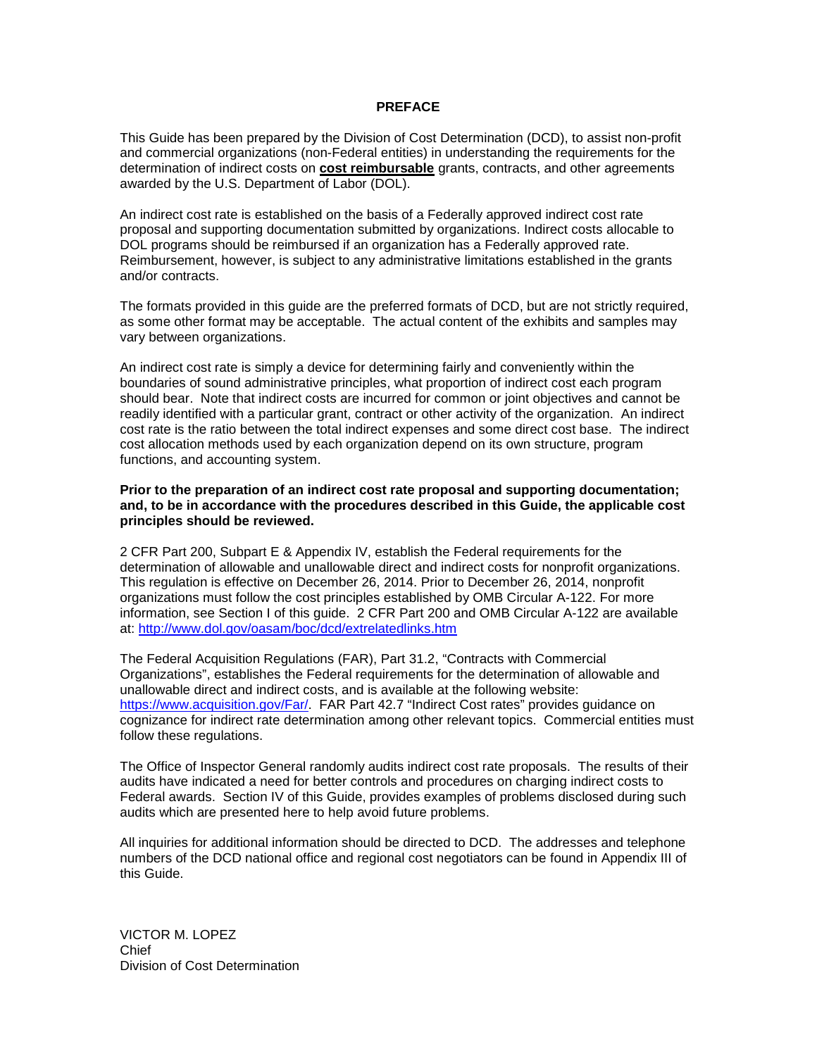# PREFACE

This Guide has been prepared by the Division of Cost Determination (DCD), to assist non-profit and commercial organizations (non-Federal entities) in understanding the requirements for the determination of indirect costs on **cost reimbursable** grants, contracts, and other agreements awarded by the U.S. Department of Labor (DOL).

An indirect cost rate is established on the basis of a Federally approved indirect cost rate proposal and supporting documentation submitted by organizations. Indirect costs allocable to DOL programs should be reimbursed if an organization has a Federally approved rate. Reimbursement, however, is subject to any administrative limitations established in the grants and/or contracts.

The formats provided in this guide are the preferred formats of DCD, but are not strictly required, as some other format may be acceptable. The actual content of the exhibits and samples may vary between organizations.

An indirect cost rate is simply a device for determining fairly and conveniently within the boundaries of sound administrative principles, what proportion of indirect cost each program should bear. Note that indirect costs are incurred for common or joint objectives and cannot be readily identified with a particular grant, contract or other activity of the organization. An indirect cost rate is the ratio between the total indirect expenses and some direct cost base. The indirect cost allocation methods used by each organization depend on its own structure, program functions, and accounting system.

**Prior to the preparation of an indirect cost rate proposal and supporting documentation; and, to be in accordance with the procedures described in this Guide, the applicable cost principles should be reviewed.**

2 CFR Part 200, Subpart E & Appendix IV, establish the Federal requirements for the determination of allowable and unallowable direct and indirect costs for nonprofit organizations. This regulation is effective on December 26, 2014. Prior to December 26, 2014, nonprofit organizations must follow the cost principles established by OMB Circular A-122. For more information, see Section I of this guide. 2 CFR Part 200 and OMB Circular A-122 are available at: http://www.dol.gov/oasam/boc/dcd/extrelatedlinks.htm

The Federal Acquisition Regulations (FAR), Part 31.2, "Contracts with Commercial Organizations", establishes the Federal requirements for the determination of allowable and unallowable direct and indirect costs, and is available at the following website: https://www.acquisition.gov/Far/. FAR Part 42.7 "Indirect Cost rates" provides guidance on cognizance for indirect rate determination among other relevant topics. Commercial entities must follow these regulations.

The Office of Inspector General randomly audits indirect cost rate proposals. The results of their audits have indicated a need for better controls and procedures on charging indirect costs to Federal awards. Section IV of this Guide, provides examples of problems disclosed during such audits which are presented here to help avoid future problems.

All inquiries for additional information should be directed to DCD. The addresses and telephone numbers of the DCD national office and regional cost negotiators can be found in Appendix III of this Guide.

VICTOR M. LOPEZ
Chief
Division of Cost Determination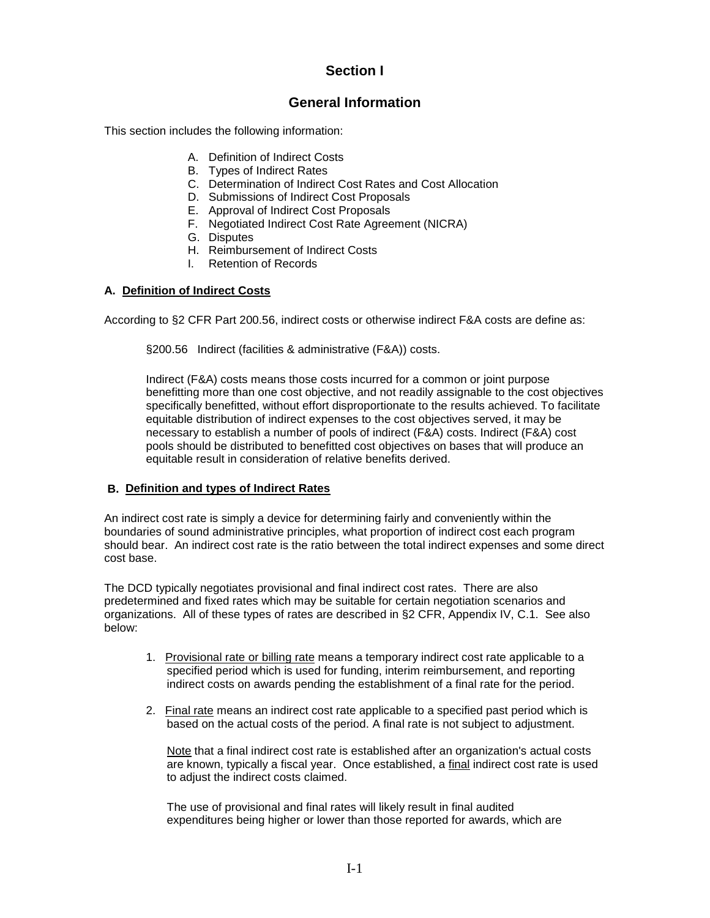# Section I

## General Information

This section includes the following information:

A. Definition of Indirect Costs
B. Types of Indirect Rates
C. Determination of Indirect Cost Rates and Cost Allocation
D. Submissions of Indirect Cost Proposals
E. Approval of Indirect Cost Proposals
F. Negotiated Indirect Cost Rate Agreement (NICRA)
G. Disputes
H. Reimbursement of Indirect Costs
I. Retention of Records

### A. Definition of Indirect Costs

According to §2 CFR Part 200.56, indirect costs or otherwise indirect F&A costs are define as:

> §200.56 Indirect (facilities & administrative (F&A)) costs.
>
> Indirect (F&A) costs means those costs incurred for a common or joint purpose benefitting more than one cost objective, and not readily assignable to the cost objectives specifically benefitted, without effort disproportionate to the results achieved. To facilitate equitable distribution of indirect expenses to the cost objectives served, it may be necessary to establish a number of pools of indirect (F&A) costs. Indirect (F&A) cost pools should be distributed to benefitted cost objectives on bases that will produce an equitable result in consideration of relative benefits derived.

### B. Definition and types of Indirect Rates

An indirect cost rate is simply a device for determining fairly and conveniently within the boundaries of sound administrative principles, what proportion of indirect cost each program should bear. An indirect cost rate is the ratio between the total indirect expenses and some direct cost base.

The DCD typically negotiates provisional and final indirect cost rates. There are also predetermined and fixed rates which may be suitable for certain negotiation scenarios and organizations. All of these types of rates are described in §2 CFR, Appendix IV, C.1. See also below:

1. Provisional rate or billing rate means a temporary indirect cost rate applicable to a specified period which is used for funding, interim reimbursement, and reporting indirect costs on awards pending the establishment of a final rate for the period.

2. Final rate means an indirect cost rate applicable to a specified past period which is based on the actual costs of the period. A final rate is not subject to adjustment.

   Note that a final indirect cost rate is established after an organization's actual costs are known, typically a fiscal year. Once established, a final indirect cost rate is used to adjust the indirect costs claimed.

   The use of provisional and final rates will likely result in final audited expenditures being higher or lower than those reported for awards, which are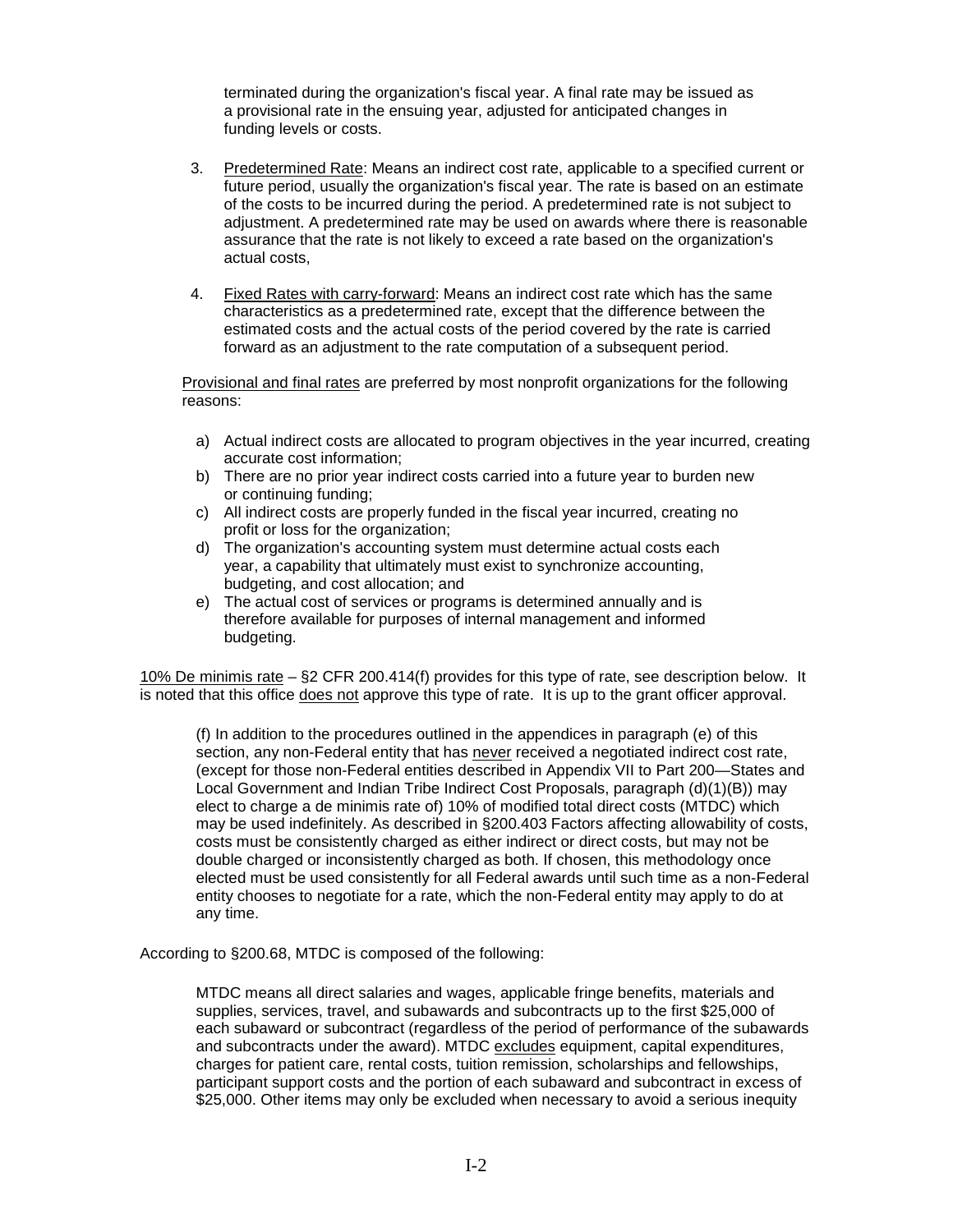terminated during the organization's fiscal year. A final rate may be issued as a provisional rate in the ensuing year, adjusted for anticipated changes in funding levels or costs.

3. Predetermined Rate: Means an indirect cost rate, applicable to a specified current or future period, usually the organization's fiscal year. The rate is based on an estimate of the costs to be incurred during the period. A predetermined rate is not subject to adjustment. A predetermined rate may be used on awards where there is reasonable assurance that the rate is not likely to exceed a rate based on the organization's actual costs,

4. Fixed Rates with carry-forward: Means an indirect cost rate which has the same characteristics as a predetermined rate, except that the difference between the estimated costs and the actual costs of the period covered by the rate is carried forward as an adjustment to the rate computation of a subsequent period.

Provisional and final rates are preferred by most nonprofit organizations for the following reasons:

a) Actual indirect costs are allocated to program objectives in the year incurred, creating accurate cost information;
b) There are no prior year indirect costs carried into a future year to burden new or continuing funding;
c) All indirect costs are properly funded in the fiscal year incurred, creating no profit or loss for the organization;
d) The organization's accounting system must determine actual costs each year, a capability that ultimately must exist to synchronize accounting, budgeting, and cost allocation; and
e) The actual cost of services or programs is determined annually and is therefore available for purposes of internal management and informed budgeting.

10% De minimis rate – §2 CFR 200.414(f) provides for this type of rate, see description below. It is noted that this office does not approve this type of rate. It is up to the grant officer approval.

> (f) In addition to the procedures outlined in the appendices in paragraph (e) of this section, any non-Federal entity that has never received a negotiated indirect cost rate, (except for those non-Federal entities described in Appendix VII to Part 200—States and Local Government and Indian Tribe Indirect Cost Proposals, paragraph (d)(1)(B)) may elect to charge a de minimis rate of) 10% of modified total direct costs (MTDC) which may be used indefinitely. As described in §200.403 Factors affecting allowability of costs, costs must be consistently charged as either indirect or direct costs, but may not be double charged or inconsistently charged as both. If chosen, this methodology once elected must be used consistently for all Federal awards until such time as a non-Federal entity chooses to negotiate for a rate, which the non-Federal entity may apply to do at any time.

According to §200.68, MTDC is composed of the following:

> MTDC means all direct salaries and wages, applicable fringe benefits, materials and supplies, services, travel, and subawards and subcontracts up to the first $25,000 of each subaward or subcontract (regardless of the period of performance of the subawards and subcontracts under the award). MTDC excludes equipment, capital expenditures, charges for patient care, rental costs, tuition remission, scholarships and fellowships, participant support costs and the portion of each subaward and subcontract in excess of $25,000. Other items may only be excluded when necessary to avoid a serious inequity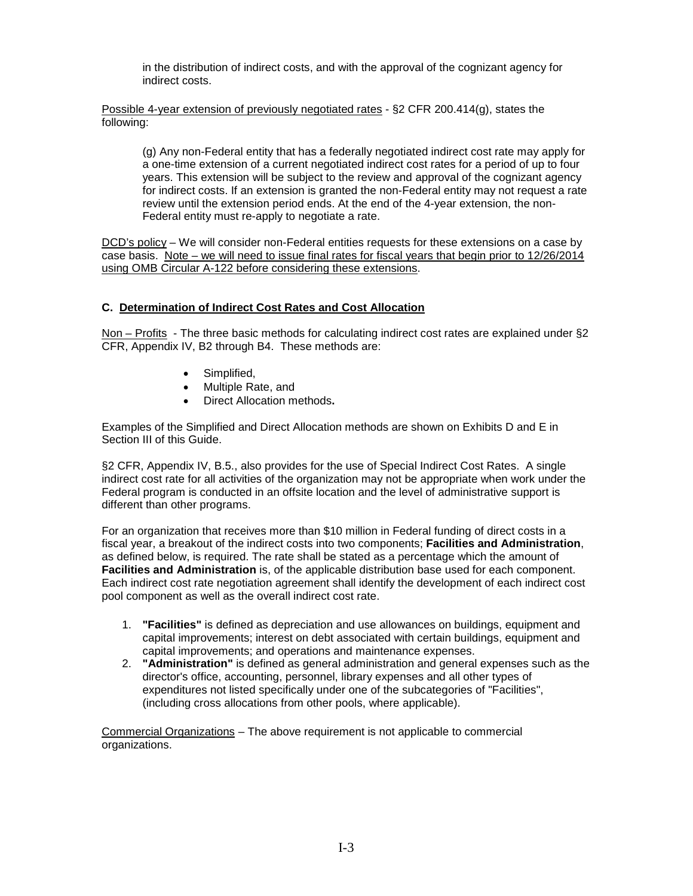in the distribution of indirect costs, and with the approval of the cognizant agency for indirect costs.

Possible 4-year extension of previously negotiated rates - §2 CFR 200.414(g), states the following:

> (g) Any non-Federal entity that has a federally negotiated indirect cost rate may apply for a one-time extension of a current negotiated indirect cost rates for a period of up to four years. This extension will be subject to the review and approval of the cognizant agency for indirect costs. If an extension is granted the non-Federal entity may not request a rate review until the extension period ends. At the end of the 4-year extension, the non-Federal entity must re-apply to negotiate a rate.

DCD's policy – We will consider non-Federal entities requests for these extensions on a case by case basis. Note – we will need to issue final rates for fiscal years that begin prior to 12/26/2014 using OMB Circular A-122 before considering these extensions.

### C. Determination of Indirect Cost Rates and Cost Allocation

Non – Profits - The three basic methods for calculating indirect cost rates are explained under §2 CFR, Appendix IV, B2 through B4. These methods are:

- Simplified,
- Multiple Rate, and
- Direct Allocation methods**.**

Examples of the Simplified and Direct Allocation methods are shown on Exhibits D and E in Section III of this Guide.

§2 CFR, Appendix IV, B.5., also provides for the use of Special Indirect Cost Rates. A single indirect cost rate for all activities of the organization may not be appropriate when work under the Federal program is conducted in an offsite location and the level of administrative support is different than other programs.

For an organization that receives more than $10 million in Federal funding of direct costs in a fiscal year, a breakout of the indirect costs into two components; **Facilities and Administration**, as defined below, is required. The rate shall be stated as a percentage which the amount of **Facilities and Administration** is, of the applicable distribution base used for each component. Each indirect cost rate negotiation agreement shall identify the development of each indirect cost pool component as well as the overall indirect cost rate.

1. **"Facilities"** is defined as depreciation and use allowances on buildings, equipment and capital improvements; interest on debt associated with certain buildings, equipment and capital improvements; and operations and maintenance expenses.
2. **"Administration"** is defined as general administration and general expenses such as the director's office, accounting, personnel, library expenses and all other types of expenditures not listed specifically under one of the subcategories of "Facilities", (including cross allocations from other pools, where applicable).

Commercial Organizations – The above requirement is not applicable to commercial organizations.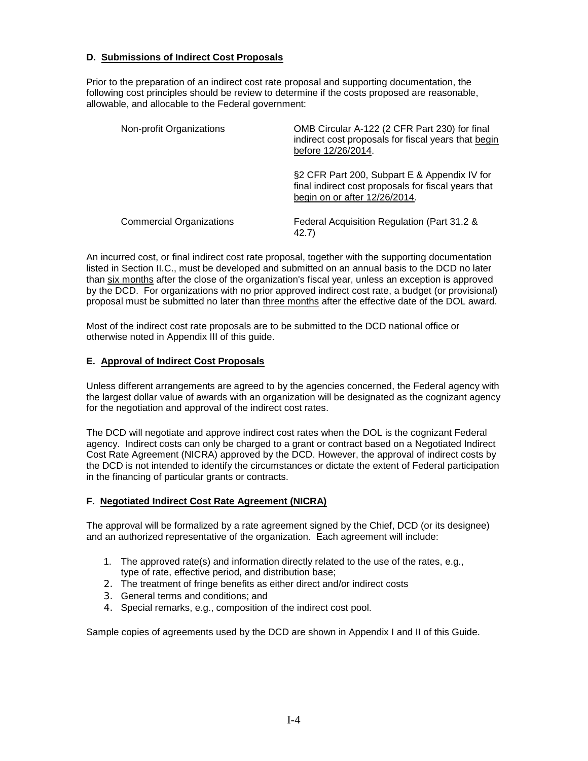### D. Submissions of Indirect Cost Proposals

Prior to the preparation of an indirect cost rate proposal and supporting documentation, the following cost principles should be review to determine if the costs proposed are reasonable, allowable, and allocable to the Federal government:

| | |
|---|---|
| Non-profit Organizations | OMB Circular A-122 (2 CFR Part 230) for final indirect cost proposals for fiscal years that begin before 12/26/2014. |
| | §2 CFR Part 200, Subpart E & Appendix IV for final indirect cost proposals for fiscal years that begin on or after 12/26/2014. |
| Commercial Organizations | Federal Acquisition Regulation (Part 31.2 & 42.7) |

An incurred cost, or final indirect cost rate proposal, together with the supporting documentation listed in Section II.C., must be developed and submitted on an annual basis to the DCD no later than six months after the close of the organization's fiscal year, unless an exception is approved by the DCD. For organizations with no prior approved indirect cost rate, a budget (or provisional) proposal must be submitted no later than three months after the effective date of the DOL award.

Most of the indirect cost rate proposals are to be submitted to the DCD national office or otherwise noted in Appendix III of this guide.

### E. Approval of Indirect Cost Proposals

Unless different arrangements are agreed to by the agencies concerned, the Federal agency with the largest dollar value of awards with an organization will be designated as the cognizant agency for the negotiation and approval of the indirect cost rates.

The DCD will negotiate and approve indirect cost rates when the DOL is the cognizant Federal agency. Indirect costs can only be charged to a grant or contract based on a Negotiated Indirect Cost Rate Agreement (NICRA) approved by the DCD. However, the approval of indirect costs by the DCD is not intended to identify the circumstances or dictate the extent of Federal participation in the financing of particular grants or contracts.

### F. Negotiated Indirect Cost Rate Agreement (NICRA)

The approval will be formalized by a rate agreement signed by the Chief, DCD (or its designee) and an authorized representative of the organization. Each agreement will include:

1. The approved rate(s) and information directly related to the use of the rates, e.g., type of rate, effective period, and distribution base;
2. The treatment of fringe benefits as either direct and/or indirect costs
3. General terms and conditions; and
4. Special remarks, e.g., composition of the indirect cost pool.

Sample copies of agreements used by the DCD are shown in Appendix I and II of this Guide.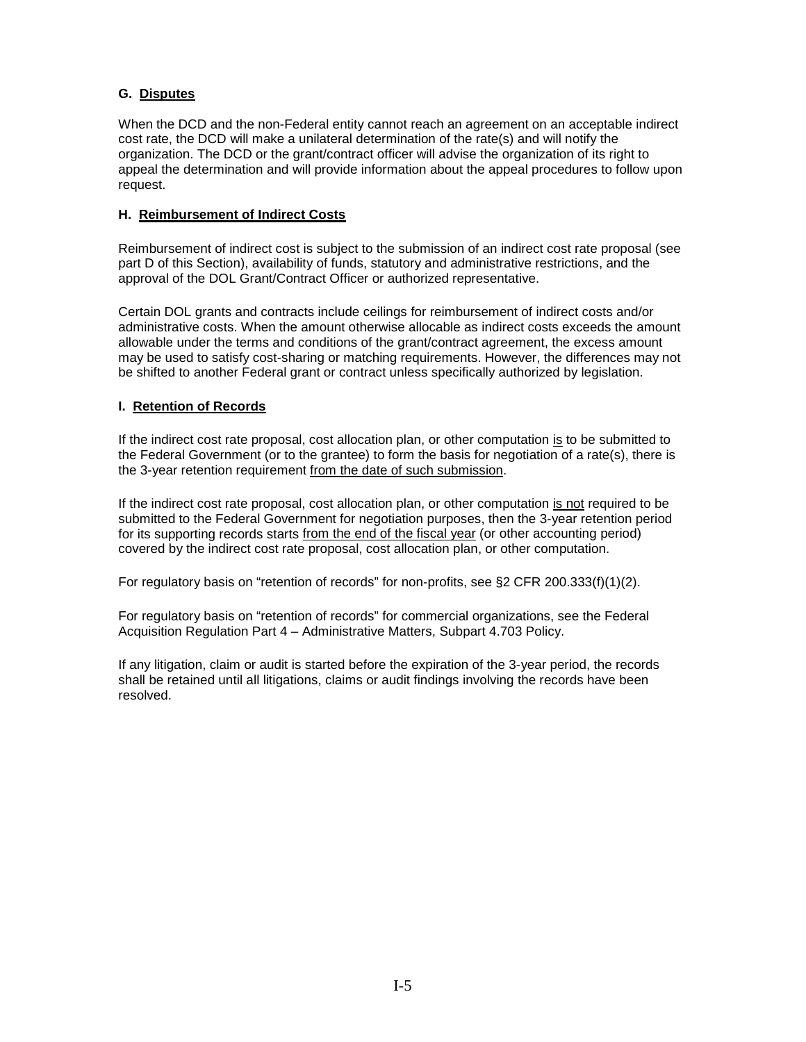### G. Disputes

When the DCD and the non-Federal entity cannot reach an agreement on an acceptable indirect cost rate, the DCD will make a unilateral determination of the rate(s) and will notify the organization. The DCD or the grant/contract officer will advise the organization of its right to appeal the determination and will provide information about the appeal procedures to follow upon request.

### H. Reimbursement of Indirect Costs

Reimbursement of indirect cost is subject to the submission of an indirect cost rate proposal (see part D of this Section), availability of funds, statutory and administrative restrictions, and the approval of the DOL Grant/Contract Officer or authorized representative.

Certain DOL grants and contracts include ceilings for reimbursement of indirect costs and/or administrative costs. When the amount otherwise allocable as indirect costs exceeds the amount allowable under the terms and conditions of the grant/contract agreement, the excess amount may be used to satisfy cost-sharing or matching requirements. However, the differences may not be shifted to another Federal grant or contract unless specifically authorized by legislation.

### I. Retention of Records

If the indirect cost rate proposal, cost allocation plan, or other computation is to be submitted to the Federal Government (or to the grantee) to form the basis for negotiation of a rate(s), there is the 3-year retention requirement from the date of such submission.

If the indirect cost rate proposal, cost allocation plan, or other computation is not required to be submitted to the Federal Government for negotiation purposes, then the 3-year retention period for its supporting records starts from the end of the fiscal year (or other accounting period) covered by the indirect cost rate proposal, cost allocation plan, or other computation.

For regulatory basis on "retention of records" for non-profits, see §2 CFR 200.333(f)(1)(2).

For regulatory basis on "retention of records" for commercial organizations, see the Federal Acquisition Regulation Part 4 – Administrative Matters, Subpart 4.703 Policy.

If any litigation, claim or audit is started before the expiration of the 3-year period, the records shall be retained until all litigations, claims or audit findings involving the records have been resolved.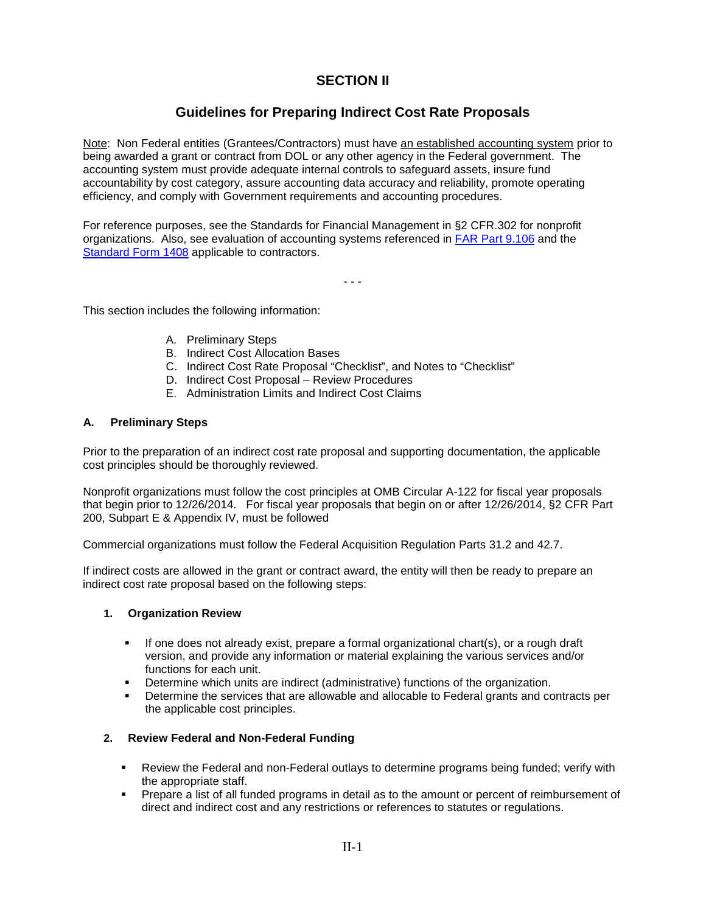# SECTION II

## Guidelines for Preparing Indirect Cost Rate Proposals

Note: Non Federal entities (Grantees/Contractors) must have an established accounting system prior to being awarded a grant or contract from DOL or any other agency in the Federal government. The accounting system must provide adequate internal controls to safeguard assets, insure fund accountability by cost category, assure accounting data accuracy and reliability, promote operating efficiency, and comply with Government requirements and accounting procedures.

For reference purposes, see the Standards for Financial Management in §2 CFR.302 for nonprofit organizations. Also, see evaluation of accounting systems referenced in FAR Part 9.106 and the Standard Form 1408 applicable to contractors.

- - -

This section includes the following information:

A. Preliminary Steps
B. Indirect Cost Allocation Bases
C. Indirect Cost Rate Proposal "Checklist", and Notes to "Checklist"
D. Indirect Cost Proposal – Review Procedures
E. Administration Limits and Indirect Cost Claims

### A. Preliminary Steps

Prior to the preparation of an indirect cost rate proposal and supporting documentation, the applicable cost principles should be thoroughly reviewed.

Nonprofit organizations must follow the cost principles at OMB Circular A-122 for fiscal year proposals that begin prior to 12/26/2014. For fiscal year proposals that begin on or after 12/26/2014, §2 CFR Part 200, Subpart E & Appendix IV, must be followed

Commercial organizations must follow the Federal Acquisition Regulation Parts 31.2 and 42.7.

If indirect costs are allowed in the grant or contract award, the entity will then be ready to prepare an indirect cost rate proposal based on the following steps:

#### 1. Organization Review

- If one does not already exist, prepare a formal organizational chart(s), or a rough draft version, and provide any information or material explaining the various services and/or functions for each unit.
- Determine which units are indirect (administrative) functions of the organization.
- Determine the services that are allowable and allocable to Federal grants and contracts per the applicable cost principles.

#### 2. Review Federal and Non-Federal Funding

- Review the Federal and non-Federal outlays to determine programs being funded; verify with the appropriate staff.
- Prepare a list of all funded programs in detail as to the amount or percent of reimbursement of direct and indirect cost and any restrictions or references to statutes or regulations.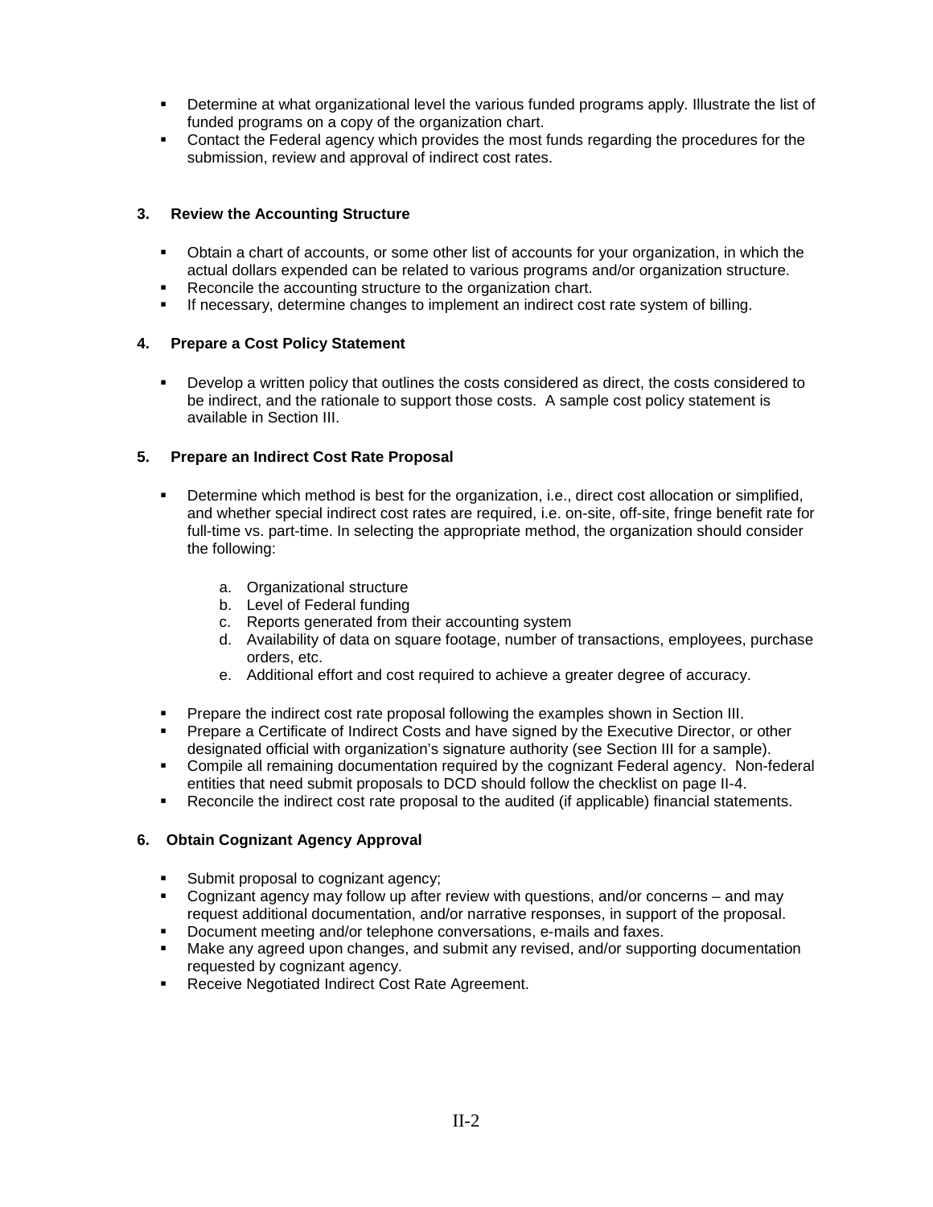- Determine at what organizational level the various funded programs apply. Illustrate the list of funded programs on a copy of the organization chart.
- Contact the Federal agency which provides the most funds regarding the procedures for the submission, review and approval of indirect cost rates.

**3. Review the Accounting Structure**

- Obtain a chart of accounts, or some other list of accounts for your organization, in which the actual dollars expended can be related to various programs and/or organization structure.
- Reconcile the accounting structure to the organization chart.
- If necessary, determine changes to implement an indirect cost rate system of billing.

**4. Prepare a Cost Policy Statement**

- Develop a written policy that outlines the costs considered as direct, the costs considered to be indirect, and the rationale to support those costs. A sample cost policy statement is available in Section III.

**5. Prepare an Indirect Cost Rate Proposal**

- Determine which method is best for the organization, i.e., direct cost allocation or simplified, and whether special indirect cost rates are required, i.e. on-site, off-site, fringe benefit rate for full-time vs. part-time. In selecting the appropriate method, the organization should consider the following:

    a. Organizational structure
    b. Level of Federal funding
    c. Reports generated from their accounting system
    d. Availability of data on square footage, number of transactions, employees, purchase orders, etc.
    e. Additional effort and cost required to achieve a greater degree of accuracy.

- Prepare the indirect cost rate proposal following the examples shown in Section III.
- Prepare a Certificate of Indirect Costs and have signed by the Executive Director, or other designated official with organization's signature authority (see Section III for a sample).
- Compile all remaining documentation required by the cognizant Federal agency. Non-federal entities that need submit proposals to DCD should follow the checklist on page II-4.
- Reconcile the indirect cost rate proposal to the audited (if applicable) financial statements.

**6. Obtain Cognizant Agency Approval**

- Submit proposal to cognizant agency;
- Cognizant agency may follow up after review with questions, and/or concerns – and may request additional documentation, and/or narrative responses, in support of the proposal.
- Document meeting and/or telephone conversations, e-mails and faxes.
- Make any agreed upon changes, and submit any revised, and/or supporting documentation requested by cognizant agency.
- Receive Negotiated Indirect Cost Rate Agreement.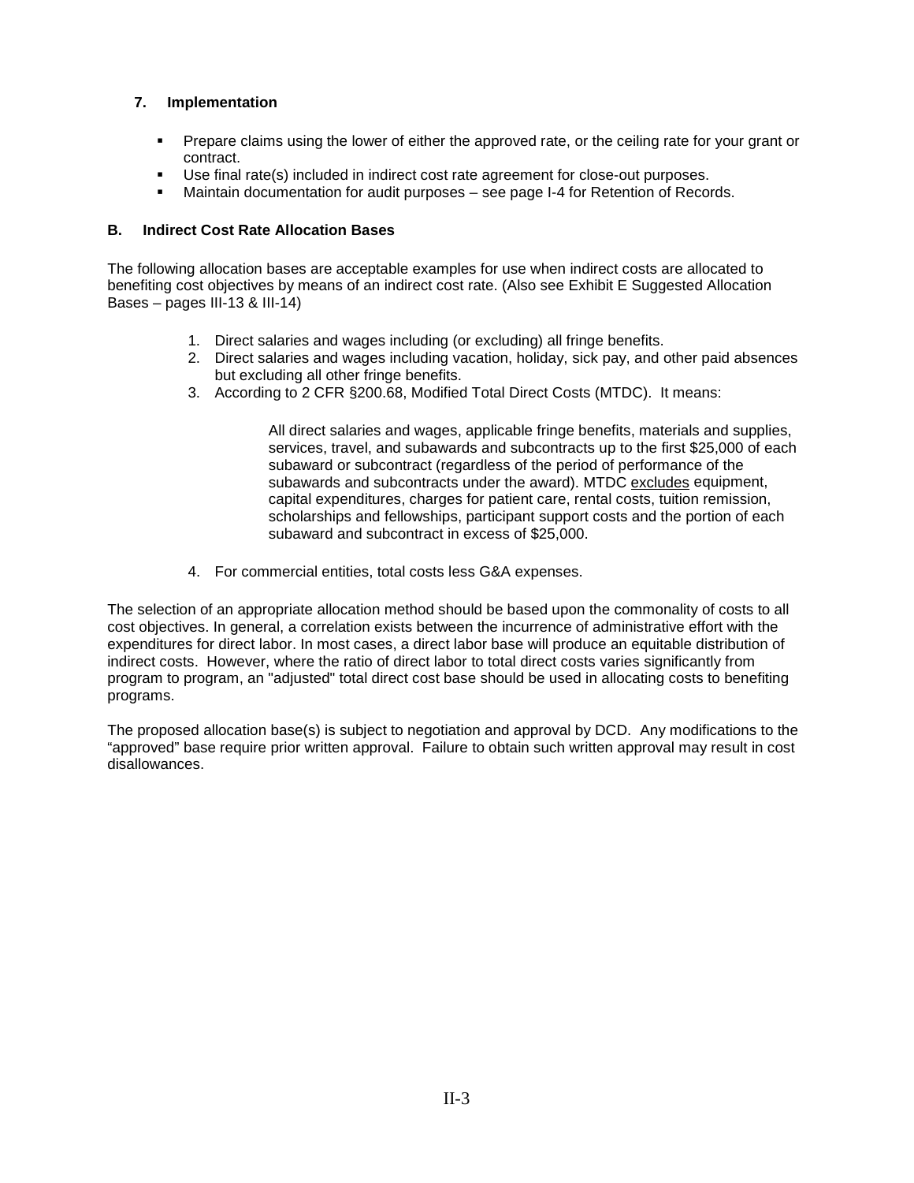### 7. Implementation

- Prepare claims using the lower of either the approved rate, or the ceiling rate for your grant or contract.
- Use final rate(s) included in indirect cost rate agreement for close-out purposes.
- Maintain documentation for audit purposes – see page I-4 for Retention of Records.

## B. Indirect Cost Rate Allocation Bases

The following allocation bases are acceptable examples for use when indirect costs are allocated to benefiting cost objectives by means of an indirect cost rate. (Also see Exhibit E Suggested Allocation Bases – pages III-13 & III-14)

1. Direct salaries and wages including (or excluding) all fringe benefits.
2. Direct salaries and wages including vacation, holiday, sick pay, and other paid absences but excluding all other fringe benefits.
3. According to 2 CFR §200.68, Modified Total Direct Costs (MTDC). It means:

   > All direct salaries and wages, applicable fringe benefits, materials and supplies, services, travel, and subawards and subcontracts up to the first $25,000 of each subaward or subcontract (regardless of the period of performance of the subawards and subcontracts under the award). MTDC <u>excludes</u> equipment, capital expenditures, charges for patient care, rental costs, tuition remission, scholarships and fellowships, participant support costs and the portion of each subaward and subcontract in excess of $25,000.

4. For commercial entities, total costs less G&A expenses.

The selection of an appropriate allocation method should be based upon the commonality of costs to all cost objectives. In general, a correlation exists between the incurrence of administrative effort with the expenditures for direct labor. In most cases, a direct labor base will produce an equitable distribution of indirect costs. However, where the ratio of direct labor to total direct costs varies significantly from program to program, an "adjusted" total direct cost base should be used in allocating costs to benefiting programs.

The proposed allocation base(s) is subject to negotiation and approval by DCD. Any modifications to the "approved" base require prior written approval. Failure to obtain such written approval may result in cost disallowances.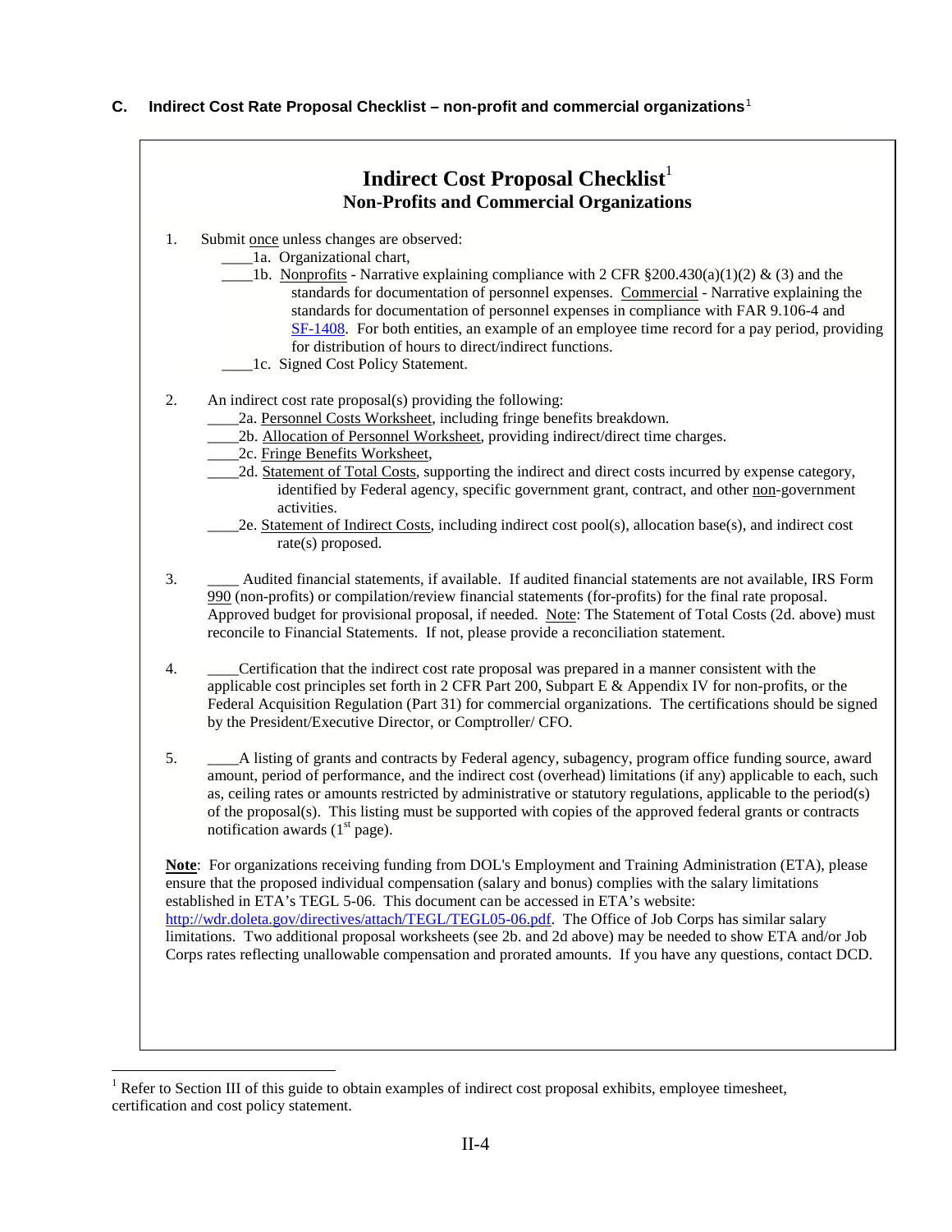### C. Indirect Cost Rate Proposal Checklist – non-profit and commercial organizations[1]

## Indirect Cost Proposal Checklist[1]
### Non-Profits and Commercial Organizations

1. Submit once unless changes are observed:
    - ____1a. Organizational chart,
    - ____1b. Nonprofits - Narrative explaining compliance with 2 CFR §200.430(a)(1)(2) & (3) and the standards for documentation of personnel expenses. Commercial - Narrative explaining the standards for documentation of personnel expenses in compliance with FAR 9.106-4 and SF-1408. For both entities, an example of an employee time record for a pay period, providing for distribution of hours to direct/indirect functions.
    - ____1c. Signed Cost Policy Statement.

2. An indirect cost rate proposal(s) providing the following:
    - ____2a. Personnel Costs Worksheet, including fringe benefits breakdown.
    - ____2b. Allocation of Personnel Worksheet, providing indirect/direct time charges.
    - ____2c. Fringe Benefits Worksheet,
    - ____2d. Statement of Total Costs, supporting the indirect and direct costs incurred by expense category, identified by Federal agency, specific government grant, contract, and other non-government activities.
    - ____2e. Statement of Indirect Costs, including indirect cost pool(s), allocation base(s), and indirect cost rate(s) proposed.

3. ____ Audited financial statements, if available. If audited financial statements are not available, IRS Form 990 (non-profits) or compilation/review financial statements (for-profits) for the final rate proposal. Approved budget for provisional proposal, if needed. Note: The Statement of Total Costs (2d. above) must reconcile to Financial Statements. If not, please provide a reconciliation statement.

4. ____Certification that the indirect cost rate proposal was prepared in a manner consistent with the applicable cost principles set forth in 2 CFR Part 200, Subpart E & Appendix IV for non-profits, or the Federal Acquisition Regulation (Part 31) for commercial organizations. The certifications should be signed by the President/Executive Director, or Comptroller/ CFO.

5. ____A listing of grants and contracts by Federal agency, subagency, program office funding source, award amount, period of performance, and the indirect cost (overhead) limitations (if any) applicable to each, such as, ceiling rates or amounts restricted by administrative or statutory regulations, applicable to the period(s) of the proposal(s). This listing must be supported with copies of the approved federal grants or contracts notification awards (1st page).

**Note**: For organizations receiving funding from DOL's Employment and Training Administration (ETA), please ensure that the proposed individual compensation (salary and bonus) complies with the salary limitations established in ETA's TEGL 5-06. This document can be accessed in ETA's website: http://wdr.doleta.gov/directives/attach/TEGL/TEGL05-06.pdf. The Office of Job Corps has similar salary limitations. Two additional proposal worksheets (see 2b. and 2d above) may be needed to show ETA and/or Job Corps rates reflecting unallowable compensation and prorated amounts. If you have any questions, contact DCD.

---

[1] Refer to Section III of this guide to obtain examples of indirect cost proposal exhibits, employee timesheet, certification and cost policy statement.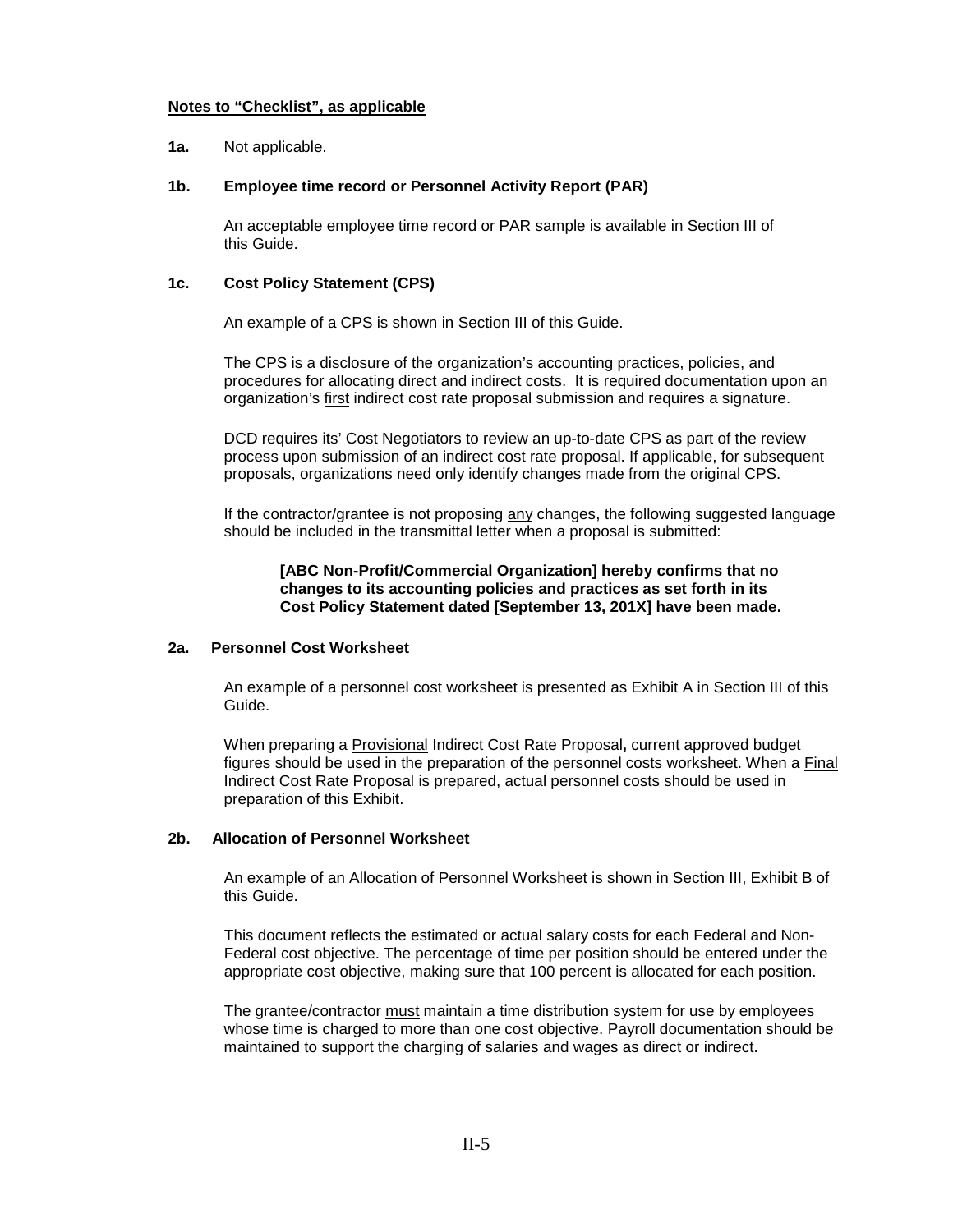**Notes to "Checklist", as applicable**

**1a.** Not applicable.

**1b. Employee time record or Personnel Activity Report (PAR)**

An acceptable employee time record or PAR sample is available in Section III of this Guide.

**1c. Cost Policy Statement (CPS)**

An example of a CPS is shown in Section III of this Guide.

The CPS is a disclosure of the organization's accounting practices, policies, and procedures for allocating direct and indirect costs. It is required documentation upon an organization's first indirect cost rate proposal submission and requires a signature.

DCD requires its' Cost Negotiators to review an up-to-date CPS as part of the review process upon submission of an indirect cost rate proposal. If applicable, for subsequent proposals, organizations need only identify changes made from the original CPS.

If the contractor/grantee is not proposing any changes, the following suggested language should be included in the transmittal letter when a proposal is submitted:

> **[ABC Non-Profit/Commercial Organization] hereby confirms that no changes to its accounting policies and practices as set forth in its Cost Policy Statement dated [September 13, 201X] have been made.**

**2a. Personnel Cost Worksheet**

An example of a personnel cost worksheet is presented as Exhibit A in Section III of this Guide.

When preparing a Provisional Indirect Cost Rate Proposal**,** current approved budget figures should be used in the preparation of the personnel costs worksheet. When a Final Indirect Cost Rate Proposal is prepared, actual personnel costs should be used in preparation of this Exhibit.

**2b. Allocation of Personnel Worksheet**

An example of an Allocation of Personnel Worksheet is shown in Section III, Exhibit B of this Guide.

This document reflects the estimated or actual salary costs for each Federal and Non-Federal cost objective. The percentage of time per position should be entered under the appropriate cost objective, making sure that 100 percent is allocated for each position.

The grantee/contractor must maintain a time distribution system for use by employees whose time is charged to more than one cost objective. Payroll documentation should be maintained to support the charging of salaries and wages as direct or indirect.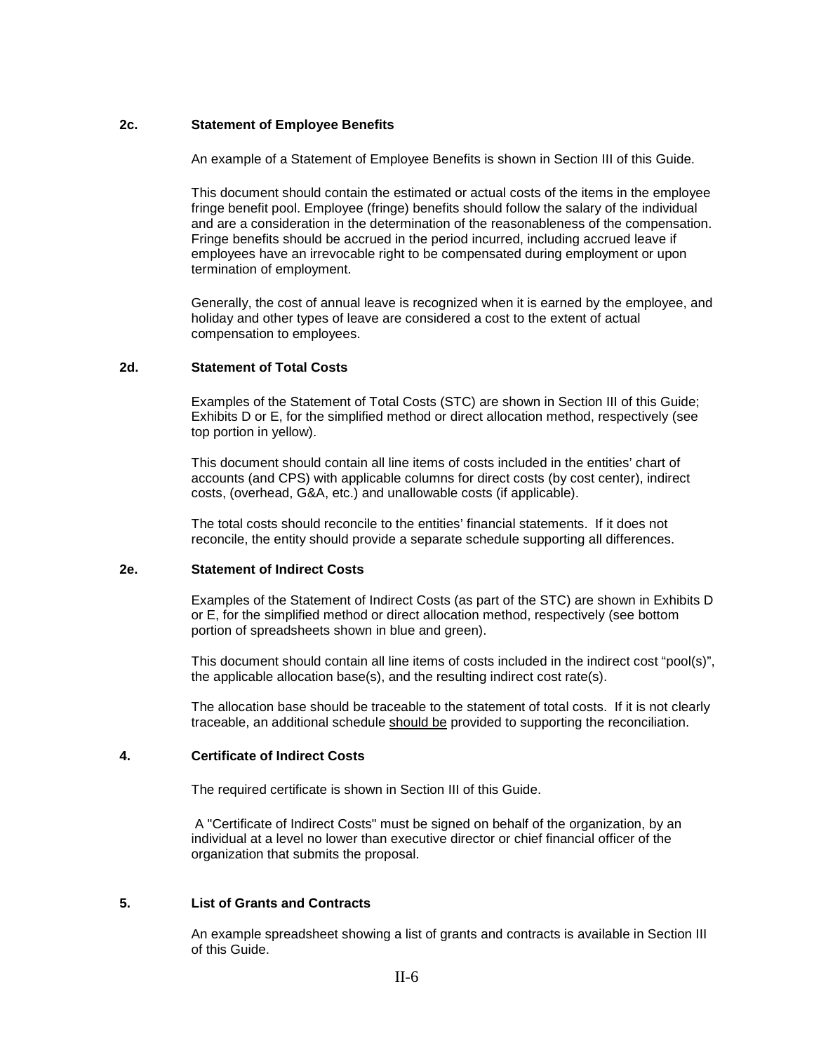### 2c. Statement of Employee Benefits

An example of a Statement of Employee Benefits is shown in Section III of this Guide.

This document should contain the estimated or actual costs of the items in the employee fringe benefit pool. Employee (fringe) benefits should follow the salary of the individual and are a consideration in the determination of the reasonableness of the compensation. Fringe benefits should be accrued in the period incurred, including accrued leave if employees have an irrevocable right to be compensated during employment or upon termination of employment.

Generally, the cost of annual leave is recognized when it is earned by the employee, and holiday and other types of leave are considered a cost to the extent of actual compensation to employees.

### 2d. Statement of Total Costs

Examples of the Statement of Total Costs (STC) are shown in Section III of this Guide; Exhibits D or E, for the simplified method or direct allocation method, respectively (see top portion in yellow).

This document should contain all line items of costs included in the entities' chart of accounts (and CPS) with applicable columns for direct costs (by cost center), indirect costs, (overhead, G&A, etc.) and unallowable costs (if applicable).

The total costs should reconcile to the entities' financial statements. If it does not reconcile, the entity should provide a separate schedule supporting all differences.

### 2e. Statement of Indirect Costs

Examples of the Statement of Indirect Costs (as part of the STC) are shown in Exhibits D or E, for the simplified method or direct allocation method, respectively (see bottom portion of spreadsheets shown in blue and green).

This document should contain all line items of costs included in the indirect cost "pool(s)", the applicable allocation base(s), and the resulting indirect cost rate(s).

The allocation base should be traceable to the statement of total costs. If it is not clearly traceable, an additional schedule should be provided to supporting the reconciliation.

### 4. Certificate of Indirect Costs

The required certificate is shown in Section III of this Guide.

A "Certificate of Indirect Costs" must be signed on behalf of the organization, by an individual at a level no lower than executive director or chief financial officer of the organization that submits the proposal.

### 5. List of Grants and Contracts

An example spreadsheet showing a list of grants and contracts is available in Section III of this Guide.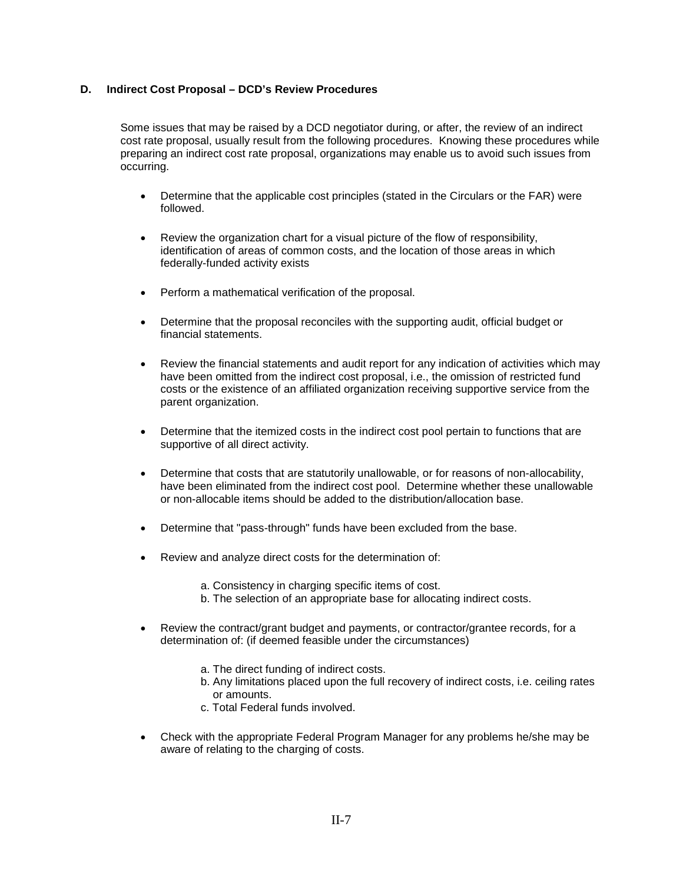### D. Indirect Cost Proposal – DCD's Review Procedures

Some issues that may be raised by a DCD negotiator during, or after, the review of an indirect cost rate proposal, usually result from the following procedures. Knowing these procedures while preparing an indirect cost rate proposal, organizations may enable us to avoid such issues from occurring.

- Determine that the applicable cost principles (stated in the Circulars or the FAR) were followed.

- Review the organization chart for a visual picture of the flow of responsibility, identification of areas of common costs, and the location of those areas in which federally-funded activity exists

- Perform a mathematical verification of the proposal.

- Determine that the proposal reconciles with the supporting audit, official budget or financial statements.

- Review the financial statements and audit report for any indication of activities which may have been omitted from the indirect cost proposal, i.e., the omission of restricted fund costs or the existence of an affiliated organization receiving supportive service from the parent organization.

- Determine that the itemized costs in the indirect cost pool pertain to functions that are supportive of all direct activity.

- Determine that costs that are statutorily unallowable, or for reasons of non-allocability, have been eliminated from the indirect cost pool. Determine whether these unallowable or non-allocable items should be added to the distribution/allocation base.

- Determine that "pass-through" funds have been excluded from the base.

- Review and analyze direct costs for the determination of:

  a. Consistency in charging specific items of cost.
  b. The selection of an appropriate base for allocating indirect costs.

- Review the contract/grant budget and payments, or contractor/grantee records, for a determination of: (if deemed feasible under the circumstances)

  a. The direct funding of indirect costs.
  b. Any limitations placed upon the full recovery of indirect costs, i.e. ceiling rates or amounts.
  c. Total Federal funds involved.

- Check with the appropriate Federal Program Manager for any problems he/she may be aware of relating to the charging of costs.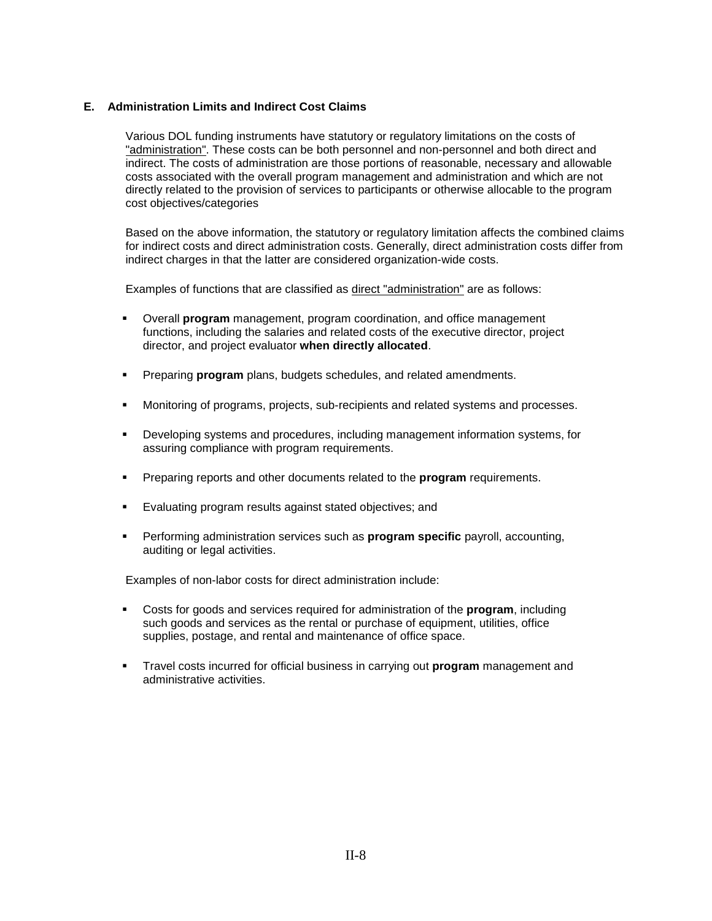### E. Administration Limits and Indirect Cost Claims

Various DOL funding instruments have statutory or regulatory limitations on the costs of "administration". These costs can be both personnel and non-personnel and both direct and indirect. The costs of administration are those portions of reasonable, necessary and allowable costs associated with the overall program management and administration and which are not directly related to the provision of services to participants or otherwise allocable to the program cost objectives/categories

Based on the above information, the statutory or regulatory limitation affects the combined claims for indirect costs and direct administration costs. Generally, direct administration costs differ from indirect charges in that the latter are considered organization-wide costs.

Examples of functions that are classified as direct "administration" are as follows:

- Overall **program** management, program coordination, and office management functions, including the salaries and related costs of the executive director, project director, and project evaluator **when directly allocated**.
- Preparing **program** plans, budgets schedules, and related amendments.
- Monitoring of programs, projects, sub-recipients and related systems and processes.
- Developing systems and procedures, including management information systems, for assuring compliance with program requirements.
- Preparing reports and other documents related to the **program** requirements.
- Evaluating program results against stated objectives; and
- Performing administration services such as **program specific** payroll, accounting, auditing or legal activities.

Examples of non-labor costs for direct administration include:

- Costs for goods and services required for administration of the **program**, including such goods and services as the rental or purchase of equipment, utilities, office supplies, postage, and rental and maintenance of office space.
- Travel costs incurred for official business in carrying out **program** management and administrative activities.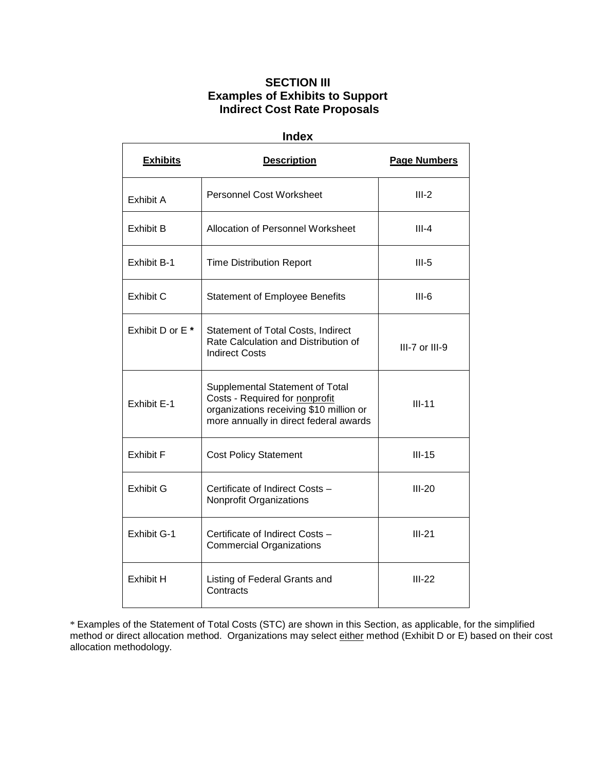# SECTION III
## Examples of Exhibits to Support Indirect Cost Rate Proposals

### Index

| Exhibits | Description | Page Numbers |
|---|---|---|
| Exhibit A | Personnel Cost Worksheet | III-2 |
| Exhibit B | Allocation of Personnel Worksheet | III-4 |
| Exhibit B-1 | Time Distribution Report | III-5 |
| Exhibit C | Statement of Employee Benefits | III-6 |
| Exhibit D or E **\*** | Statement of Total Costs, Indirect Rate Calculation and Distribution of Indirect Costs | III-7 or III-9 |
| Exhibit E-1 | Supplemental Statement of Total Costs - Required for <u>nonprofit</u> organizations receiving $10 million or more annually in direct federal awards | III-11 |
| Exhibit F | Cost Policy Statement | III-15 |
| Exhibit G | Certificate of Indirect Costs – Nonprofit Organizations | III-20 |
| Exhibit G-1 | Certificate of Indirect Costs – Commercial Organizations | III-21 |
| Exhibit H | Listing of Federal Grants and Contracts | III-22 |

\* Examples of the Statement of Total Costs (STC) are shown in this Section, as applicable, for the simplified method or direct allocation method. Organizations may select <u>either</u> method (Exhibit D or E) based on their cost allocation methodology.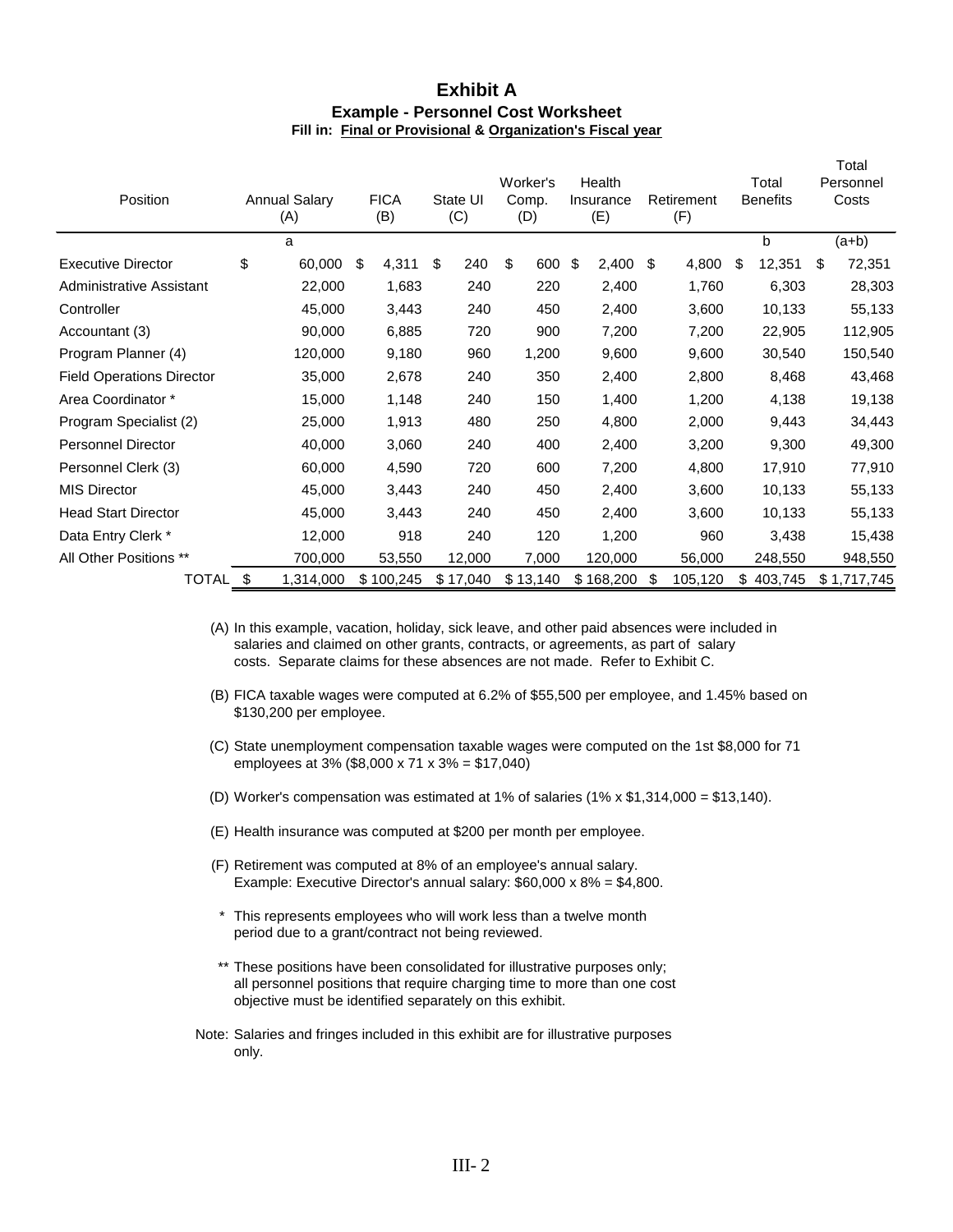# Exhibit A

**Example - Personnel Cost Worksheet**

**Fill in: Final or Provisional & Organization's Fiscal year**

| Position | Annual Salary (A) | FICA (B) | State UI (C) | Worker's Comp. (D) | Health Insurance (E) | Retirement (F) | Total Benefits | Total Personnel Costs |
|---|---|---|---|---|---|---|---|---|
| | a | | | | | | b | (a+b) |
| Executive Director | $ 60,000 | $ 4,311 | $ 240 | $ 600 | $ 2,400 | $ 4,800 | $ 12,351 | $ 72,351 |
| Administrative Assistant | 22,000 | 1,683 | 240 | 220 | 2,400 | 1,760 | 6,303 | 28,303 |
| Controller | 45,000 | 3,443 | 240 | 450 | 2,400 | 3,600 | 10,133 | 55,133 |
| Accountant (3) | 90,000 | 6,885 | 720 | 900 | 7,200 | 7,200 | 22,905 | 112,905 |
| Program Planner (4) | 120,000 | 9,180 | 960 | 1,200 | 9,600 | 9,600 | 30,540 | 150,540 |
| Field Operations Director | 35,000 | 2,678 | 240 | 350 | 2,400 | 2,800 | 8,468 | 43,468 |
| Area Coordinator * | 15,000 | 1,148 | 240 | 150 | 1,400 | 1,200 | 4,138 | 19,138 |
| Program Specialist (2) | 25,000 | 1,913 | 480 | 250 | 4,800 | 2,000 | 9,443 | 34,443 |
| Personnel Director | 40,000 | 3,060 | 240 | 400 | 2,400 | 3,200 | 9,300 | 49,300 |
| Personnel Clerk (3) | 60,000 | 4,590 | 720 | 600 | 7,200 | 4,800 | 17,910 | 77,910 |
| MIS Director | 45,000 | 3,443 | 240 | 450 | 2,400 | 3,600 | 10,133 | 55,133 |
| Head Start Director | 45,000 | 3,443 | 240 | 450 | 2,400 | 3,600 | 10,133 | 55,133 |
| Data Entry Clerk * | 12,000 | 918 | 240 | 120 | 1,200 | 960 | 3,438 | 15,438 |
| All Other Positions ** | 700,000 | 53,550 | 12,000 | 7,000 | 120,000 | 56,000 | 248,550 | 948,550 |
| TOTAL | $ 1,314,000 | $ 100,245 | $ 17,040 | $ 13,140 | $ 168,200 | $ 105,120 | $ 403,745 | $ 1,717,745 |

(A) In this example, vacation, holiday, sick leave, and other paid absences were included in salaries and claimed on other grants, contracts, or agreements, as part of salary costs. Separate claims for these absences are not made. Refer to Exhibit C.

(B) FICA taxable wages were computed at 6.2% of $55,500 per employee, and 1.45% based on $130,200 per employee.

(C) State unemployment compensation taxable wages were computed on the 1st $8,000 for 71 employees at 3% ($8,000 x 71 x 3% = $17,040)

(D) Worker's compensation was estimated at 1% of salaries (1% x $1,314,000 = $13,140).

(E) Health insurance was computed at $200 per month per employee.

(F) Retirement was computed at 8% of an employee's annual salary. Example: Executive Director's annual salary: $60,000 x 8% = $4,800.

\* This represents employees who will work less than a twelve month period due to a grant/contract not being reviewed.

\*\* These positions have been consolidated for illustrative purposes only; all personnel positions that require charging time to more than one cost objective must be identified separately on this exhibit.

Note: Salaries and fringes included in this exhibit are for illustrative purposes only.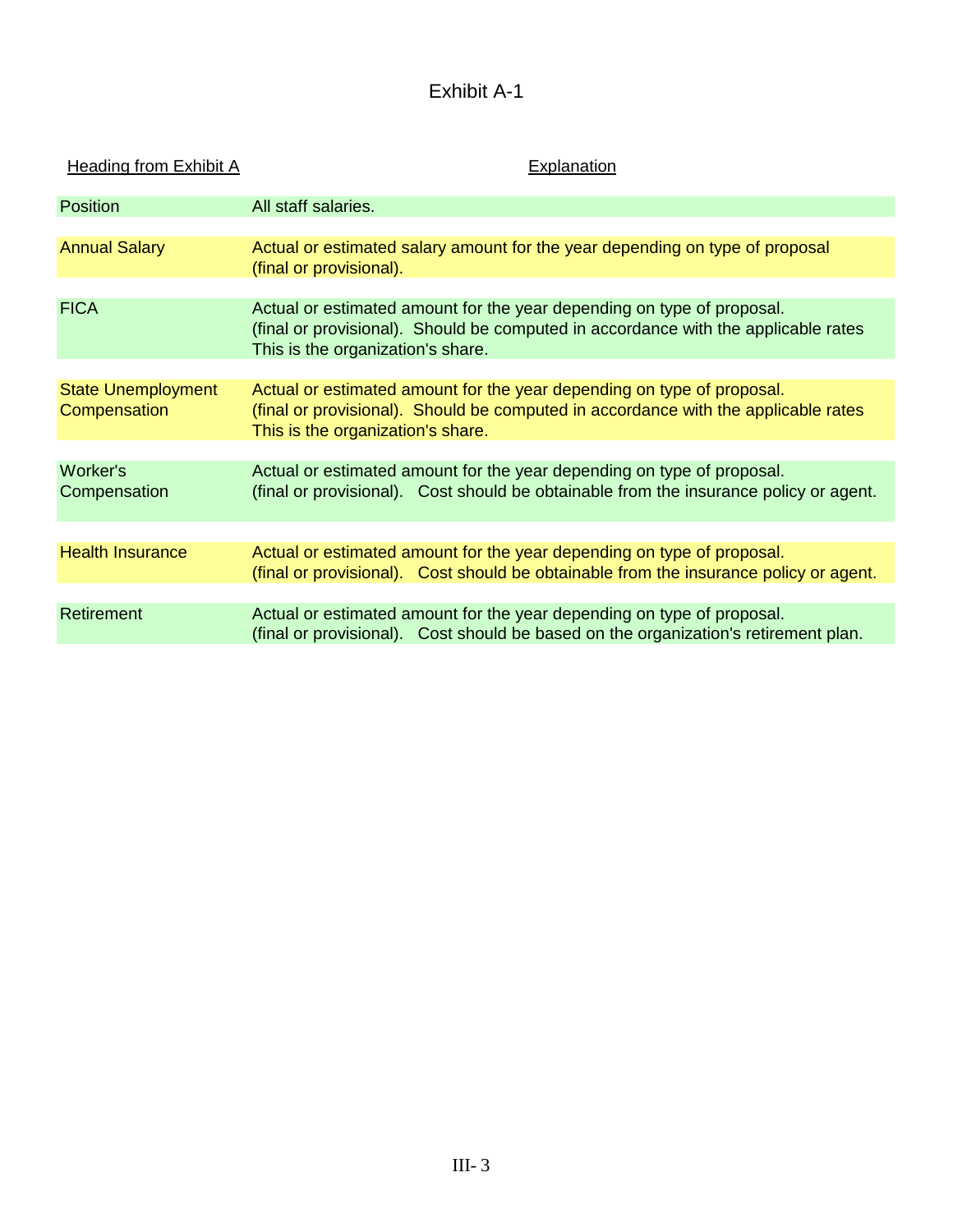# Exhibit A-1

| Heading from Exhibit A | Explanation |
|---|---|
| Position | All staff salaries. |
| Annual Salary | Actual or estimated salary amount for the year depending on type of proposal (final or provisional). |
| FICA | Actual or estimated amount for the year depending on type of proposal. (final or provisional). Should be computed in accordance with the applicable rates This is the organization's share. |
| State Unemployment Compensation | Actual or estimated amount for the year depending on type of proposal. (final or provisional). Should be computed in accordance with the applicable rates This is the organization's share. |
| Worker's Compensation | Actual or estimated amount for the year depending on type of proposal. (final or provisional). Cost should be obtainable from the insurance policy or agent. |
| Health Insurance | Actual or estimated amount for the year depending on type of proposal. (final or provisional). Cost should be obtainable from the insurance policy or agent. |
| Retirement | Actual or estimated amount for the year depending on type of proposal. (final or provisional). Cost should be based on the organization's retirement plan. |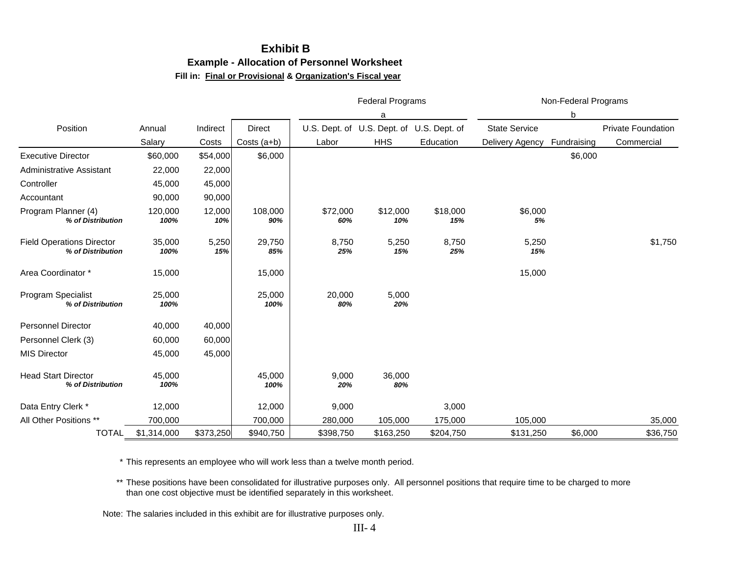# Exhibit B

## Example - Allocation of Personnel Worksheet

**Fill in: <u>Final or Provisional</u> & <u>Organization's Fiscal year</u>**

| | | | | Federal Programs | | | Non-Federal Programs | | |
|---|---|---|---|---|---|---|---|---|---|
| | | | | a | | | b | | |
| Position | Annual Salary | Indirect Costs | Direct Costs (a+b) | U.S. Dept. of Labor | U.S. Dept. of HHS | U.S. Dept. of Education | State Service Delivery Agency | Fundraising | Private Foundation Commercial |
| Executive Director | $60,000 | $54,000 | $6,000 | | | | | $6,000 | |
| Administrative Assistant | 22,000 | 22,000 | | | | | | | |
| Controller | 45,000 | 45,000 | | | | | | | |
| Accountant | 90,000 | 90,000 | | | | | | | |
| Program Planner (4) | 120,000 | 12,000 | 108,000 | $72,000 | $12,000 | $18,000 | $6,000 | | |
| *% of Distribution* | *100%* | *10%* | *90%* | *60%* | *10%* | *15%* | *5%* | | |
| Field Operations Director | 35,000 | 5,250 | 29,750 | 8,750 | 5,250 | 8,750 | 5,250 | | $1,750 |
| *% of Distribution* | *100%* | *15%* | *85%* | *25%* | *15%* | *25%* | *15%* | | |
| Area Coordinator * | 15,000 | | 15,000 | | | | 15,000 | | |
| Program Specialist | 25,000 | | 25,000 | 20,000 | 5,000 | | | | |
| *% of Distribution* | *100%* | | *100%* | *80%* | *20%* | | | | |
| Personnel Director | 40,000 | 40,000 | | | | | | | |
| Personnel Clerk (3) | 60,000 | 60,000 | | | | | | | |
| MIS Director | 45,000 | 45,000 | | | | | | | |
| Head Start Director | 45,000 | | 45,000 | 9,000 | 36,000 | | | | |
| *% of Distribution* | *100%* | | *100%* | *20%* | *80%* | | | | |
| Data Entry Clerk * | 12,000 | | 12,000 | 9,000 | | 3,000 | | | |
| All Other Positions ** | 700,000 | | 700,000 | 280,000 | 105,000 | 175,000 | 105,000 | | 35,000 |
| TOTAL | $1,314,000 | $373,250 | $940,750 | $398,750 | $163,250 | $204,750 | $131,250 | $6,000 | $36,750 |

\* This represents an employee who will work less than a twelve month period.

\*\* These positions have been consolidated for illustrative purposes only. All personnel positions that require time to be charged to more than one cost objective must be identified separately in this worksheet.

Note: The salaries included in this exhibit are for illustrative purposes only.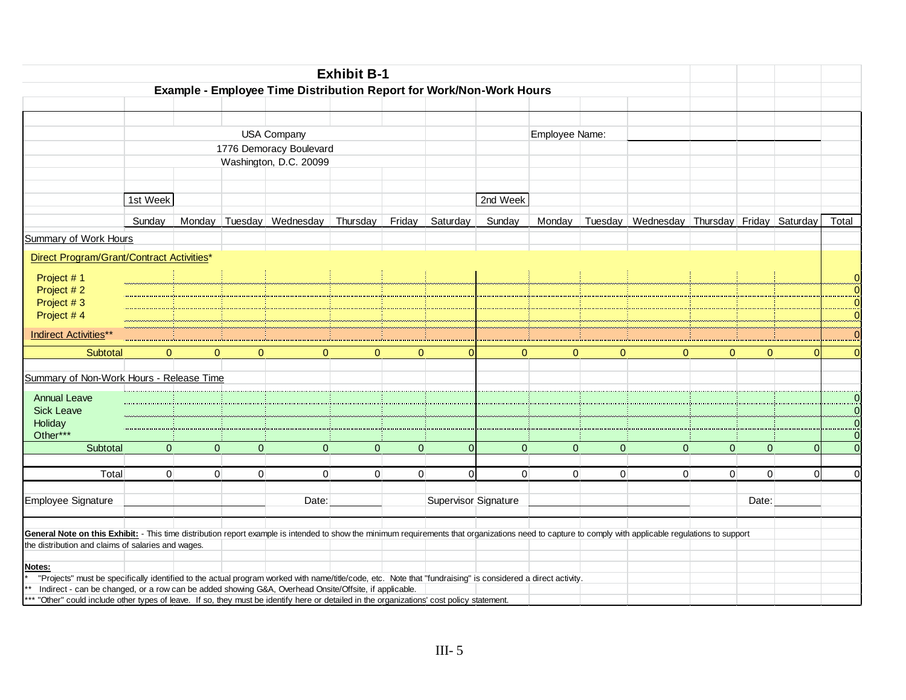# Exhibit B-1

## Example - Employee Time Distribution Report for Work/Non-Work Hours

USA Company
1776 Demoracy Boulevard
Washington, D.C. 20099

Employee Name: ______________________

| | 1st Week | | | | | | | 2nd Week | | | | | | | |
|---|---|---|---|---|---|---|---|---|---|---|---|---|---|---|---|
| | Sunday | Monday | Tuesday | Wednesday | Thursday | Friday | Saturday | Sunday | Monday | Tuesday | Wednesday | Thursday | Friday | Saturday | Total |
| Summary of Work Hours | | | | | | | | | | | | | | | |
| Direct Program/Grant/Contract Activities* | | | | | | | | | | | | | | | |
| Project # 1 | | | | | | | | | | | | | | | 0 |
| Project # 2 | | | | | | | | | | | | | | | 0 |
| Project # 3 | | | | | | | | | | | | | | | 0 |
| Project # 4 | | | | | | | | | | | | | | | 0 |
| Indirect Activities** | | | | | | | | | | | | | | | 0 |
| Subtotal | 0 | 0 | 0 | 0 | 0 | 0 | 0 | 0 | 0 | 0 | 0 | 0 | 0 | 0 | 0 |
| Summary of Non-Work Hours - Release Time | | | | | | | | | | | | | | | |
| Annual Leave | | | | | | | | | | | | | | | 0 |
| Sick Leave | | | | | | | | | | | | | | | 0 |
| Holiday | | | | | | | | | | | | | | | 0 |
| Other*** | | | | | | | | | | | | | | | 0 |
| Subtotal | 0 | 0 | 0 | 0 | 0 | 0 | 0 | 0 | 0 | 0 | 0 | 0 | 0 | 0 | 0 |
| Total | 0 | 0 | 0 | 0 | 0 | 0 | 0 | 0 | 0 | 0 | 0 | 0 | 0 | 0 | 0 |

Employee Signature ______________________ Date: __________ Supervisor Signature ______________________ Date: __________

**General Note on this Exhibit:** - This time distribution report example is intended to show the minimum requirements that organizations need to capture to comply with applicable regulations to support the distribution and claims of salaries and wages.

**Notes:**

\* "Projects" must be specifically identified to the actual program worked with name/title/code, etc. Note that "fundraising" is considered a direct activity.

\** Indirect - can be changed, or a row can be added showing G&A, Overhead Onsite/Offsite, if applicable.

\*** "Other" could include other types of leave. If so, they must be identify here or detailed in the organizations' cost policy statement.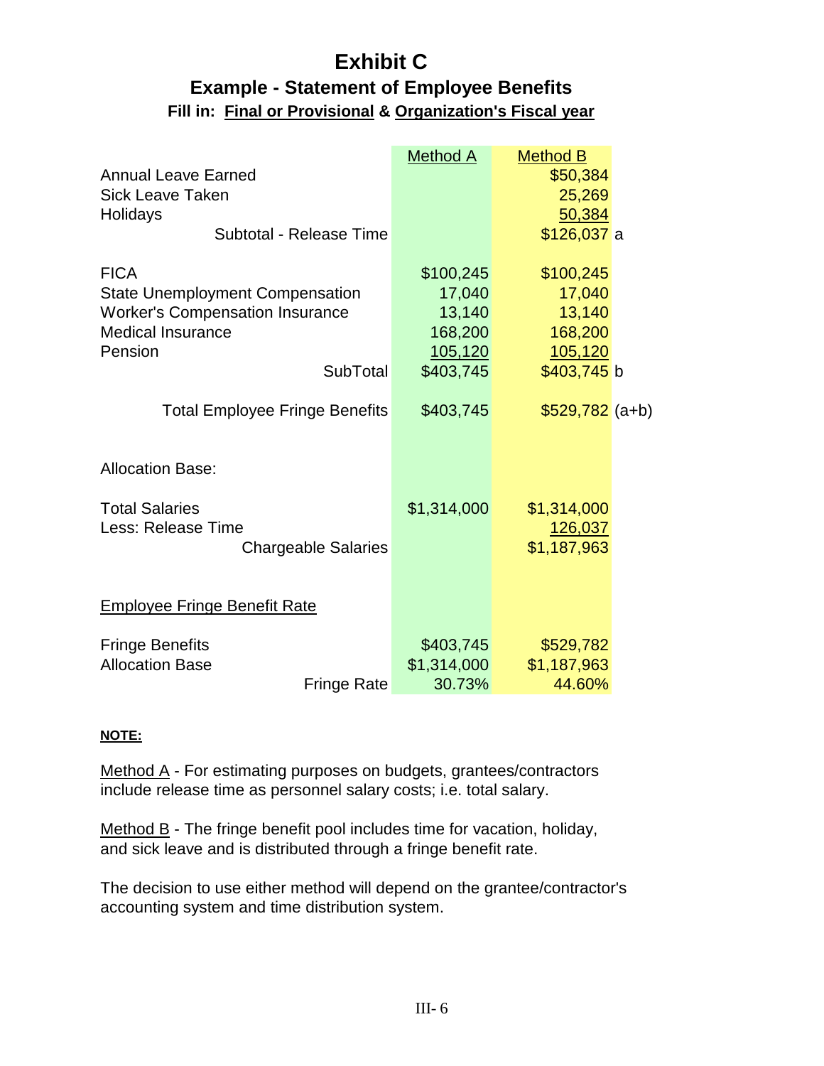# Exhibit C

## Example - Statement of Employee Benefits

**Fill in: Final or Provisional & Organization's Fiscal year**

| | Method A | Method B | |
|---|---|---|---|
| Annual Leave Earned | | $50,384 | |
| Sick Leave Taken | | 25,269 | |
| Holidays | | 50,384 | |
| Subtotal - Release Time | | $126,037 | a |
| | | | |
| FICA | $100,245 | $100,245 | |
| State Unemployment Compensation | 17,040 | 17,040 | |
| Worker's Compensation Insurance | 13,140 | 13,140 | |
| Medical Insurance | 168,200 | 168,200 | |
| Pension | 105,120 | 105,120 | |
| SubTotal | $403,745 | $403,745 | b |
| | | | |
| Total Employee Fringe Benefits | $403,745 | $529,782 | (a+b) |
| | | | |
| Allocation Base: | | | |
| | | | |
| Total Salaries | $1,314,000 | $1,314,000 | |
| Less: Release Time | | 126,037 | |
| Chargeable Salaries | | $1,187,963 | |
| | | | |
| Employee Fringe Benefit Rate | | | |
| | | | |
| Fringe Benefits | $403,745 | $529,782 | |
| Allocation Base | $1,314,000 | $1,187,963 | |
| Fringe Rate | 30.73% | 44.60% | |

**NOTE:**

Method A - For estimating purposes on budgets, grantees/contractors include release time as personnel salary costs; i.e. total salary.

Method B - The fringe benefit pool includes time for vacation, holiday, and sick leave and is distributed through a fringe benefit rate.

The decision to use either method will depend on the grantee/contractor's accounting system and time distribution system.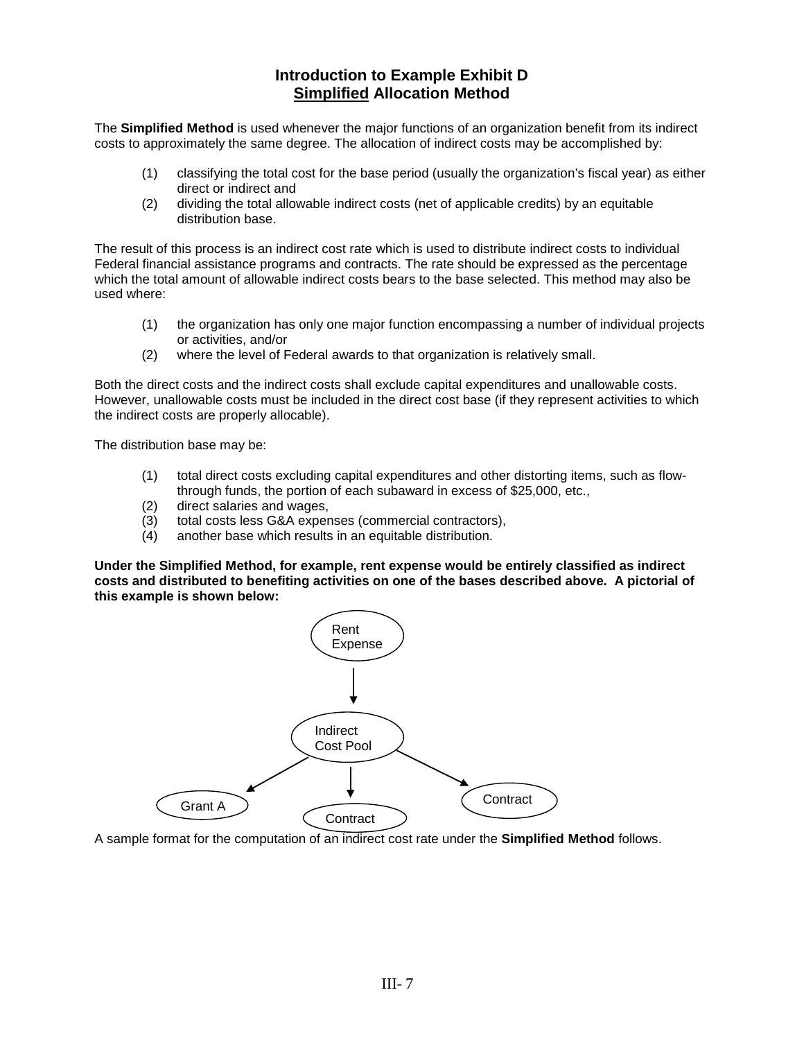## Introduction to Example Exhibit D
## Simplified Allocation Method

The **Simplified Method** is used whenever the major functions of an organization benefit from its indirect costs to approximately the same degree. The allocation of indirect costs may be accomplished by:

(1) classifying the total cost for the base period (usually the organization's fiscal year) as either direct or indirect and
(2) dividing the total allowable indirect costs (net of applicable credits) by an equitable distribution base.

The result of this process is an indirect cost rate which is used to distribute indirect costs to individual Federal financial assistance programs and contracts. The rate should be expressed as the percentage which the total amount of allowable indirect costs bears to the base selected. This method may also be used where:

(1) the organization has only one major function encompassing a number of individual projects or activities, and/or
(2) where the level of Federal awards to that organization is relatively small.

Both the direct costs and the indirect costs shall exclude capital expenditures and unallowable costs. However, unallowable costs must be included in the direct cost base (if they represent activities to which the indirect costs are properly allocable).

The distribution base may be:

(1) total direct costs excluding capital expenditures and other distorting items, such as flow-through funds, the portion of each subaward in excess of $25,000, etc.,
(2) direct salaries and wages,
(3) total costs less G&A expenses (commercial contractors),
(4) another base which results in an equitable distribution.

**Under the Simplified Method, for example, rent expense would be entirely classified as indirect costs and distributed to benefiting activities on one of the bases described above. A pictorial of this example is shown below:**

Rent Expense → Indirect Cost Pool → Grant A, Contract, Contract

A sample format for the computation of an indirect cost rate under the **Simplified Method** follows.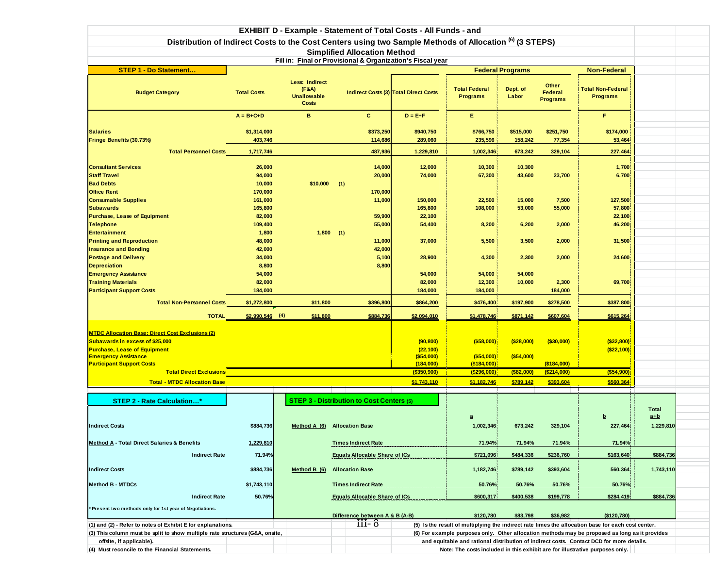# EXHIBIT D - Example - Statement of Total Costs - All Funds - and

## Distribution of Indirect Costs to the Cost Centers using two Sample Methods of Allocation (6) (3 STEPS)

### Simplified Allocation Method

Fill in: **Final or Provisional** & **Organization's Fiscal year**

**STEP 1 - Do Statement…**

| Budget Category | Total Costs | Less: Indirect (F&A) Unallowable Costs | | Indirect Costs (3) | Total Direct Costs | Federal Programs: Total Federal Programs | Dept. of Labor | Other Federal Programs | Non-Federal: Total Non-Federal Programs |
|---|---|---|---|---|---|---|---|---|---|
| | A = B+C+D | B | | C | D = E+F | E | | | F |
| Salaries | $1,314,000 | | | $373,250 | $940,750 | $766,750 | $515,000 | $251,750 | $174,000 |
| Fringe Benefits (30.73%) | 403,746 | | | 114,686 | 289,060 | 235,596 | 158,242 | 77,354 | 53,464 |
| Total Personnel Costs | 1,717,746 | | | 487,936 | 1,229,810 | 1,002,346 | 673,242 | 329,104 | 227,464 |
| Consultant Services | 26,000 | | | 14,000 | 12,000 | 10,300 | 10,300 | | 1,700 |
| Staff Travel | 94,000 | | | 20,000 | 74,000 | 67,300 | 43,600 | 23,700 | 6,700 |
| Bad Debts | 10,000 | $10,000 | (1) | | | | | | |
| Office Rent | 170,000 | | | 170,000 | | | | | |
| Consumable Supplies | 161,000 | | | 11,000 | 150,000 | 22,500 | 15,000 | 7,500 | 127,500 |
| Subawards | 165,800 | | | | 165,800 | 108,000 | 53,000 | 55,000 | 57,800 |
| Purchase, Lease of Equipment | 82,000 | | | 59,900 | 22,100 | | | | 22,100 |
| Telephone | 109,400 | | | 55,000 | 54,400 | 8,200 | 6,200 | 2,000 | 46,200 |
| Entertainment | 1,800 | 1,800 | (1) | | | | | | |
| Printing and Reproduction | 48,000 | | | 11,000 | 37,000 | 5,500 | 3,500 | 2,000 | 31,500 |
| Insurance and Bonding | 42,000 | | | 42,000 | | | | | |
| Postage and Delivery | 34,000 | | | 5,100 | 28,900 | 4,300 | 2,300 | 2,000 | 24,600 |
| Depreciation | 8,800 | | | 8,800 | | | | | |
| Emergency Assistance | 54,000 | | | | 54,000 | 54,000 | 54,000 | | |
| Training Materials | 82,000 | | | | 82,000 | 12,300 | 10,000 | 2,300 | 69,700 |
| Participant Support Costs | 184,000 | | | | 184,000 | 184,000 | | 184,000 | |
| Total Non-Personnel Costs | $1,272,800 | $11,800 | | $396,800 | $864,200 | $476,400 | $197,900 | $278,500 | $387,800 |
| TOTAL | $2,990,546 (4) | $11,800 | | $884,736 | $2,094,010 | $1,478,746 | $871,142 | $607,604 | $615,264 |
| **MTDC Allocation Base: Direct Cost Exclusions (2)** | | | | | | | | | |
| Subawards in excess of $25,000 | | | | | (90,800) | ($58,000) | ($28,000) | ($30,000) | ($32,800) |
| Purchase, Lease of Equipment | | | | | (22,100) | | | | ($22,100) |
| Emergency Assistance | | | | | ($54,000) | ($54,000) | ($54,000) | | |
| Participant Support Costs | | | | | (184,000) | ($184,000) | | ($184,000) | |
| Total Direct Exclusions | | | | | ($350,900) | ($296,000) | ($82,000) | ($214,000) | ($54,900) |
| Total - MTDC Allocation Base | | | | | $1,743,110 | $1,182,746 | $789,142 | $393,604 | $560,364 |

**STEP 2 - Rate Calculation…***

| | |
|---|---|
| Indirect Costs | $884,736 |
| Method A - Total Direct Salaries & Benefits | 1,229,810 |
| Indirect Rate | 71.94% |
| Indirect Costs | $884,736 |
| Method B - MTDCs | $1,743,110 |
| Indirect Rate | 50.76% |

\* Present two methods only for 1st year of Negotiations.

**STEP 3 - Distribution to Cost Centers (5)**

| | | a | | | b | Total a+b |
|---|---|---|---|---|---|---|
| Method A (6) | Allocation Base | 1,002,346 | 673,242 | 329,104 | 227,464 | 1,229,810 |
| | Times Indirect Rate | 71.94% | 71.94% | 71.94% | 71.94% | |
| | Equals Allocable Share of ICs | $721,096 | $484,336 | $236,760 | $163,640 | $884,736 |
| Method B (6) | Allocation Base | 1,182,746 | $789,142 | $393,604 | 560,364 | 1,743,110 |
| | Times Indirect Rate | 50.76% | 50.76% | 50.76% | 50.76% | |
| | Equals Allocable Share of ICs | $600,317 | $400,538 | $199,778 | $284,419 | $884,736 |
| | Difference between A & B (A-B) | $120,780 | $83,798 | $36,982 | ($120,780) | |

(1) and (2) - Refer to notes of Exhibit E for explanations.

(3) This column must be split to show multiple rate structures (G&A, onsite, offsite, if applicable).

(4) Must reconcile to the Financial Statements.

(5) Is the result of multiplying the indirect rate times the allocation base for each cost center.

(6) For example purposes only. Other allocation methods may be proposed as long as it provides and equitable and rational distribution of indirect costs. Contact DCD for more details.

Note: The costs included in this exhibit are for illustrative purposes only.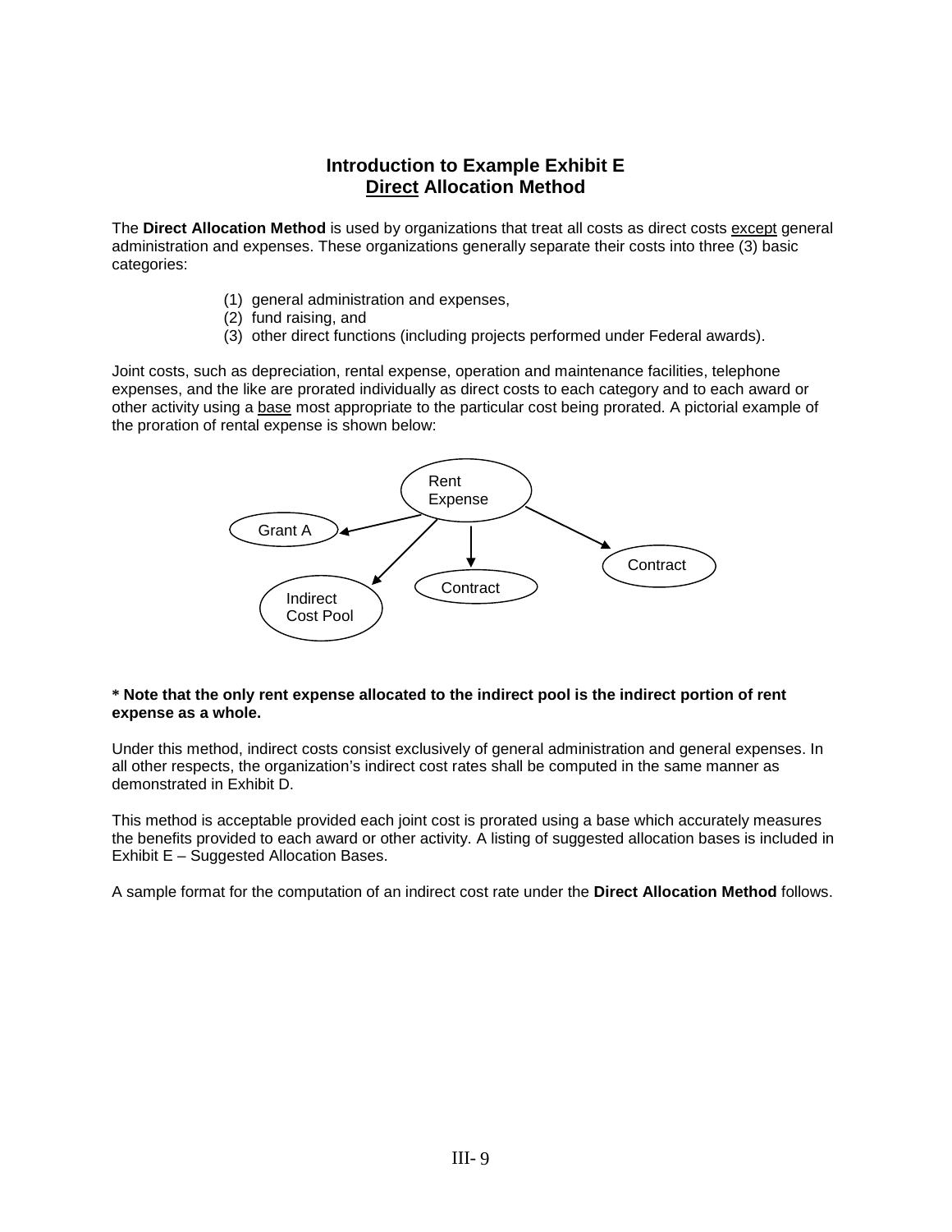## Introduction to Example Exhibit E
## Direct Allocation Method

The **Direct Allocation Method** is used by organizations that treat all costs as direct costs except general administration and expenses. These organizations generally separate their costs into three (3) basic categories:

(1) general administration and expenses,
(2) fund raising, and
(3) other direct functions (including projects performed under Federal awards).

Joint costs, such as depreciation, rental expense, operation and maintenance facilities, telephone expenses, and the like are prorated individually as direct costs to each category and to each award or other activity using a base most appropriate to the particular cost being prorated. A pictorial example of the proration of rental expense is shown below:

Rent Expense → Grant A
Rent Expense → Indirect Cost Pool
Rent Expense → Contract
Rent Expense → Contract

**\* Note that the only rent expense allocated to the indirect pool is the indirect portion of rent expense as a whole.**

Under this method, indirect costs consist exclusively of general administration and general expenses. In all other respects, the organization's indirect cost rates shall be computed in the same manner as demonstrated in Exhibit D.

This method is acceptable provided each joint cost is prorated using a base which accurately measures the benefits provided to each award or other activity. A listing of suggested allocation bases is included in Exhibit E – Suggested Allocation Bases.

A sample format for the computation of an indirect cost rate under the **Direct Allocation Method** follows.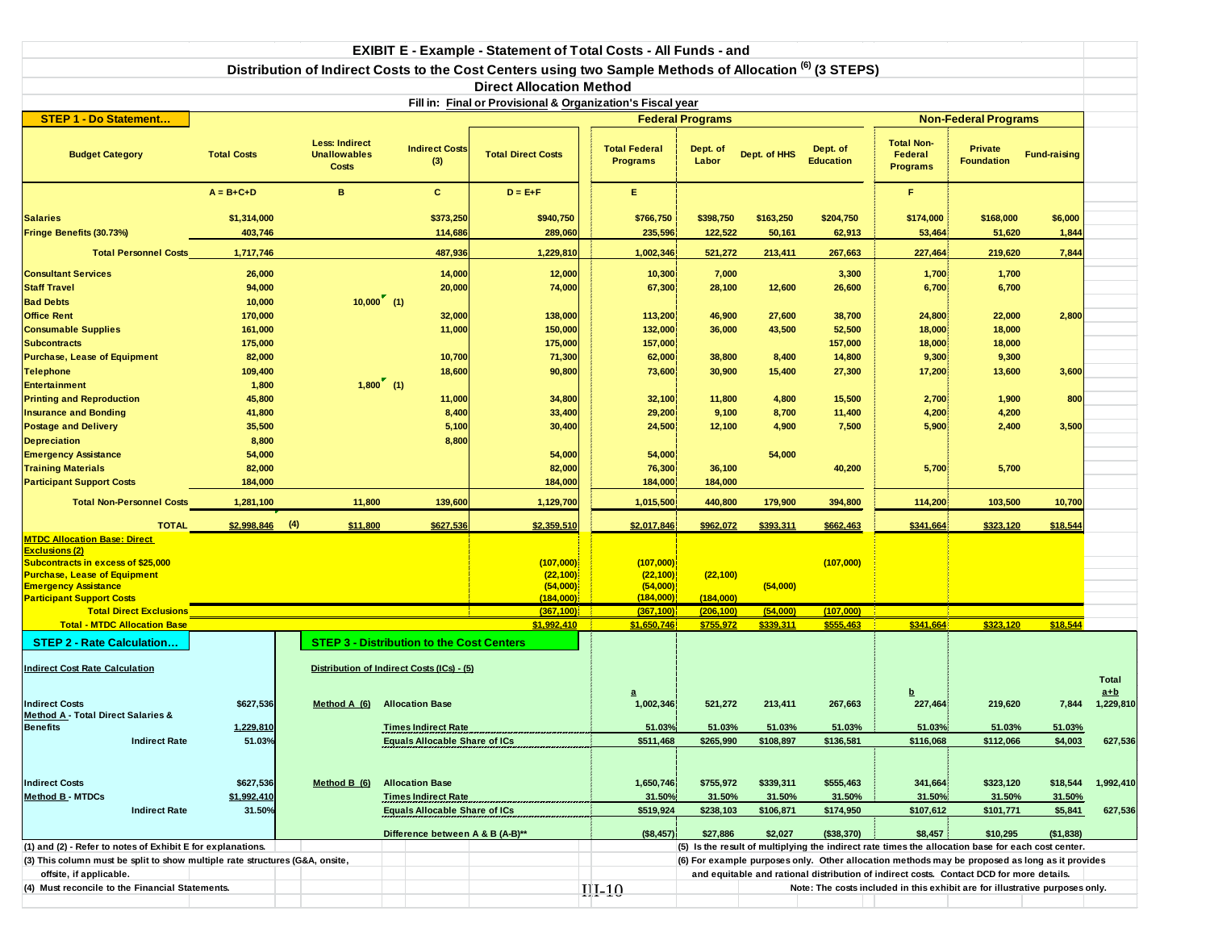# EXIBIT E - Example - Statement of Total Costs - All Funds - and

## Distribution of Indirect Costs to the Cost Centers using two Sample Methods of Allocation (6) (3 STEPS)

### Direct Allocation Method

Fill in: **Final or Provisional** & **Organization's Fiscal year**

**STEP 1 - Do Statement…**

| Budget Category | Total Costs | Less: Indirect Unallowables Costs | Indirect Costs (3) | Total Direct Costs | Federal Programs: Total Federal Programs | Dept. of Labor | Dept. of HHS | Dept. of Education | Non-Federal Programs: Total Non-Federal Programs | Private Foundation | Fund-raising |
|---|---|---|---|---|---|---|---|---|---|---|---|
| | A = B+C+D | B | C | D = E+F | E | | | | F | | |
| Salaries | $1,314,000 | | $373,250 | $940,750 | $766,750 | $398,750 | $163,250 | $204,750 | $174,000 | $168,000 | $6,000 |
| Fringe Benefits (30.73%) | 403,746 | | 114,686 | 289,060 | 235,596 | 122,522 | 50,161 | 62,913 | 53,464 | 51,620 | 1,844 |
| **Total Personnel Costs** | 1,717,746 | | 487,936 | 1,229,810 | 1,002,346 | 521,272 | 213,411 | 267,663 | 227,464 | 219,620 | 7,844 |
| Consultant Services | 26,000 | | 14,000 | 12,000 | 10,300 | 7,000 | | 3,300 | 1,700 | 1,700 | |
| Staff Travel | 94,000 | | 20,000 | 74,000 | 67,300 | 28,100 | 12,600 | 26,600 | 6,700 | 6,700 | |
| Bad Debts | 10,000 | 10,000 (1) | | | | | | | | | |
| Office Rent | 170,000 | | 32,000 | 138,000 | 113,200 | 46,900 | 27,600 | 38,700 | 24,800 | 22,000 | 2,800 |
| Consumable Supplies | 161,000 | | 11,000 | 150,000 | 132,000 | 36,000 | 43,500 | 52,500 | 18,000 | 18,000 | |
| Subcontracts | 175,000 | | | 175,000 | 157,000 | | | 157,000 | 18,000 | 18,000 | |
| Purchase, Lease of Equipment | 82,000 | | 10,700 | 71,300 | 62,000 | 38,800 | 8,400 | 14,800 | 9,300 | 9,300 | |
| Telephone | 109,400 | | 18,600 | 90,800 | 73,600 | 30,900 | 15,400 | 27,300 | 17,200 | 13,600 | 3,600 |
| Entertainment | 1,800 | 1,800 (1) | | | | | | | | | |
| Printing and Reproduction | 45,800 | | 11,000 | 34,800 | 32,100 | 11,800 | 4,800 | 15,500 | 2,700 | 1,900 | 800 |
| Insurance and Bonding | 41,800 | | 8,400 | 33,400 | 29,200 | 9,100 | 8,700 | 11,400 | 4,200 | 4,200 | |
| Postage and Delivery | 35,500 | | 5,100 | 30,400 | 24,500 | 12,100 | 4,900 | 7,500 | 5,900 | 2,400 | 3,500 |
| Depreciation | 8,800 | | 8,800 | | | | | | | | |
| Emergency Assistance | 54,000 | | | 54,000 | 54,000 | | 54,000 | | | | |
| Training Materials | 82,000 | | | 82,000 | 76,300 | 36,100 | | 40,200 | 5,700 | 5,700 | |
| Participant Support Costs | 184,000 | | | 184,000 | 184,000 | 184,000 | | | | | |
| **Total Non-Personnel Costs** | 1,281,100 | 11,800 | 139,600 | 1,129,700 | 1,015,500 | 440,800 | 179,900 | 394,800 | 114,200 | 103,500 | 10,700 |
| **TOTAL** | $2,998,846 (4) | $11,800 | $627,536 | $2,359,510 | $2,017,846 | $962,072 | $393,311 | $662,463 | $341,664 | $323,120 | $18,544 |
| **MTDC Allocation Base: Direct Exclusions (2)** | | | | | | | | | | | |
| Subcontracts in excess of $25,000 | | | | (107,000) | (107,000) | | | (107,000) | | | |
| Purchase, Lease of Equipment | | | | (22,100) | (22,100) | (22,100) | | | | | |
| Emergency Assistance | | | | (54,000) | (54,000) | | (54,000) | | | | |
| Participant Support Costs | | | | (184,000) | (184,000) | (184,000) | | | | | |
| **Total Direct Exclusions** | | | | (367,100) | (367,100) | (206,100) | (54,000) | (107,000) | | | |
| **Total - MTDC Allocation Base** | | | | $1,992,410 | $1,650,746 | $755,972 | $339,311 | $555,463 | $341,664 | $323,120 | $18,544 |

**STEP 2 - Rate Calculation…**

**Indirect Cost Rate Calculation**

| | |
|---|---|
| Indirect Costs | $627,536 |
| Method A - Total Direct Salaries & Benefits | 1,229,810 |
| Indirect Rate | 51.03% |
| Indirect Costs | $627,536 |
| Method B - MTDCs | $1,992,410 |
| Indirect Rate | 31.50% |

**STEP 3 - Distribution to the Cost Centers**

**Distribution of Indirect Costs (ICs) - (5)**

| Method | | a | Dept. of Labor | Dept. of HHS | Dept. of Education | b | Private Foundation | Fund-raising | Total a+b |
|---|---|---|---|---|---|---|---|---|---|
| Method A (6) | Allocation Base | 1,002,346 | 521,272 | 213,411 | 267,663 | 227,464 | 219,620 | 7,844 | 1,229,810 |
| | Times Indirect Rate | 51.03% | 51.03% | 51.03% | 51.03% | 51.03% | 51.03% | 51.03% | |
| | Equals Allocable Share of ICs | $511,468 | $265,990 | $108,897 | $136,581 | $116,068 | $112,066 | $4,003 | 627,536 |
| Method B (6) | Allocation Base | 1,650,746 | $755,972 | $339,311 | $555,463 | 341,664 | $323,120 | $18,544 | 1,992,410 |
| | Times Indirect Rate | 31.50% | 31.50% | 31.50% | 31.50% | 31.50% | 31.50% | 31.50% | |
| | Equals Allocable Share of ICs | $519,924 | $238,103 | $106,871 | $174,950 | $107,612 | $101,771 | $5,841 | 627,536 |
| | Difference between A & B (A-B)** | ($8,457) | $27,886 | $2,027 | ($38,370) | $8,457 | $10,295 | ($1,838) | |

(1) and (2) - Refer to notes of Exhibit E for explanations.

(3) This column must be split to show multiple rate structures (G&A, onsite, offsite, if applicable.

(4) Must reconcile to the Financial Statements.

(5) Is the result of multiplying the indirect rate times the allocation base for each cost center.

(6) For example purposes only. Other allocation methods may be proposed as long as it provides and equitable and rational distribution of indirect costs. Contact DCD for more details.

Note: The costs included in this exhibit are for illustrative purposes only.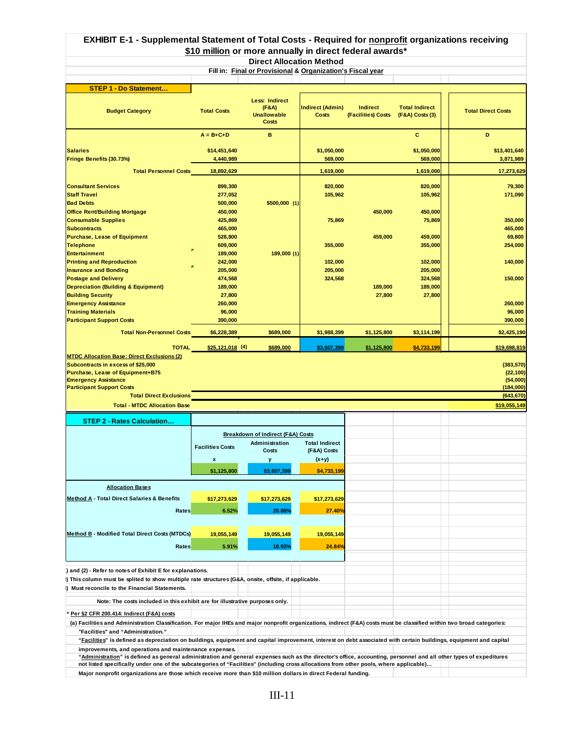# EXHIBIT E-1 - Supplemental Statement of Total Costs - Required for nonprofit organizations receiving $10 million or more annually in direct federal awards*

**Direct Allocation Method**

**Fill in: Final or Provisional & Organization's Fiscal year**

**STEP 1 - Do Statement…**

| Budget Category | Total Costs | Less: Indirect (F&A) Unallowable Costs | Indirect (Admin) Costs | Indirect (Facilities) Costs | Total Indirect (F&A) Costs (3) | Total Direct Costs |
|---|---|---|---|---|---|---|
| | A = B+C+D | B | | | C | D |
| Salaries | $14,451,640 | | $1,050,000 | | $1,050,000 | $13,401,640 |
| Fringe Benefits (30.73%) | 4,440,989 | | 569,000 | | 569,000 | 3,871,989 |
| **Total Personnel Costs** | 18,892,629 | | 1,619,000 | | 1,619,000 | 17,273,629 |
| Consultant Services | 899,300 | | 820,000 | | 820,000 | 79,300 |
| Staff Travel | 277,052 | | 105,962 | | 105,962 | 171,090 |
| Bad Debts | 500,000 | $500,000 (1) | | | | |
| Office Rent/Building Mortgage | 450,000 | | | 450,000 | 450,000 | |
| Consumable Supplies | 425,869 | | 75,869 | | 75,869 | 350,000 |
| Subcontracts | 465,000 | | | | | 465,000 |
| Purchase, Lease of Equipment | 528,800 | | | 459,000 | 459,000 | 69,800 |
| Telephone | 609,000 | | 355,000 | | 355,000 | 254,000 |
| Entertainment | 189,000 | 189,000 (1) | | | | |
| Printing and Reproduction | 242,000 | | 102,000 | | 102,000 | 140,000 |
| Insurance and Bonding | 205,000 | | 205,000 | | 205,000 | |
| Postage and Delivery | 474,568 | | 324,568 | | 324,568 | 150,000 |
| Depreciation (Building & Equipment) | 189,000 | | | 189,000 | 189,000 | |
| Building Security | 27,800 | | | 27,800 | 27,800 | |
| Emergency Assistance | 260,000 | | | | | 260,000 |
| Training Materials | 96,000 | | | | | 96,000 |
| Participant Support Costs | 390,000 | | | | | 390,000 |
| **Total Non-Personnel Costs** | $6,228,389 | $689,000 | $1,988,399 | $1,125,800 | $3,114,199 | $2,425,190 |
| **TOTAL** | $25,121,018 (4) | $689,000 | $3,607,399 | $1,125,800 | $4,733,199 | $19,698,819 |
| MTDC Allocation Base: Direct Exclusions (2) | | | | | | |
| Subcontracts in excess of $25,000 | | | | | | (383,570) |
| Purchase, Lease of Equipment+B75 | | | | | | (22,100) |
| Emergency Assistance | | | | | | (54,000) |
| Participant Support Costs | | | | | | (184,000) |
| **Total Direct Exclusions** | | | | | | (643,670) |
| **Total - MTDC Allocation Base** | | | | | | $19,055,149 |

**STEP 2 - Rates Calculation…**

| | Breakdown of Indirect (F&A) Costs | | |
|---|---|---|---|
| | Facilities Costs | Administration Costs | Total Indirect (F&A) Costs |
| | x | y | (x+y) |
| | $1,125,800 | $3,607,399 | $4,733,199 |
| **Allocation Bases** | | | |
| Method A - Total Direct Salaries & Benefits | $17,273,629 | $17,273,629 | $17,273,629 |
| Rates | 6.52% | 20.88% | 27.40% |
| Method B - Modified Total Direct Costs (MTDCs) | 19,055,149 | 19,055,149 | 19,055,149 |
| Rates | 5.91% | 18.93% | 24.84% |

(1) and (2) - Refer to notes of Exhibit E for explanations.

(3) This column must be splited to show multiple rate structures (G&A, onsite, offsite, if applicable.

(4) Must reconcile to the Financial Statements.

Note: The costs included in this exhibit are for illustrative purposes only.

\* Per §2 CFR 200.414: Indirect (F&A) costs

(a) Facilities and Administration Classification. For major IHEs and major nonprofit organizations, indirect (F&A) costs must be classified within two broad categories: "Facilities" and "Administration."

"Facilities" is defined as depreciation on buildings, equipment and capital improvement, interest on debt associated with certain buildings, equipment and capital improvements, and operations and maintenance expenses.

"Administration" is defined as general administration and general expenses such as the director's office, accounting, personnel and all other types of expeditures not listed specifically under one of the subcategories of "Facilities" (including cross allocations from other pools, where applicable)…

Major nonprofit organizations are those which receive more than $10 million dollars in direct Federal funding.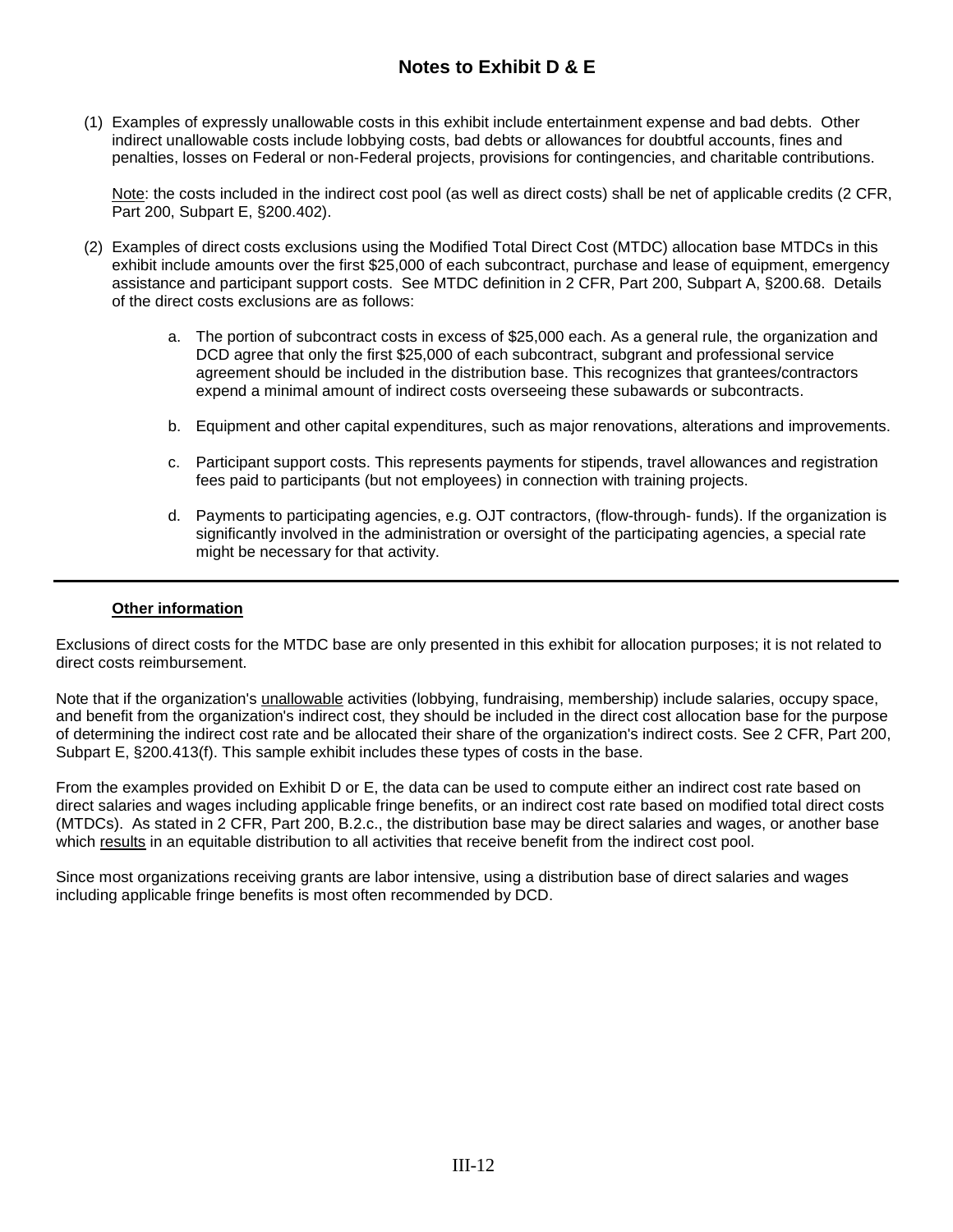# Notes to Exhibit D & E

(1) Examples of expressly unallowable costs in this exhibit include entertainment expense and bad debts. Other indirect unallowable costs include lobbying costs, bad debts or allowances for doubtful accounts, fines and penalties, losses on Federal or non-Federal projects, provisions for contingencies, and charitable contributions.

Note: the costs included in the indirect cost pool (as well as direct costs) shall be net of applicable credits (2 CFR, Part 200, Subpart E, §200.402).

(2) Examples of direct costs exclusions using the Modified Total Direct Cost (MTDC) allocation base MTDCs in this exhibit include amounts over the first $25,000 of each subcontract, purchase and lease of equipment, emergency assistance and participant support costs. See MTDC definition in 2 CFR, Part 200, Subpart A, §200.68. Details of the direct costs exclusions are as follows:

a. The portion of subcontract costs in excess of $25,000 each. As a general rule, the organization and DCD agree that only the first $25,000 of each subcontract, subgrant and professional service agreement should be included in the distribution base. This recognizes that grantees/contractors expend a minimal amount of indirect costs overseeing these subawards or subcontracts.

b. Equipment and other capital expenditures, such as major renovations, alterations and improvements.

c. Participant support costs. This represents payments for stipends, travel allowances and registration fees paid to participants (but not employees) in connection with training projects.

d. Payments to participating agencies, e.g. OJT contractors, (flow-through- funds). If the organization is significantly involved in the administration or oversight of the participating agencies, a special rate might be necessary for that activity.

---

**Other information**

Exclusions of direct costs for the MTDC base are only presented in this exhibit for allocation purposes; it is not related to direct costs reimbursement.

Note that if the organization's unallowable activities (lobbying, fundraising, membership) include salaries, occupy space, and benefit from the organization's indirect cost, they should be included in the direct cost allocation base for the purpose of determining the indirect cost rate and be allocated their share of the organization's indirect costs. See 2 CFR, Part 200, Subpart E, §200.413(f). This sample exhibit includes these types of costs in the base.

From the examples provided on Exhibit D or E, the data can be used to compute either an indirect cost rate based on direct salaries and wages including applicable fringe benefits, or an indirect cost rate based on modified total direct costs (MTDCs). As stated in 2 CFR, Part 200, B.2.c., the distribution base may be direct salaries and wages, or another base which results in an equitable distribution to all activities that receive benefit from the indirect cost pool.

Since most organizations receiving grants are labor intensive, using a distribution base of direct salaries and wages including applicable fringe benefits is most often recommended by DCD.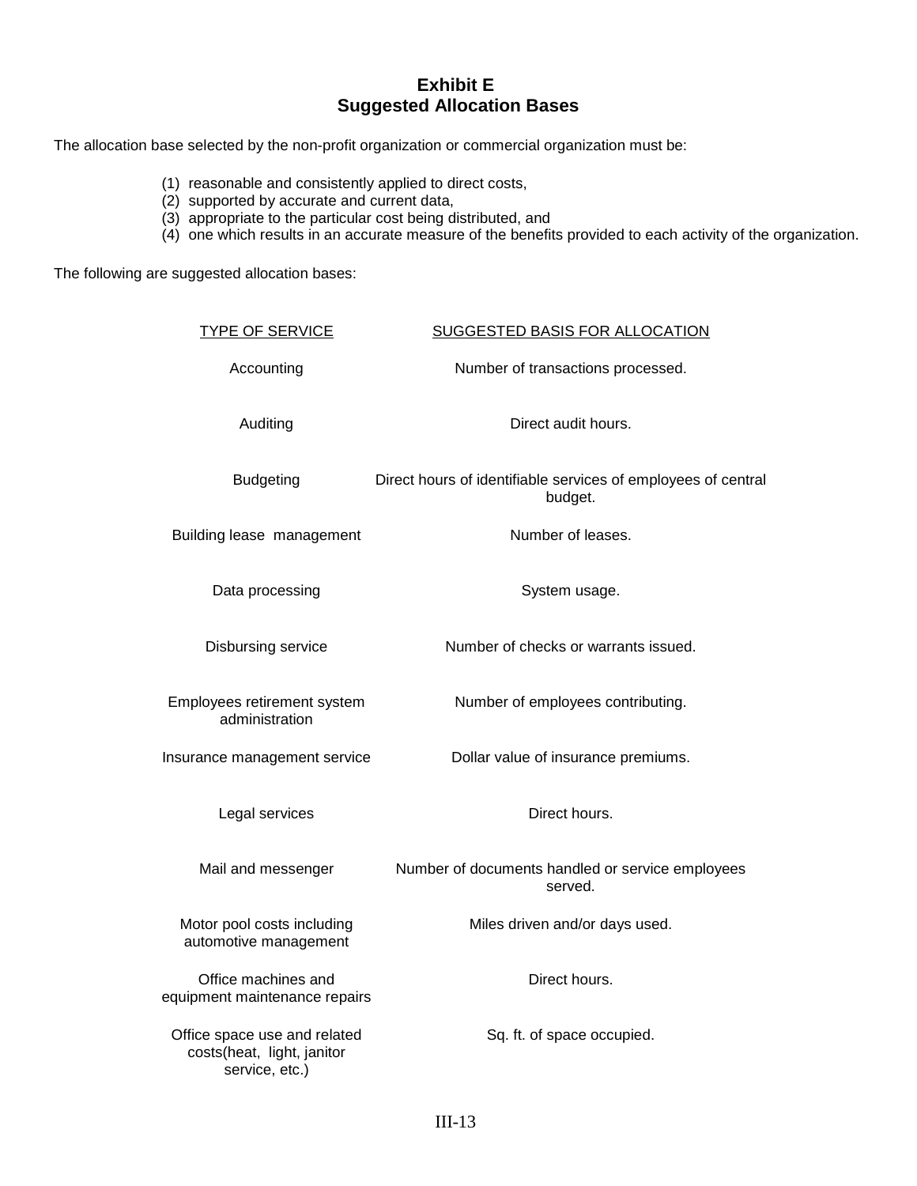## Exhibit E
## Suggested Allocation Bases

The allocation base selected by the non-profit organization or commercial organization must be:

(1) reasonable and consistently applied to direct costs,
(2) supported by accurate and current data,
(3) appropriate to the particular cost being distributed, and
(4) one which results in an accurate measure of the benefits provided to each activity of the organization.

The following are suggested allocation bases:

| TYPE OF SERVICE | SUGGESTED BASIS FOR ALLOCATION |
|---|---|
| Accounting | Number of transactions processed. |
| Auditing | Direct audit hours. |
| Budgeting | Direct hours of identifiable services of employees of central budget. |
| Building lease management | Number of leases. |
| Data processing | System usage. |
| Disbursing service | Number of checks or warrants issued. |
| Employees retirement system administration | Number of employees contributing. |
| Insurance management service | Dollar value of insurance premiums. |
| Legal services | Direct hours. |
| Mail and messenger | Number of documents handled or service employees served. |
| Motor pool costs including automotive management | Miles driven and/or days used. |
| Office machines and equipment maintenance repairs | Direct hours. |
| Office space use and related costs(heat, light, janitor service, etc.) | Sq. ft. of space occupied. |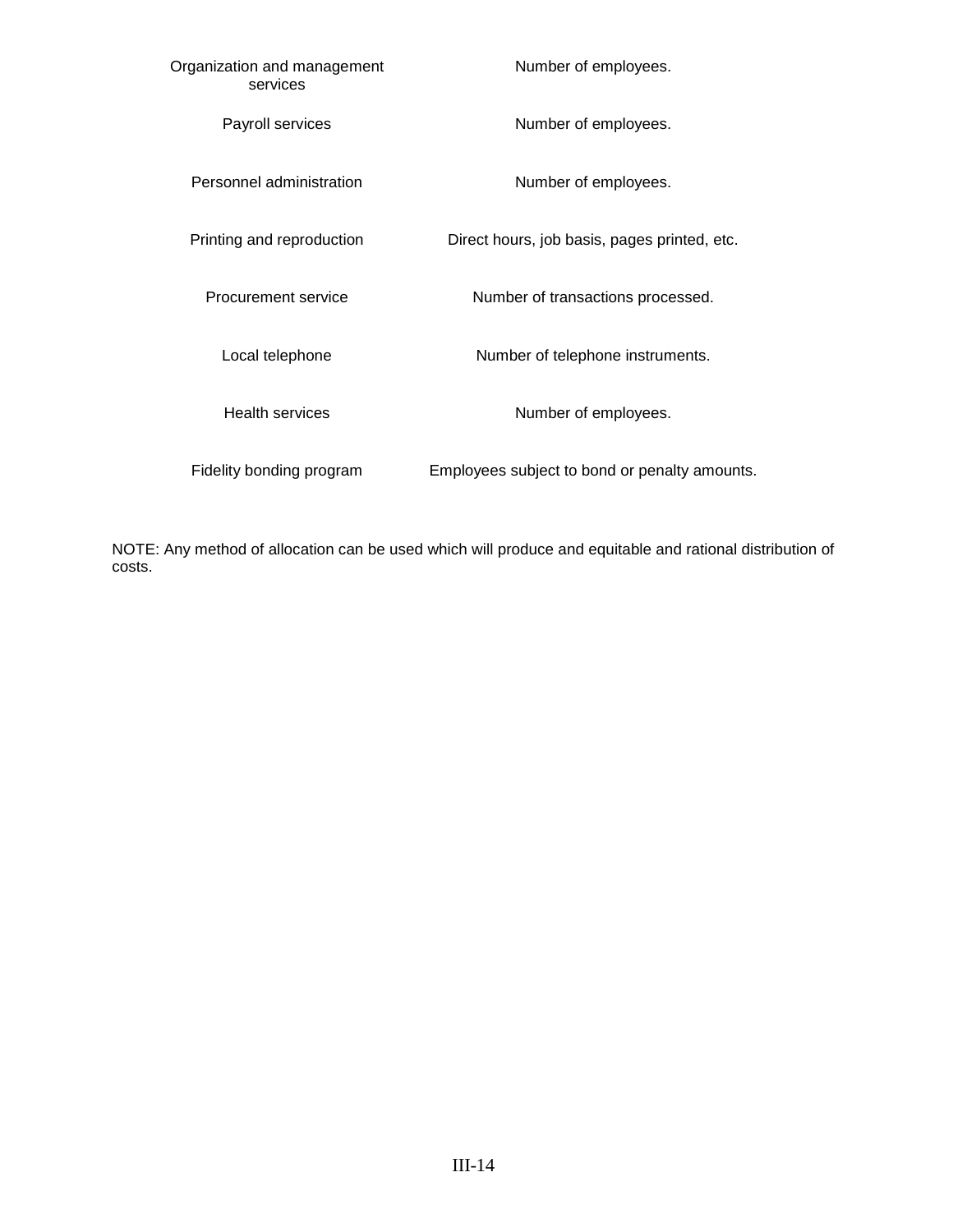| | |
|---|---|
| Organization and management services | Number of employees. |
| Payroll services | Number of employees. |
| Personnel administration | Number of employees. |
| Printing and reproduction | Direct hours, job basis, pages printed, etc. |
| Procurement service | Number of transactions processed. |
| Local telephone | Number of telephone instruments. |
| Health services | Number of employees. |
| Fidelity bonding program | Employees subject to bond or penalty amounts. |

NOTE: Any method of allocation can be used which will produce and equitable and rational distribution of costs.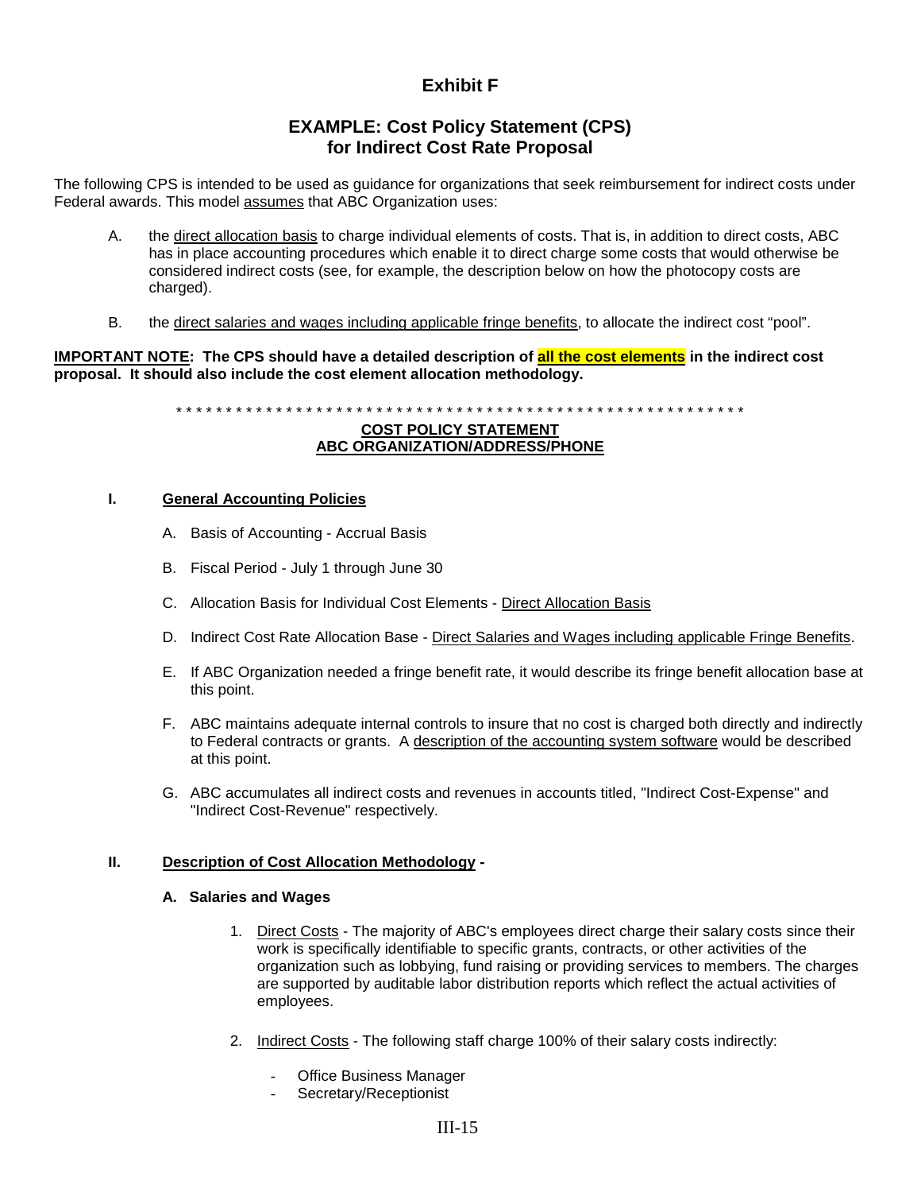# Exhibit F

## EXAMPLE: Cost Policy Statement (CPS) for Indirect Cost Rate Proposal

The following CPS is intended to be used as guidance for organizations that seek reimbursement for indirect costs under Federal awards. This model assumes that ABC Organization uses:

A. the direct allocation basis to charge individual elements of costs. That is, in addition to direct costs, ABC has in place accounting procedures which enable it to direct charge some costs that would otherwise be considered indirect costs (see, for example, the description below on how the photocopy costs are charged).

B. the direct salaries and wages including applicable fringe benefits, to allocate the indirect cost "pool".

**IMPORTANT NOTE: The CPS should have a detailed description of all the cost elements in the indirect cost proposal. It should also include the cost element allocation methodology.**

\* \* \* \* \* \* \* \* \* \* \* \* \* \* \* \* \* \* \* \* \* \* \* \* \* \* \* \* \* \* \* \* \* \* \* \* \* \* \* \* \* \* \* \* \* \* \* \* \* \* \* \* \* \* \* \* \* \* \* \* \*

**COST POLICY STATEMENT**
**ABC ORGANIZATION/ADDRESS/PHONE**

### I. General Accounting Policies

A. Basis of Accounting - Accrual Basis

B. Fiscal Period - July 1 through June 30

C. Allocation Basis for Individual Cost Elements - Direct Allocation Basis

D. Indirect Cost Rate Allocation Base - Direct Salaries and Wages including applicable Fringe Benefits.

E. If ABC Organization needed a fringe benefit rate, it would describe its fringe benefit allocation base at this point.

F. ABC maintains adequate internal controls to insure that no cost is charged both directly and indirectly to Federal contracts or grants. A description of the accounting system software would be described at this point.

G. ABC accumulates all indirect costs and revenues in accounts titled, "Indirect Cost-Expense" and "Indirect Cost-Revenue" respectively.

### II. Description of Cost Allocation Methodology -

**A. Salaries and Wages**

1. Direct Costs - The majority of ABC's employees direct charge their salary costs since their work is specifically identifiable to specific grants, contracts, or other activities of the organization such as lobbying, fund raising or providing services to members. The charges are supported by auditable labor distribution reports which reflect the actual activities of employees.

2. Indirect Costs - The following staff charge 100% of their salary costs indirectly:

   - Office Business Manager
   - Secretary/Receptionist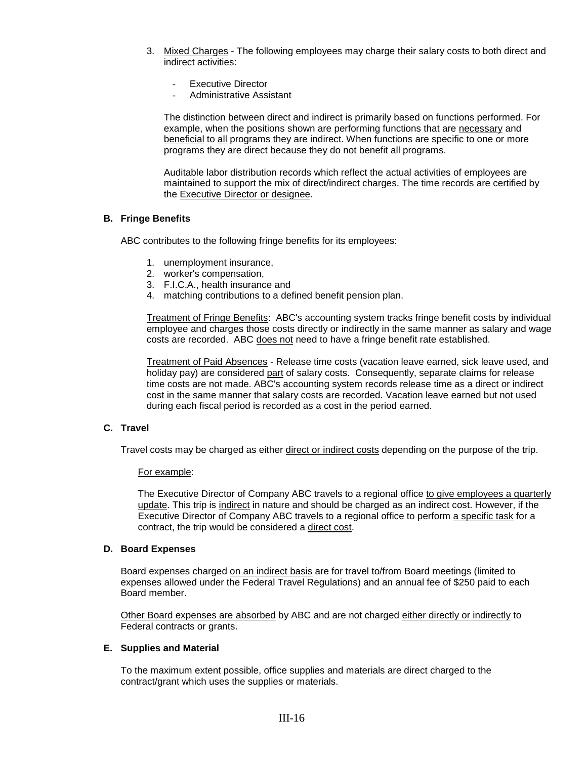3. Mixed Charges - The following employees may charge their salary costs to both direct and indirect activities:

   - Executive Director
   - Administrative Assistant

   The distinction between direct and indirect is primarily based on functions performed. For example, when the positions shown are performing functions that are necessary and beneficial to all programs they are indirect. When functions are specific to one or more programs they are direct because they do not benefit all programs.

   Auditable labor distribution records which reflect the actual activities of employees are maintained to support the mix of direct/indirect charges. The time records are certified by the Executive Director or designee.

**B. Fringe Benefits**

ABC contributes to the following fringe benefits for its employees:

1. unemployment insurance,
2. worker's compensation,
3. F.I.C.A., health insurance and
4. matching contributions to a defined benefit pension plan.

Treatment of Fringe Benefits: ABC's accounting system tracks fringe benefit costs by individual employee and charges those costs directly or indirectly in the same manner as salary and wage costs are recorded. ABC does not need to have a fringe benefit rate established.

Treatment of Paid Absences - Release time costs (vacation leave earned, sick leave used, and holiday pay) are considered part of salary costs. Consequently, separate claims for release time costs are not made. ABC's accounting system records release time as a direct or indirect cost in the same manner that salary costs are recorded. Vacation leave earned but not used during each fiscal period is recorded as a cost in the period earned.

**C. Travel**

Travel costs may be charged as either direct or indirect costs depending on the purpose of the trip.

For example:

The Executive Director of Company ABC travels to a regional office to give employees a quarterly update. This trip is indirect in nature and should be charged as an indirect cost. However, if the Executive Director of Company ABC travels to a regional office to perform a specific task for a contract, the trip would be considered a direct cost.

**D. Board Expenses**

Board expenses charged on an indirect basis are for travel to/from Board meetings (limited to expenses allowed under the Federal Travel Regulations) and an annual fee of $250 paid to each Board member.

Other Board expenses are absorbed by ABC and are not charged either directly or indirectly to Federal contracts or grants.

**E. Supplies and Material**

To the maximum extent possible, office supplies and materials are direct charged to the contract/grant which uses the supplies or materials.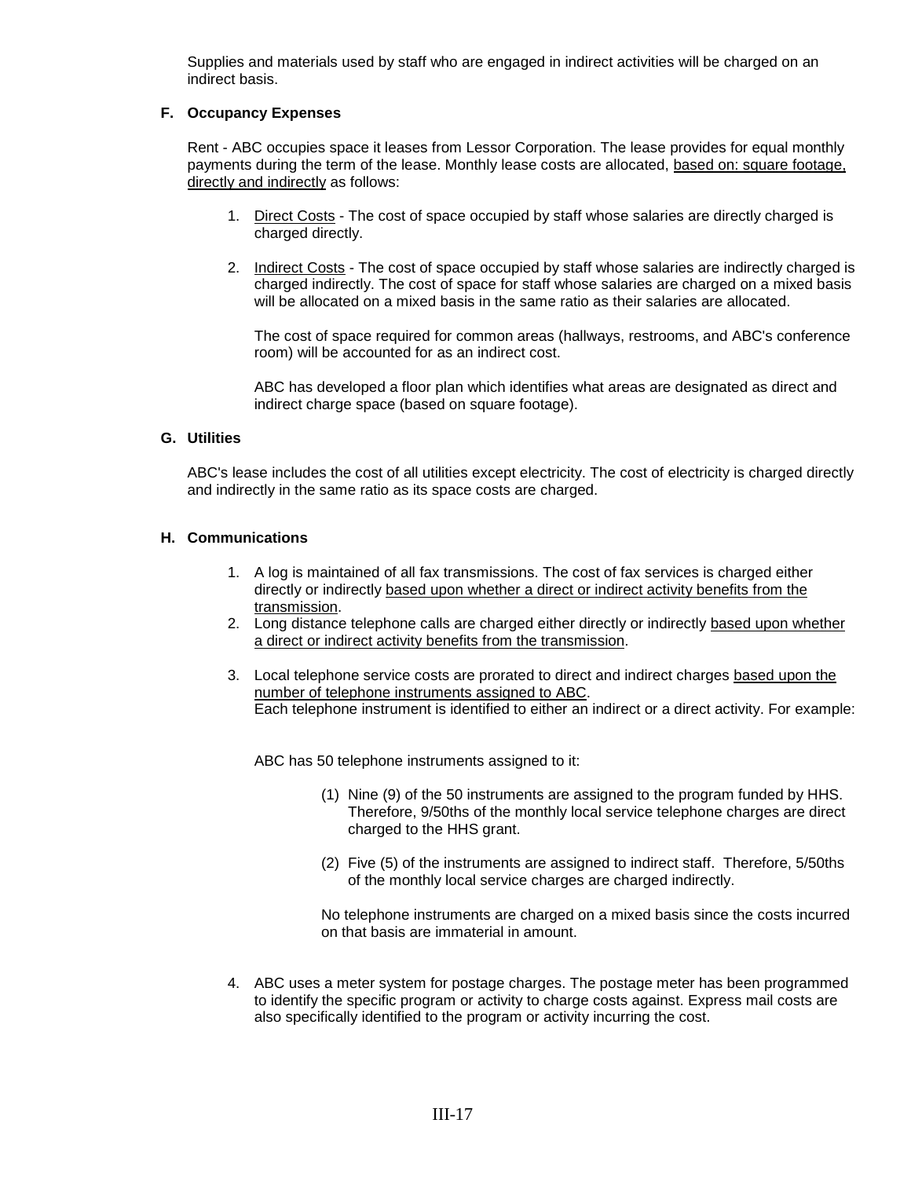Supplies and materials used by staff who are engaged in indirect activities will be charged on an indirect basis.

### F. Occupancy Expenses

Rent - ABC occupies space it leases from Lessor Corporation. The lease provides for equal monthly payments during the term of the lease. Monthly lease costs are allocated, <u>based on: square footage, directly and indirectly</u> as follows:

1. <u>Direct Costs</u> - The cost of space occupied by staff whose salaries are directly charged is charged directly.

2. <u>Indirect Costs</u> - The cost of space occupied by staff whose salaries are indirectly charged is charged indirectly. The cost of space for staff whose salaries are charged on a mixed basis will be allocated on a mixed basis in the same ratio as their salaries are allocated.

   The cost of space required for common areas (hallways, restrooms, and ABC's conference room) will be accounted for as an indirect cost.

   ABC has developed a floor plan which identifies what areas are designated as direct and indirect charge space (based on square footage).

### G. Utilities

ABC's lease includes the cost of all utilities except electricity. The cost of electricity is charged directly and indirectly in the same ratio as its space costs are charged.

### H. Communications

1. A log is maintained of all fax transmissions. The cost of fax services is charged either directly or indirectly <u>based upon whether a direct or indirect activity benefits from the transmission</u>.
2. Long distance telephone calls are charged either directly or indirectly <u>based upon whether a direct or indirect activity benefits from the transmission</u>.
3. Local telephone service costs are prorated to direct and indirect charges <u>based upon the number of telephone instruments assigned to ABC</u>.
   Each telephone instrument is identified to either an indirect or a direct activity. For example:

   ABC has 50 telephone instruments assigned to it:

   (1) Nine (9) of the 50 instruments are assigned to the program funded by HHS. Therefore, 9/50ths of the monthly local service telephone charges are direct charged to the HHS grant.

   (2) Five (5) of the instruments are assigned to indirect staff. Therefore, 5/50ths of the monthly local service charges are charged indirectly.

   No telephone instruments are charged on a mixed basis since the costs incurred on that basis are immaterial in amount.

4. ABC uses a meter system for postage charges. The postage meter has been programmed to identify the specific program or activity to charge costs against. Express mail costs are also specifically identified to the program or activity incurring the cost.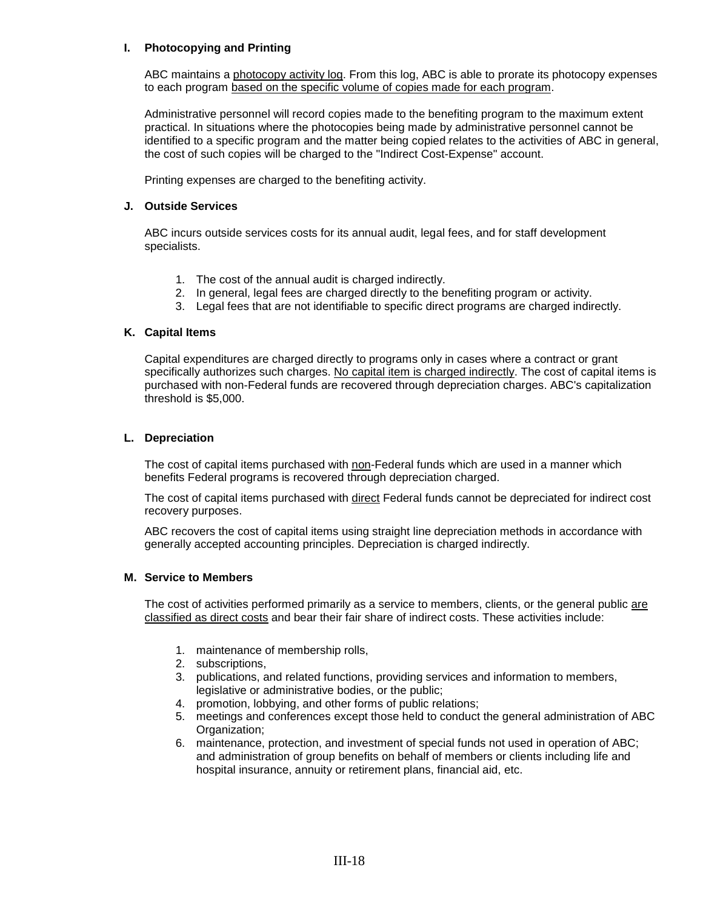### I. Photocopying and Printing

ABC maintains a <u>photocopy activity log</u>. From this log, ABC is able to prorate its photocopy expenses to each program <u>based on the specific volume of copies made for each program</u>.

Administrative personnel will record copies made to the benefiting program to the maximum extent practical. In situations where the photocopies being made by administrative personnel cannot be identified to a specific program and the matter being copied relates to the activities of ABC in general, the cost of such copies will be charged to the "Indirect Cost-Expense" account.

Printing expenses are charged to the benefiting activity.

### J. Outside Services

ABC incurs outside services costs for its annual audit, legal fees, and for staff development specialists.

1. The cost of the annual audit is charged indirectly.
2. In general, legal fees are charged directly to the benefiting program or activity.
3. Legal fees that are not identifiable to specific direct programs are charged indirectly.

### K. Capital Items

Capital expenditures are charged directly to programs only in cases where a contract or grant specifically authorizes such charges. <u>No capital item is charged indirectly</u>. The cost of capital items is purchased with non-Federal funds are recovered through depreciation charges. ABC's capitalization threshold is $5,000.

### L. Depreciation

The cost of capital items purchased with <u>non</u>-Federal funds which are used in a manner which benefits Federal programs is recovered through depreciation charged.

The cost of capital items purchased with <u>direct</u> Federal funds cannot be depreciated for indirect cost recovery purposes.

ABC recovers the cost of capital items using straight line depreciation methods in accordance with generally accepted accounting principles. Depreciation is charged indirectly.

### M. Service to Members

The cost of activities performed primarily as a service to members, clients, or the general public <u>are classified as direct costs</u> and bear their fair share of indirect costs. These activities include:

1. maintenance of membership rolls,
2. subscriptions,
3. publications, and related functions, providing services and information to members, legislative or administrative bodies, or the public;
4. promotion, lobbying, and other forms of public relations;
5. meetings and conferences except those held to conduct the general administration of ABC Organization;
6. maintenance, protection, and investment of special funds not used in operation of ABC; and administration of group benefits on behalf of members or clients including life and hospital insurance, annuity or retirement plans, financial aid, etc.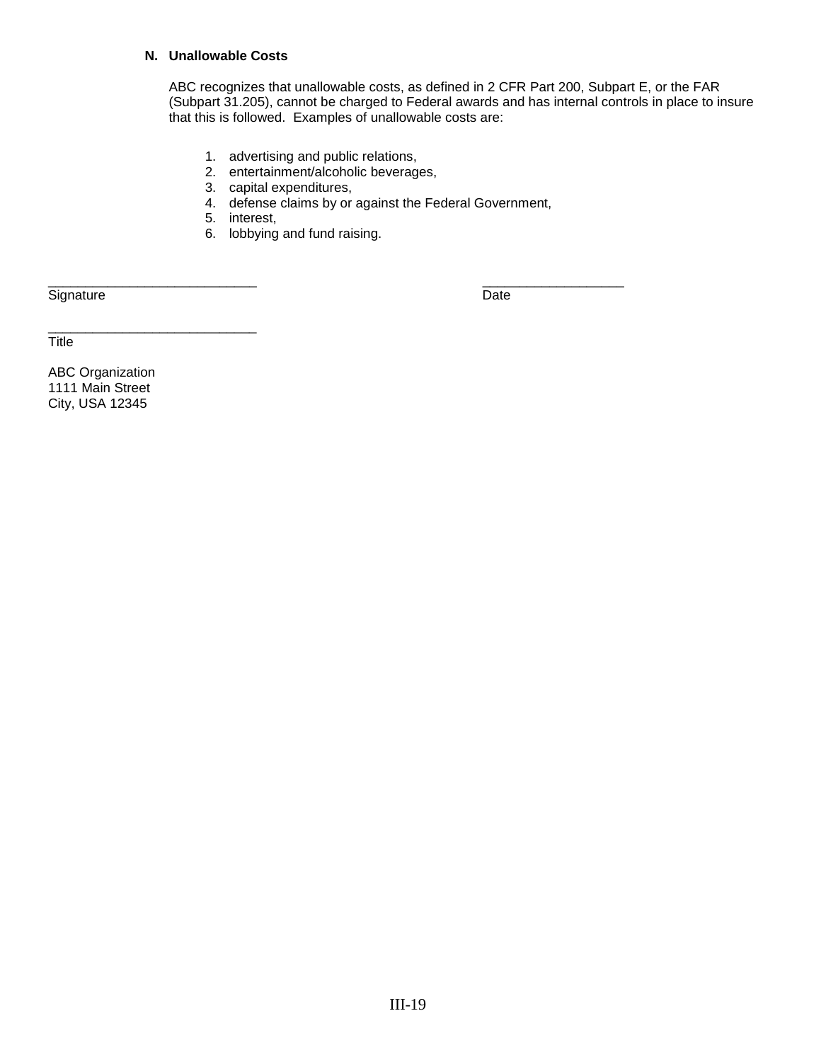**N. Unallowable Costs**

ABC recognizes that unallowable costs, as defined in 2 CFR Part 200, Subpart E, or the FAR (Subpart 31.205), cannot be charged to Federal awards and has internal controls in place to insure that this is followed. Examples of unallowable costs are:

1. advertising and public relations,
2. entertainment/alcoholic beverages,
3. capital expenditures,
4. defense claims by or against the Federal Government,
5. interest,
6. lobbying and fund raising.

____________________________ ___________________
Signature Date

____________________________
Title

ABC Organization
1111 Main Street
City, USA 12345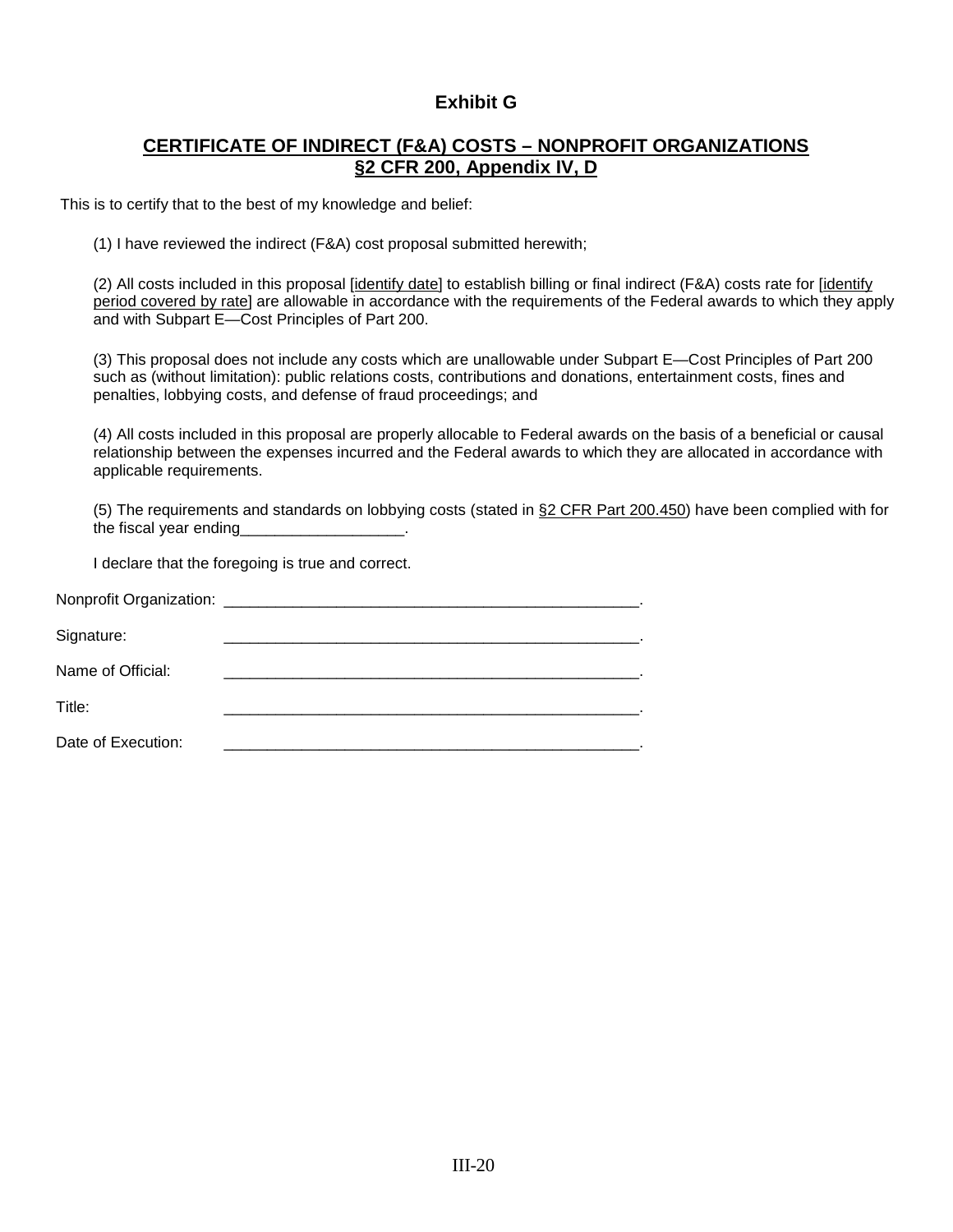## Exhibit G

## CERTIFICATE OF INDIRECT (F&A) COSTS – NONPROFIT ORGANIZATIONS §2 CFR 200, Appendix IV, D

This is to certify that to the best of my knowledge and belief:

(1) I have reviewed the indirect (F&A) cost proposal submitted herewith;

(2) All costs included in this proposal [identify date] to establish billing or final indirect (F&A) costs rate for [identify period covered by rate] are allowable in accordance with the requirements of the Federal awards to which they apply and with Subpart E—Cost Principles of Part 200.

(3) This proposal does not include any costs which are unallowable under Subpart E—Cost Principles of Part 200 such as (without limitation): public relations costs, contributions and donations, entertainment costs, fines and penalties, lobbying costs, and defense of fraud proceedings; and

(4) All costs included in this proposal are properly allocable to Federal awards on the basis of a beneficial or causal relationship between the expenses incurred and the Federal awards to which they are allocated in accordance with applicable requirements.

(5) The requirements and standards on lobbying costs (stated in §2 CFR Part 200.450) have been complied with for the fiscal year ending___________________.

I declare that the foregoing is true and correct.

Nonprofit Organization: __________________________________________________.

Signature: __________________________________________________.

Name of Official: __________________________________________________.

Title: __________________________________________________.

Date of Execution: __________________________________________________.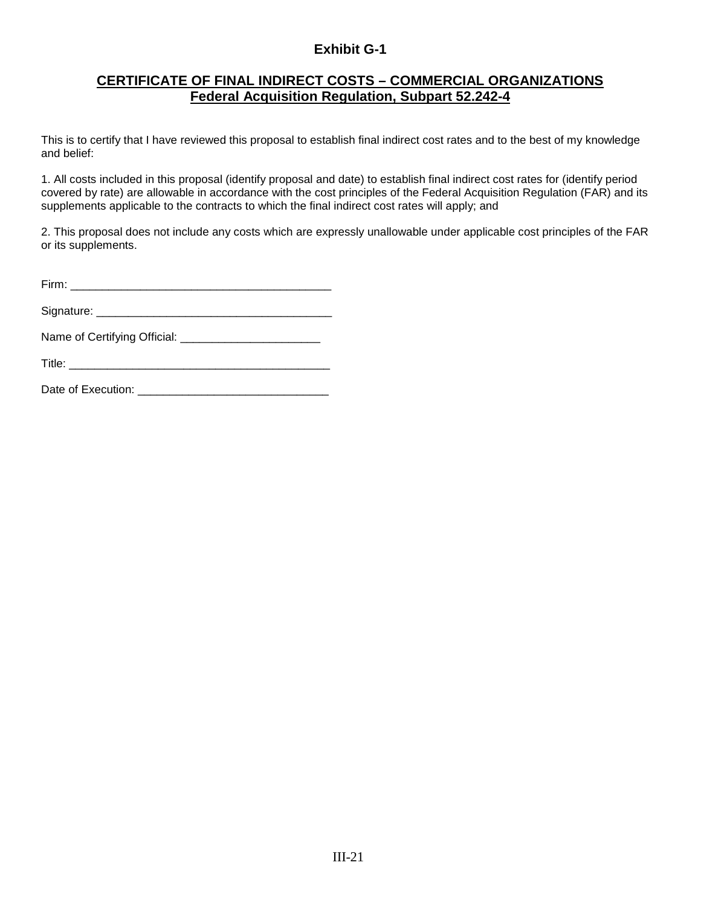## Exhibit G-1

## CERTIFICATE OF FINAL INDIRECT COSTS – COMMERCIAL ORGANIZATIONS
## Federal Acquisition Regulation, Subpart 52.242-4

This is to certify that I have reviewed this proposal to establish final indirect cost rates and to the best of my knowledge and belief:

1. All costs included in this proposal (identify proposal and date) to establish final indirect cost rates for (identify period covered by rate) are allowable in accordance with the cost principles of the Federal Acquisition Regulation (FAR) and its supplements applicable to the contracts to which the final indirect cost rates will apply; and

2. This proposal does not include any costs which are expressly unallowable under applicable cost principles of the FAR or its supplements.

Firm: _________________________________________

Signature: _____________________________________

Name of Certifying Official: ______________________

Title: _________________________________________

Date of Execution: _____________________________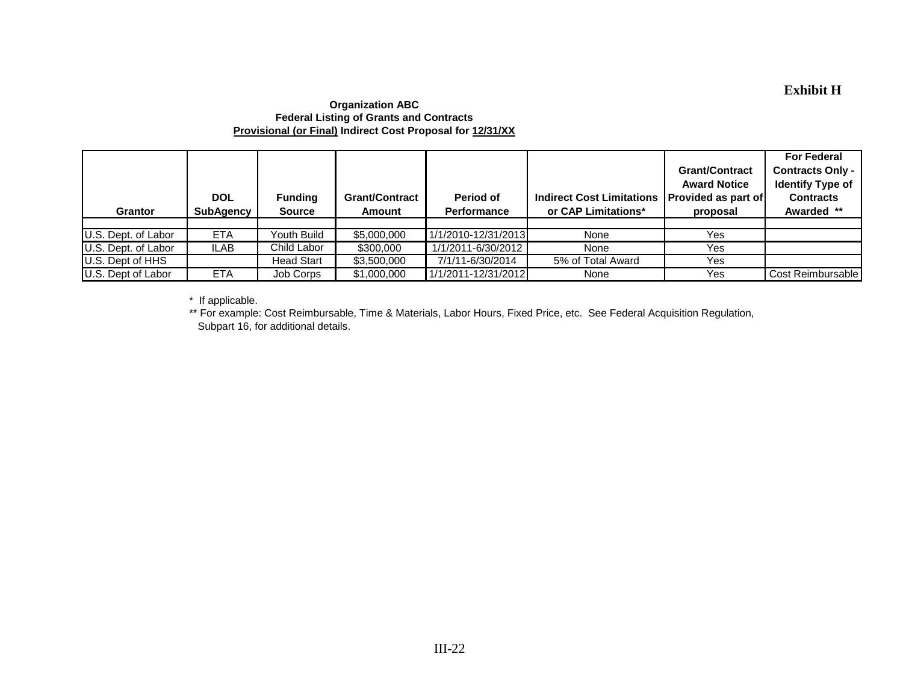**Exhibit H**

**Organization ABC**
**Federal Listing of Grants and Contracts**
**Provisional (or Final) Indirect Cost Proposal for 12/31/XX**

| Grantor | DOL SubAgency | Funding Source | Grant/Contract Amount | Period of Performance | Indirect Cost Limitations or CAP Limitations* | Grant/Contract Award Notice Provided as part of proposal | For Federal Contracts Only - Identify Type of Contracts Awarded ** |
|---|---|---|---|---|---|---|---|
| | | | | | | | |
| U.S. Dept. of Labor | ETA | Youth Build | $5,000,000 | 1/1/2010-12/31/2013 | None | Yes | |
| U.S. Dept. of Labor | ILAB | Child Labor | $300,000 | 1/1/2011-6/30/2012 | None | Yes | |
| U.S. Dept of HHS | | Head Start | $3,500,000 | 7/1/11-6/30/2014 | 5% of Total Award | Yes | |
| U.S. Dept of Labor | ETA | Job Corps | $1,000,000 | 1/1/2011-12/31/2012 | None | Yes | Cost Reimbursable |

\* If applicable.

** For example: Cost Reimbursable, Time & Materials, Labor Hours, Fixed Price, etc. See Federal Acquisition Regulation, Subpart 16, for additional details.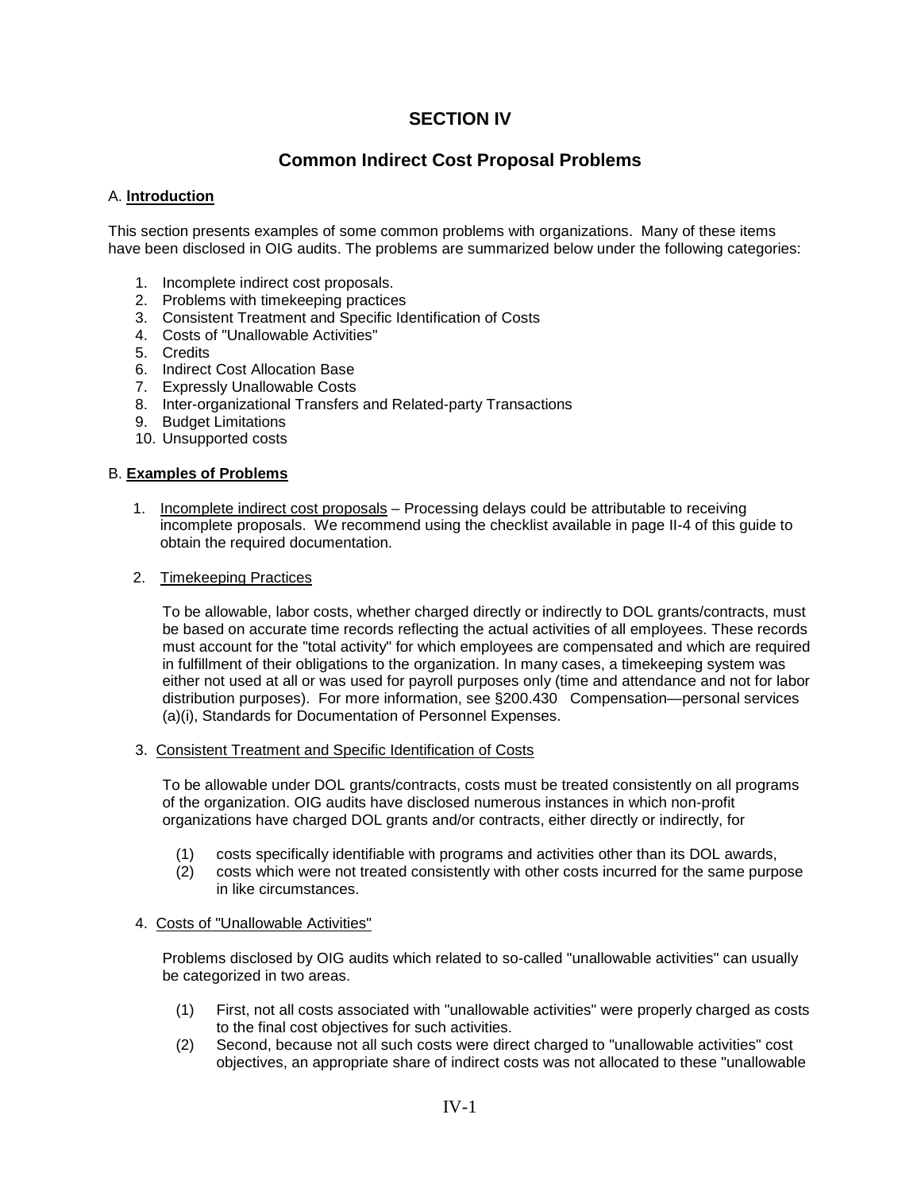# SECTION IV

## Common Indirect Cost Proposal Problems

A. **Introduction**

This section presents examples of some common problems with organizations. Many of these items have been disclosed in OIG audits. The problems are summarized below under the following categories:

1. Incomplete indirect cost proposals.
2. Problems with timekeeping practices
3. Consistent Treatment and Specific Identification of Costs
4. Costs of "Unallowable Activities"
5. Credits
6. Indirect Cost Allocation Base
7. Expressly Unallowable Costs
8. Inter-organizational Transfers and Related-party Transactions
9. Budget Limitations
10. Unsupported costs

B. **Examples of Problems**

1. Incomplete indirect cost proposals – Processing delays could be attributable to receiving incomplete proposals. We recommend using the checklist available in page II-4 of this guide to obtain the required documentation.

2. Timekeeping Practices

   To be allowable, labor costs, whether charged directly or indirectly to DOL grants/contracts, must be based on accurate time records reflecting the actual activities of all employees. These records must account for the "total activity" for which employees are compensated and which are required in fulfillment of their obligations to the organization. In many cases, a timekeeping system was either not used at all or was used for payroll purposes only (time and attendance and not for labor distribution purposes). For more information, see §200.430 Compensation—personal services (a)(i), Standards for Documentation of Personnel Expenses.

3. Consistent Treatment and Specific Identification of Costs

   To be allowable under DOL grants/contracts, costs must be treated consistently on all programs of the organization. OIG audits have disclosed numerous instances in which non-profit organizations have charged DOL grants and/or contracts, either directly or indirectly, for

   (1) costs specifically identifiable with programs and activities other than its DOL awards,
   (2) costs which were not treated consistently with other costs incurred for the same purpose in like circumstances.

4. Costs of "Unallowable Activities"

   Problems disclosed by OIG audits which related to so-called "unallowable activities" can usually be categorized in two areas.

   (1) First, not all costs associated with "unallowable activities" were properly charged as costs to the final cost objectives for such activities.
   (2) Second, because not all such costs were direct charged to "unallowable activities" cost objectives, an appropriate share of indirect costs was not allocated to these "unallowable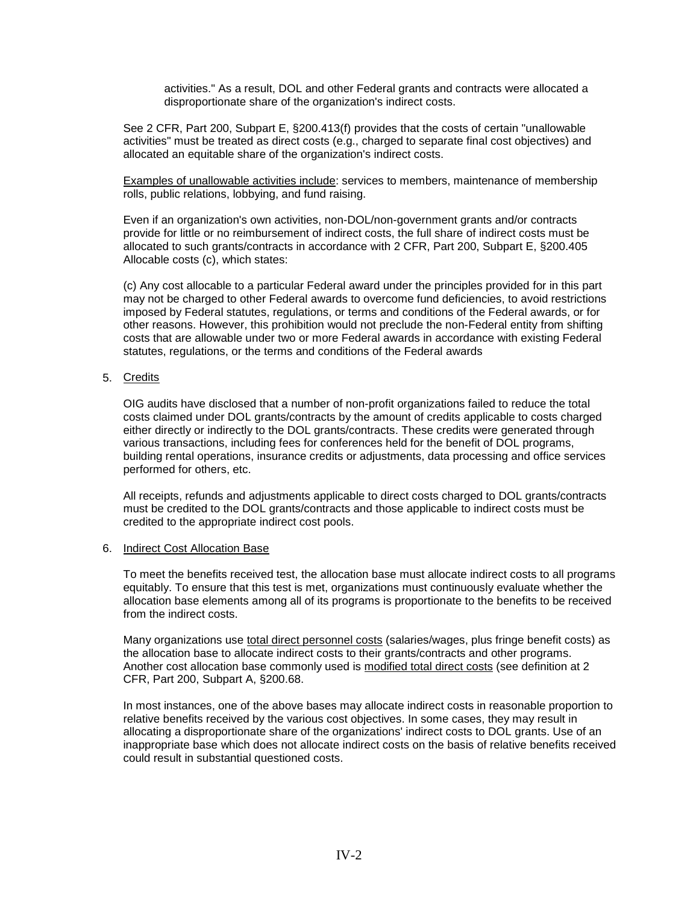activities." As a result, DOL and other Federal grants and contracts were allocated a disproportionate share of the organization's indirect costs.

See 2 CFR, Part 200, Subpart E, §200.413(f) provides that the costs of certain "unallowable activities" must be treated as direct costs (e.g., charged to separate final cost objectives) and allocated an equitable share of the organization's indirect costs.

Examples of unallowable activities include: services to members, maintenance of membership rolls, public relations, lobbying, and fund raising.

Even if an organization's own activities, non-DOL/non-government grants and/or contracts provide for little or no reimbursement of indirect costs, the full share of indirect costs must be allocated to such grants/contracts in accordance with 2 CFR, Part 200, Subpart E, §200.405 Allocable costs (c), which states:

(c) Any cost allocable to a particular Federal award under the principles provided for in this part may not be charged to other Federal awards to overcome fund deficiencies, to avoid restrictions imposed by Federal statutes, regulations, or terms and conditions of the Federal awards, or for other reasons. However, this prohibition would not preclude the non-Federal entity from shifting costs that are allowable under two or more Federal awards in accordance with existing Federal statutes, regulations, or the terms and conditions of the Federal awards

5. Credits

OIG audits have disclosed that a number of non-profit organizations failed to reduce the total costs claimed under DOL grants/contracts by the amount of credits applicable to costs charged either directly or indirectly to the DOL grants/contracts. These credits were generated through various transactions, including fees for conferences held for the benefit of DOL programs, building rental operations, insurance credits or adjustments, data processing and office services performed for others, etc.

All receipts, refunds and adjustments applicable to direct costs charged to DOL grants/contracts must be credited to the DOL grants/contracts and those applicable to indirect costs must be credited to the appropriate indirect cost pools.

6. Indirect Cost Allocation Base

To meet the benefits received test, the allocation base must allocate indirect costs to all programs equitably. To ensure that this test is met, organizations must continuously evaluate whether the allocation base elements among all of its programs is proportionate to the benefits to be received from the indirect costs.

Many organizations use total direct personnel costs (salaries/wages, plus fringe benefit costs) as the allocation base to allocate indirect costs to their grants/contracts and other programs. Another cost allocation base commonly used is modified total direct costs (see definition at 2 CFR, Part 200, Subpart A, §200.68.

In most instances, one of the above bases may allocate indirect costs in reasonable proportion to relative benefits received by the various cost objectives. In some cases, they may result in allocating a disproportionate share of the organizations' indirect costs to DOL grants. Use of an inappropriate base which does not allocate indirect costs on the basis of relative benefits received could result in substantial questioned costs.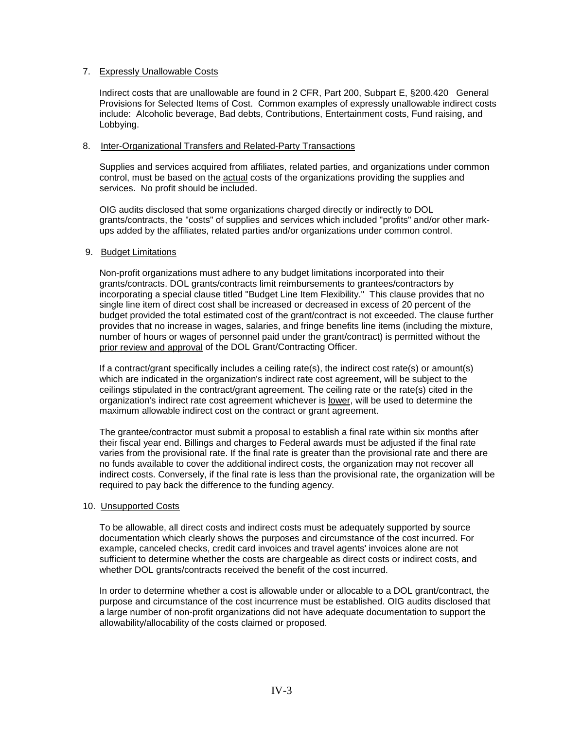7. <u>Expressly Unallowable Costs</u>

   Indirect costs that are unallowable are found in 2 CFR, Part 200, Subpart E, §200.420 General Provisions for Selected Items of Cost. Common examples of expressly unallowable indirect costs include: Alcoholic beverage, Bad debts, Contributions, Entertainment costs, Fund raising, and Lobbying.

8. <u>Inter-Organizational Transfers and Related-Party Transactions</u>

   Supplies and services acquired from affiliates, related parties, and organizations under common control, must be based on the <u>actual</u> costs of the organizations providing the supplies and services. No profit should be included.

   OIG audits disclosed that some organizations charged directly or indirectly to DOL grants/contracts, the "costs" of supplies and services which included "profits" and/or other mark-ups added by the affiliates, related parties and/or organizations under common control.

9. <u>Budget Limitations</u>

   Non-profit organizations must adhere to any budget limitations incorporated into their grants/contracts. DOL grants/contracts limit reimbursements to grantees/contractors by incorporating a special clause titled "Budget Line Item Flexibility." This clause provides that no single line item of direct cost shall be increased or decreased in excess of 20 percent of the budget provided the total estimated cost of the grant/contract is not exceeded. The clause further provides that no increase in wages, salaries, and fringe benefits line items (including the mixture, number of hours or wages of personnel paid under the grant/contract) is permitted without the <u>prior review and approval</u> of the DOL Grant/Contracting Officer.

   If a contract/grant specifically includes a ceiling rate(s), the indirect cost rate(s) or amount(s) which are indicated in the organization's indirect rate cost agreement, will be subject to the ceilings stipulated in the contract/grant agreement. The ceiling rate or the rate(s) cited in the organization's indirect rate cost agreement whichever is <u>lower</u>, will be used to determine the maximum allowable indirect cost on the contract or grant agreement.

   The grantee/contractor must submit a proposal to establish a final rate within six months after their fiscal year end. Billings and charges to Federal awards must be adjusted if the final rate varies from the provisional rate. If the final rate is greater than the provisional rate and there are no funds available to cover the additional indirect costs, the organization may not recover all indirect costs. Conversely, if the final rate is less than the provisional rate, the organization will be required to pay back the difference to the funding agency.

10. <u>Unsupported Costs</u>

    To be allowable, all direct costs and indirect costs must be adequately supported by source documentation which clearly shows the purposes and circumstance of the cost incurred. For example, canceled checks, credit card invoices and travel agents' invoices alone are not sufficient to determine whether the costs are chargeable as direct costs or indirect costs, and whether DOL grants/contracts received the benefit of the cost incurred.

    In order to determine whether a cost is allowable under or allocable to a DOL grant/contract, the purpose and circumstance of the cost incurrence must be established. OIG audits disclosed that a large number of non-profit organizations did not have adequate documentation to support the allowability/allocability of the costs claimed or proposed.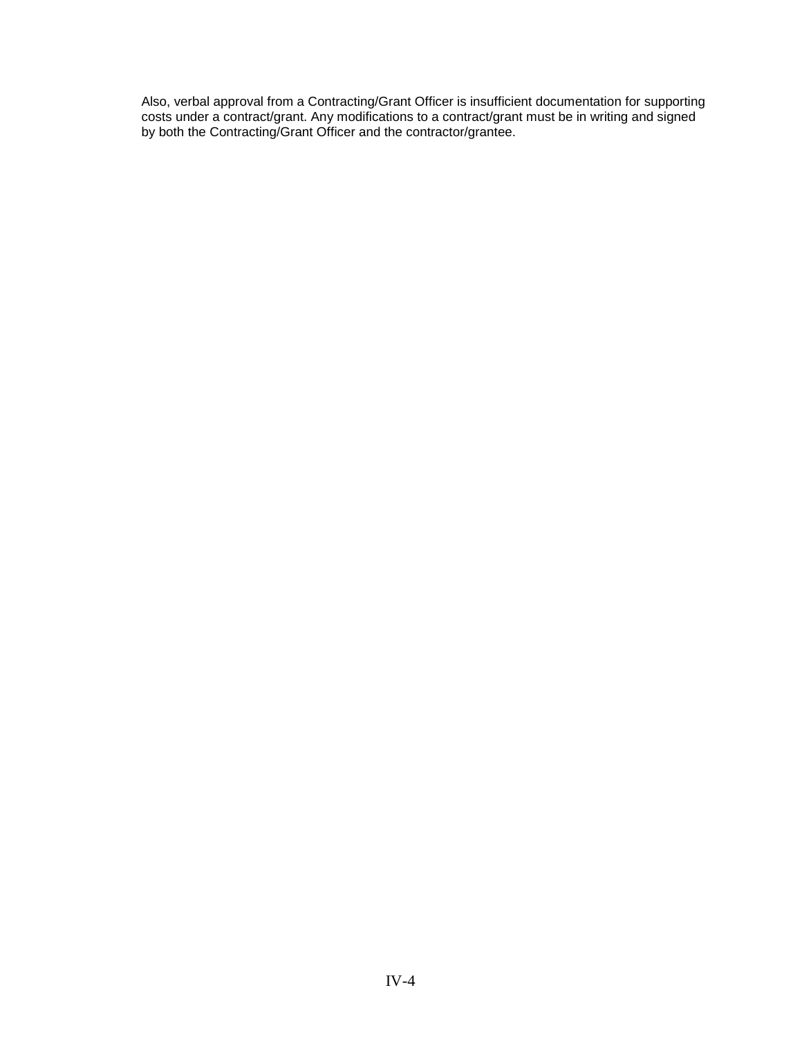Also, verbal approval from a Contracting/Grant Officer is insufficient documentation for supporting costs under a contract/grant. Any modifications to a contract/grant must be in writing and signed by both the Contracting/Grant Officer and the contractor/grantee.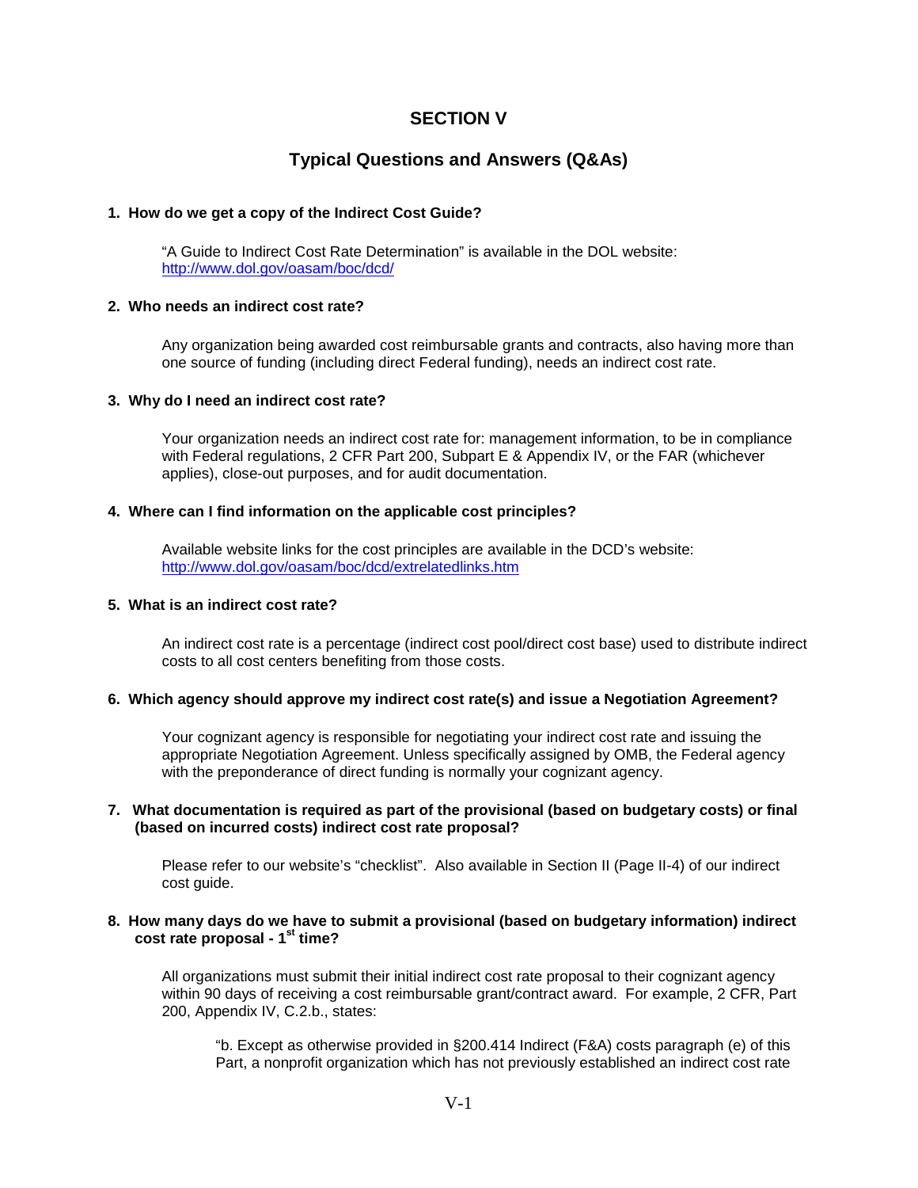# SECTION V

## Typical Questions and Answers (Q&As)

**1. How do we get a copy of the Indirect Cost Guide?**

"A Guide to Indirect Cost Rate Determination" is available in the DOL website: http://www.dol.gov/oasam/boc/dcd/

**2. Who needs an indirect cost rate?**

Any organization being awarded cost reimbursable grants and contracts, also having more than one source of funding (including direct Federal funding), needs an indirect cost rate.

**3. Why do I need an indirect cost rate?**

Your organization needs an indirect cost rate for: management information, to be in compliance with Federal regulations, 2 CFR Part 200, Subpart E & Appendix IV, or the FAR (whichever applies), close-out purposes, and for audit documentation.

**4. Where can I find information on the applicable cost principles?**

Available website links for the cost principles are available in the DCD's website: http://www.dol.gov/oasam/boc/dcd/extrelatedlinks.htm

**5. What is an indirect cost rate?**

An indirect cost rate is a percentage (indirect cost pool/direct cost base) used to distribute indirect costs to all cost centers benefiting from those costs.

**6. Which agency should approve my indirect cost rate(s) and issue a Negotiation Agreement?**

Your cognizant agency is responsible for negotiating your indirect cost rate and issuing the appropriate Negotiation Agreement. Unless specifically assigned by OMB, the Federal agency with the preponderance of direct funding is normally your cognizant agency.

**7. What documentation is required as part of the provisional (based on budgetary costs) or final (based on incurred costs) indirect cost rate proposal?**

Please refer to our website's "checklist". Also available in Section II (Page II-4) of our indirect cost guide.

**8. How many days do we have to submit a provisional (based on budgetary information) indirect cost rate proposal - 1st time?**

All organizations must submit their initial indirect cost rate proposal to their cognizant agency within 90 days of receiving a cost reimbursable grant/contract award. For example, 2 CFR, Part 200, Appendix IV, C.2.b., states:

> "b. Except as otherwise provided in §200.414 Indirect (F&A) costs paragraph (e) of this Part, a nonprofit organization which has not previously established an indirect cost rate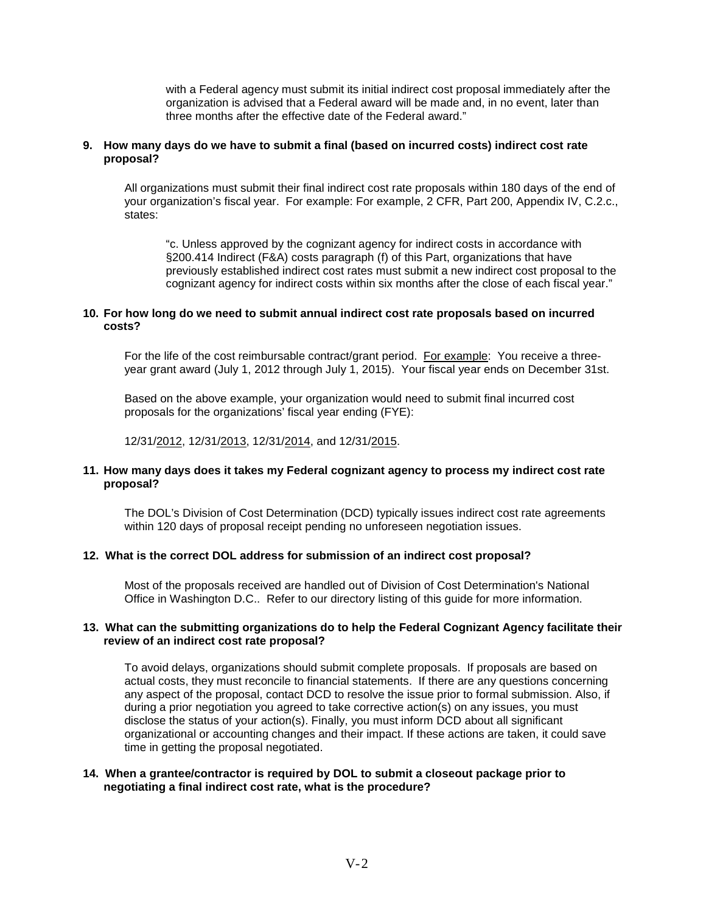with a Federal agency must submit its initial indirect cost proposal immediately after the organization is advised that a Federal award will be made and, in no event, later than three months after the effective date of the Federal award."

**9. How many days do we have to submit a final (based on incurred costs) indirect cost rate proposal?**

All organizations must submit their final indirect cost rate proposals within 180 days of the end of your organization's fiscal year. For example: For example, 2 CFR, Part 200, Appendix IV, C.2.c., states:

> "c. Unless approved by the cognizant agency for indirect costs in accordance with §200.414 Indirect (F&A) costs paragraph (f) of this Part, organizations that have previously established indirect cost rates must submit a new indirect cost proposal to the cognizant agency for indirect costs within six months after the close of each fiscal year."

**10. For how long do we need to submit annual indirect cost rate proposals based on incurred costs?**

For the life of the cost reimbursable contract/grant period. For example: You receive a three-year grant award (July 1, 2012 through July 1, 2015). Your fiscal year ends on December 31st.

Based on the above example, your organization would need to submit final incurred cost proposals for the organizations' fiscal year ending (FYE):

12/31/2012, 12/31/2013, 12/31/2014, and 12/31/2015.

**11. How many days does it takes my Federal cognizant agency to process my indirect cost rate proposal?**

The DOL's Division of Cost Determination (DCD) typically issues indirect cost rate agreements within 120 days of proposal receipt pending no unforeseen negotiation issues.

**12. What is the correct DOL address for submission of an indirect cost proposal?**

Most of the proposals received are handled out of Division of Cost Determination's National Office in Washington D.C.. Refer to our directory listing of this guide for more information.

**13. What can the submitting organizations do to help the Federal Cognizant Agency facilitate their review of an indirect cost rate proposal?**

To avoid delays, organizations should submit complete proposals. If proposals are based on actual costs, they must reconcile to financial statements. If there are any questions concerning any aspect of the proposal, contact DCD to resolve the issue prior to formal submission. Also, if during a prior negotiation you agreed to take corrective action(s) on any issues, you must disclose the status of your action(s). Finally, you must inform DCD about all significant organizational or accounting changes and their impact. If these actions are taken, it could save time in getting the proposal negotiated.

**14. When a grantee/contractor is required by DOL to submit a closeout package prior to negotiating a final indirect cost rate, what is the procedure?**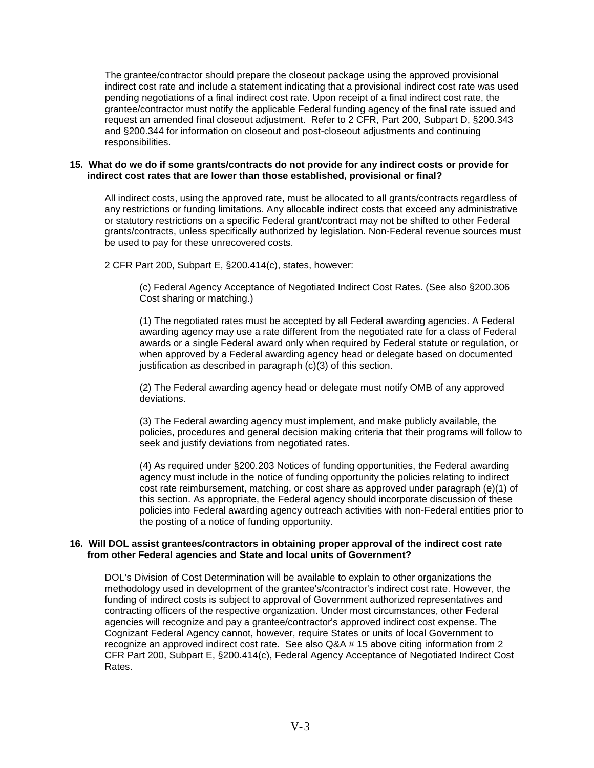The grantee/contractor should prepare the closeout package using the approved provisional indirect cost rate and include a statement indicating that a provisional indirect cost rate was used pending negotiations of a final indirect cost rate. Upon receipt of a final indirect cost rate, the grantee/contractor must notify the applicable Federal funding agency of the final rate issued and request an amended final closeout adjustment. Refer to 2 CFR, Part 200, Subpart D, §200.343 and §200.344 for information on closeout and post-closeout adjustments and continuing responsibilities.

**15. What do we do if some grants/contracts do not provide for any indirect costs or provide for indirect cost rates that are lower than those established, provisional or final?**

All indirect costs, using the approved rate, must be allocated to all grants/contracts regardless of any restrictions or funding limitations. Any allocable indirect costs that exceed any administrative or statutory restrictions on a specific Federal grant/contract may not be shifted to other Federal grants/contracts, unless specifically authorized by legislation. Non-Federal revenue sources must be used to pay for these unrecovered costs.

2 CFR Part 200, Subpart E, §200.414(c), states, however:

> (c) Federal Agency Acceptance of Negotiated Indirect Cost Rates. (See also §200.306 Cost sharing or matching.)
>
> (1) The negotiated rates must be accepted by all Federal awarding agencies. A Federal awarding agency may use a rate different from the negotiated rate for a class of Federal awards or a single Federal award only when required by Federal statute or regulation, or when approved by a Federal awarding agency head or delegate based on documented justification as described in paragraph (c)(3) of this section.
>
> (2) The Federal awarding agency head or delegate must notify OMB of any approved deviations.
>
> (3) The Federal awarding agency must implement, and make publicly available, the policies, procedures and general decision making criteria that their programs will follow to seek and justify deviations from negotiated rates.
>
> (4) As required under §200.203 Notices of funding opportunities, the Federal awarding agency must include in the notice of funding opportunity the policies relating to indirect cost rate reimbursement, matching, or cost share as approved under paragraph (e)(1) of this section. As appropriate, the Federal agency should incorporate discussion of these policies into Federal awarding agency outreach activities with non-Federal entities prior to the posting of a notice of funding opportunity.

**16. Will DOL assist grantees/contractors in obtaining proper approval of the indirect cost rate from other Federal agencies and State and local units of Government?**

DOL's Division of Cost Determination will be available to explain to other organizations the methodology used in development of the grantee's/contractor's indirect cost rate. However, the funding of indirect costs is subject to approval of Government authorized representatives and contracting officers of the respective organization. Under most circumstances, other Federal agencies will recognize and pay a grantee/contractor's approved indirect cost expense. The Cognizant Federal Agency cannot, however, require States or units of local Government to recognize an approved indirect cost rate. See also Q&A # 15 above citing information from 2 CFR Part 200, Subpart E, §200.414(c), Federal Agency Acceptance of Negotiated Indirect Cost Rates.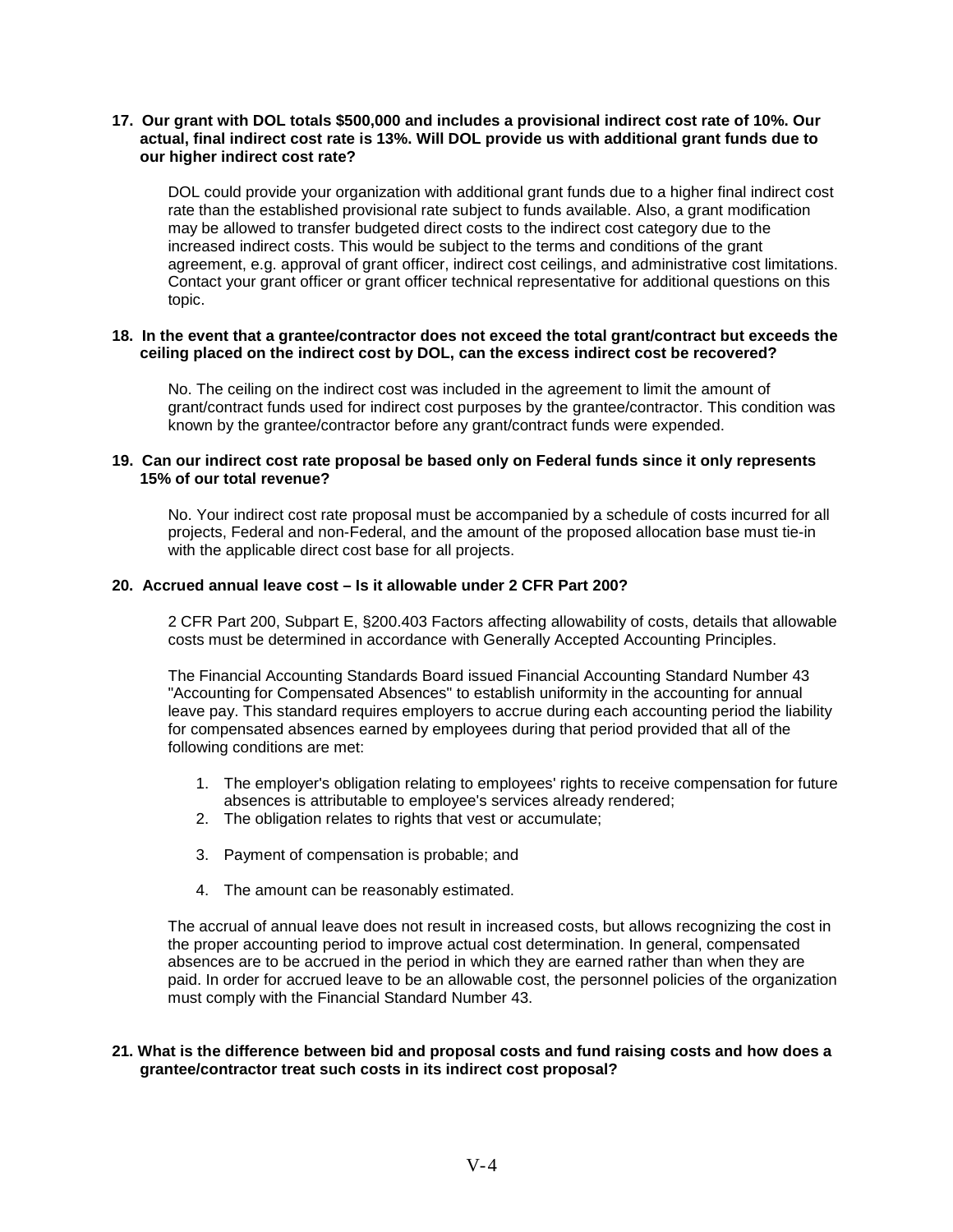**17. Our grant with DOL totals $500,000 and includes a provisional indirect cost rate of 10%. Our actual, final indirect cost rate is 13%. Will DOL provide us with additional grant funds due to our higher indirect cost rate?**

DOL could provide your organization with additional grant funds due to a higher final indirect cost rate than the established provisional rate subject to funds available. Also, a grant modification may be allowed to transfer budgeted direct costs to the indirect cost category due to the increased indirect costs. This would be subject to the terms and conditions of the grant agreement, e.g. approval of grant officer, indirect cost ceilings, and administrative cost limitations. Contact your grant officer or grant officer technical representative for additional questions on this topic.

**18. In the event that a grantee/contractor does not exceed the total grant/contract but exceeds the ceiling placed on the indirect cost by DOL, can the excess indirect cost be recovered?**

No. The ceiling on the indirect cost was included in the agreement to limit the amount of grant/contract funds used for indirect cost purposes by the grantee/contractor. This condition was known by the grantee/contractor before any grant/contract funds were expended.

**19. Can our indirect cost rate proposal be based only on Federal funds since it only represents 15% of our total revenue?**

No. Your indirect cost rate proposal must be accompanied by a schedule of costs incurred for all projects, Federal and non-Federal, and the amount of the proposed allocation base must tie-in with the applicable direct cost base for all projects.

**20. Accrued annual leave cost – Is it allowable under 2 CFR Part 200?**

2 CFR Part 200, Subpart E, §200.403 Factors affecting allowability of costs, details that allowable costs must be determined in accordance with Generally Accepted Accounting Principles.

The Financial Accounting Standards Board issued Financial Accounting Standard Number 43 "Accounting for Compensated Absences" to establish uniformity in the accounting for annual leave pay. This standard requires employers to accrue during each accounting period the liability for compensated absences earned by employees during that period provided that all of the following conditions are met:

1. The employer's obligation relating to employees' rights to receive compensation for future absences is attributable to employee's services already rendered;
2. The obligation relates to rights that vest or accumulate;
3. Payment of compensation is probable; and
4. The amount can be reasonably estimated.

The accrual of annual leave does not result in increased costs, but allows recognizing the cost in the proper accounting period to improve actual cost determination. In general, compensated absences are to be accrued in the period in which they are earned rather than when they are paid. In order for accrued leave to be an allowable cost, the personnel policies of the organization must comply with the Financial Standard Number 43.

**21. What is the difference between bid and proposal costs and fund raising costs and how does a grantee/contractor treat such costs in its indirect cost proposal?**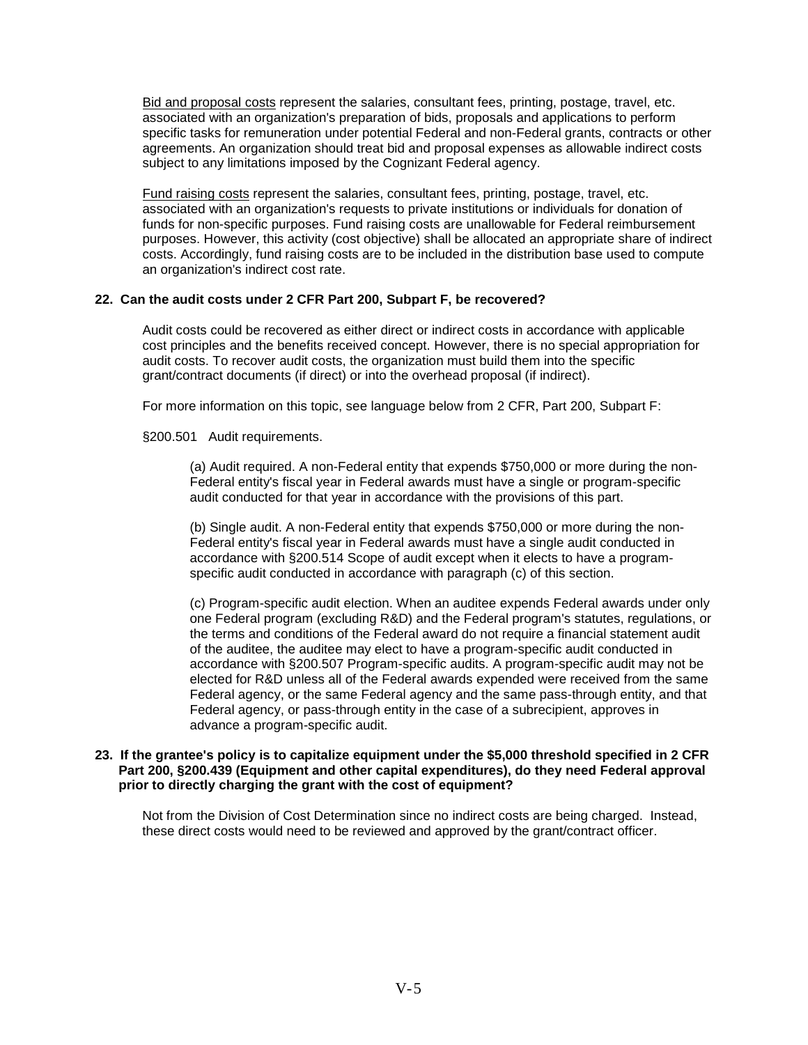Bid and proposal costs represent the salaries, consultant fees, printing, postage, travel, etc. associated with an organization's preparation of bids, proposals and applications to perform specific tasks for remuneration under potential Federal and non-Federal grants, contracts or other agreements. An organization should treat bid and proposal expenses as allowable indirect costs subject to any limitations imposed by the Cognizant Federal agency.

Fund raising costs represent the salaries, consultant fees, printing, postage, travel, etc. associated with an organization's requests to private institutions or individuals for donation of funds for non-specific purposes. Fund raising costs are unallowable for Federal reimbursement purposes. However, this activity (cost objective) shall be allocated an appropriate share of indirect costs. Accordingly, fund raising costs are to be included in the distribution base used to compute an organization's indirect cost rate.

**22. Can the audit costs under 2 CFR Part 200, Subpart F, be recovered?**

Audit costs could be recovered as either direct or indirect costs in accordance with applicable cost principles and the benefits received concept. However, there is no special appropriation for audit costs. To recover audit costs, the organization must build them into the specific grant/contract documents (if direct) or into the overhead proposal (if indirect).

For more information on this topic, see language below from 2 CFR, Part 200, Subpart F:

§200.501 Audit requirements.

(a) Audit required. A non-Federal entity that expends $750,000 or more during the non-Federal entity's fiscal year in Federal awards must have a single or program-specific audit conducted for that year in accordance with the provisions of this part.

(b) Single audit. A non-Federal entity that expends $750,000 or more during the non-Federal entity's fiscal year in Federal awards must have a single audit conducted in accordance with §200.514 Scope of audit except when it elects to have a program-specific audit conducted in accordance with paragraph (c) of this section.

(c) Program-specific audit election. When an auditee expends Federal awards under only one Federal program (excluding R&D) and the Federal program's statutes, regulations, or the terms and conditions of the Federal award do not require a financial statement audit of the auditee, the auditee may elect to have a program-specific audit conducted in accordance with §200.507 Program-specific audits. A program-specific audit may not be elected for R&D unless all of the Federal awards expended were received from the same Federal agency, or the same Federal agency and the same pass-through entity, and that Federal agency, or pass-through entity in the case of a subrecipient, approves in advance a program-specific audit.

**23. If the grantee's policy is to capitalize equipment under the $5,000 threshold specified in 2 CFR Part 200, §200.439 (Equipment and other capital expenditures), do they need Federal approval prior to directly charging the grant with the cost of equipment?**

Not from the Division of Cost Determination since no indirect costs are being charged. Instead, these direct costs would need to be reviewed and approved by the grant/contract officer.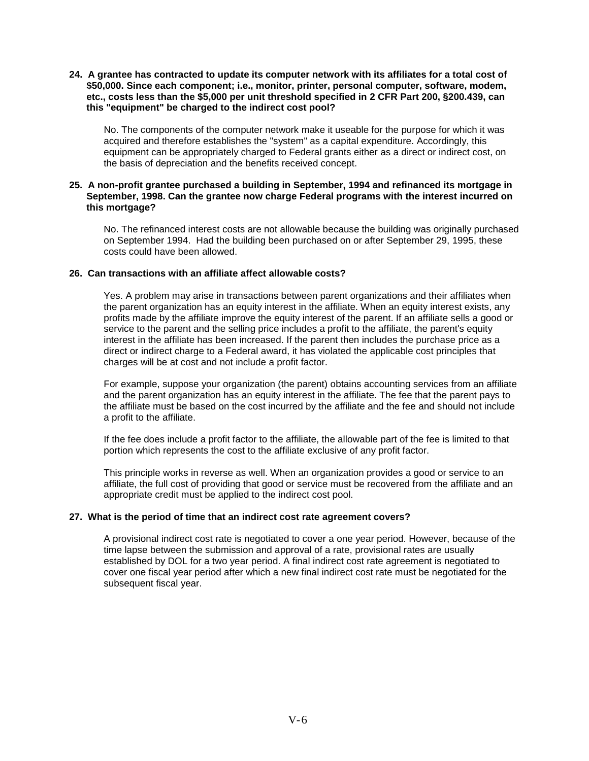**24. A grantee has contracted to update its computer network with its affiliates for a total cost of $50,000. Since each component; i.e., monitor, printer, personal computer, software, modem, etc., costs less than the $5,000 per unit threshold specified in 2 CFR Part 200, §200.439, can this "equipment" be charged to the indirect cost pool?**

No. The components of the computer network make it useable for the purpose for which it was acquired and therefore establishes the "system" as a capital expenditure. Accordingly, this equipment can be appropriately charged to Federal grants either as a direct or indirect cost, on the basis of depreciation and the benefits received concept.

**25. A non-profit grantee purchased a building in September, 1994 and refinanced its mortgage in September, 1998. Can the grantee now charge Federal programs with the interest incurred on this mortgage?**

No. The refinanced interest costs are not allowable because the building was originally purchased on September 1994. Had the building been purchased on or after September 29, 1995, these costs could have been allowed.

**26. Can transactions with an affiliate affect allowable costs?**

Yes. A problem may arise in transactions between parent organizations and their affiliates when the parent organization has an equity interest in the affiliate. When an equity interest exists, any profits made by the affiliate improve the equity interest of the parent. If an affiliate sells a good or service to the parent and the selling price includes a profit to the affiliate, the parent's equity interest in the affiliate has been increased. If the parent then includes the purchase price as a direct or indirect charge to a Federal award, it has violated the applicable cost principles that charges will be at cost and not include a profit factor.

For example, suppose your organization (the parent) obtains accounting services from an affiliate and the parent organization has an equity interest in the affiliate. The fee that the parent pays to the affiliate must be based on the cost incurred by the affiliate and the fee and should not include a profit to the affiliate.

If the fee does include a profit factor to the affiliate, the allowable part of the fee is limited to that portion which represents the cost to the affiliate exclusive of any profit factor.

This principle works in reverse as well. When an organization provides a good or service to an affiliate, the full cost of providing that good or service must be recovered from the affiliate and an appropriate credit must be applied to the indirect cost pool.

**27. What is the period of time that an indirect cost rate agreement covers?**

A provisional indirect cost rate is negotiated to cover a one year period. However, because of the time lapse between the submission and approval of a rate, provisional rates are usually established by DOL for a two year period. A final indirect cost rate agreement is negotiated to cover one fiscal year period after which a new final indirect cost rate must be negotiated for the subsequent fiscal year.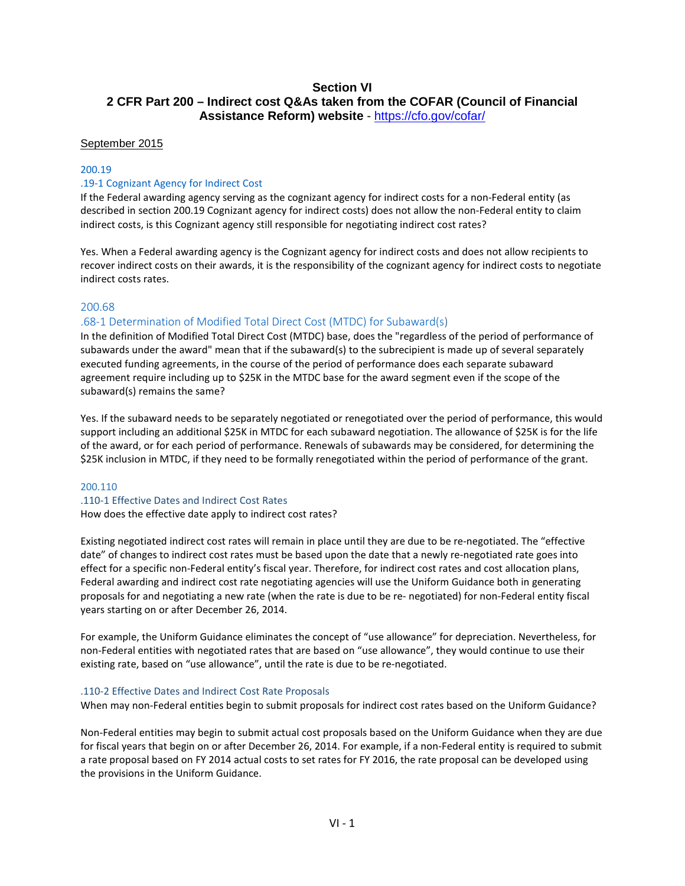# Section VI
# 2 CFR Part 200 – Indirect cost Q&As taken from the COFAR (Council of Financial Assistance Reform) website - https://cfo.gov/cofar/

September 2015

## 200.19

### .19-1 Cognizant Agency for Indirect Cost

If the Federal awarding agency serving as the cognizant agency for indirect costs for a non-Federal entity (as described in section 200.19 Cognizant agency for indirect costs) does not allow the non-Federal entity to claim indirect costs, is this Cognizant agency still responsible for negotiating indirect cost rates?

Yes. When a Federal awarding agency is the Cognizant agency for indirect costs and does not allow recipients to recover indirect costs on their awards, it is the responsibility of the cognizant agency for indirect costs to negotiate indirect costs rates.

## 200.68

### .68-1 Determination of Modified Total Direct Cost (MTDC) for Subaward(s)

In the definition of Modified Total Direct Cost (MTDC) base, does the "regardless of the period of performance of subawards under the award" mean that if the subaward(s) to the subrecipient is made up of several separately executed funding agreements, in the course of the period of performance does each separate subaward agreement require including up to $25K in the MTDC base for the award segment even if the scope of the subaward(s) remains the same?

Yes. If the subaward needs to be separately negotiated or renegotiated over the period of performance, this would support including an additional $25K in MTDC for each subaward negotiation. The allowance of $25K is for the life of the award, or for each period of performance. Renewals of subawards may be considered, for determining the $25K inclusion in MTDC, if they need to be formally renegotiated within the period of performance of the grant.

## 200.110

### .110-1 Effective Dates and Indirect Cost Rates

How does the effective date apply to indirect cost rates?

Existing negotiated indirect cost rates will remain in place until they are due to be re-negotiated. The "effective date" of changes to indirect cost rates must be based upon the date that a newly re-negotiated rate goes into effect for a specific non-Federal entity's fiscal year. Therefore, for indirect cost rates and cost allocation plans, Federal awarding and indirect cost rate negotiating agencies will use the Uniform Guidance both in generating proposals for and negotiating a new rate (when the rate is due to be re- negotiated) for non-Federal entity fiscal years starting on or after December 26, 2014.

For example, the Uniform Guidance eliminates the concept of "use allowance" for depreciation. Nevertheless, for non-Federal entities with negotiated rates that are based on "use allowance", they would continue to use their existing rate, based on "use allowance", until the rate is due to be re-negotiated.

### .110-2 Effective Dates and Indirect Cost Rate Proposals

When may non-Federal entities begin to submit proposals for indirect cost rates based on the Uniform Guidance?

Non-Federal entities may begin to submit actual cost proposals based on the Uniform Guidance when they are due for fiscal years that begin on or after December 26, 2014. For example, if a non-Federal entity is required to submit a rate proposal based on FY 2014 actual costs to set rates for FY 2016, the rate proposal can be developed using the provisions in the Uniform Guidance.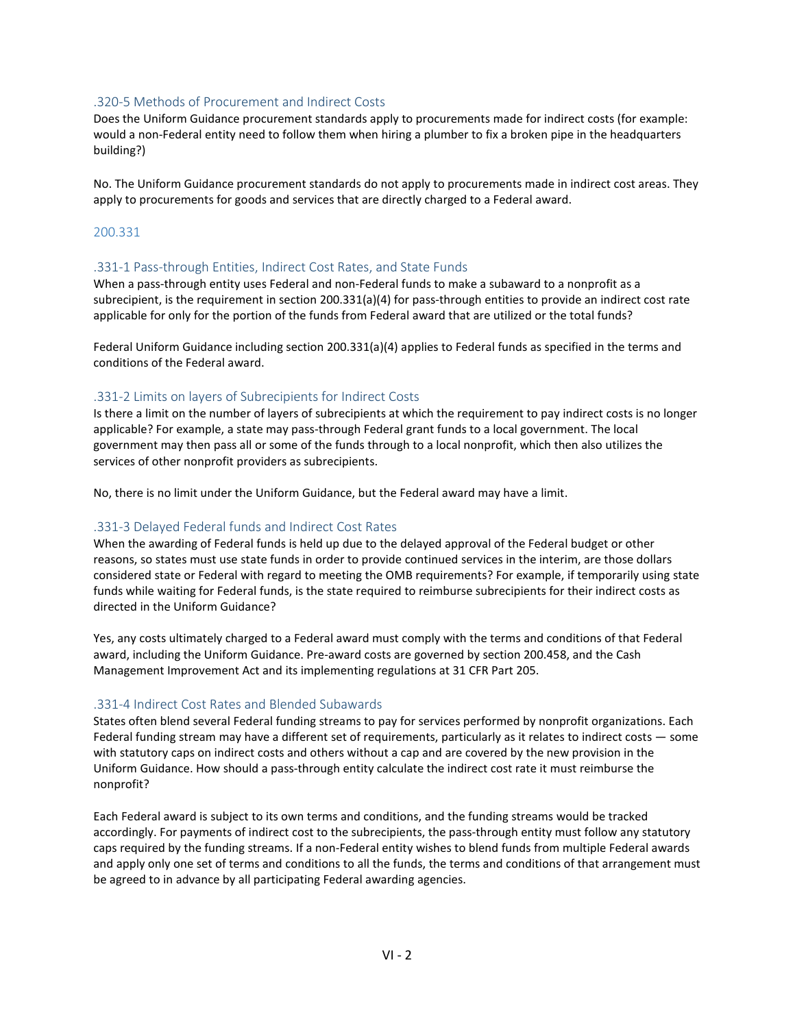### .320-5 Methods of Procurement and Indirect Costs

Does the Uniform Guidance procurement standards apply to procurements made for indirect costs (for example: would a non-Federal entity need to follow them when hiring a plumber to fix a broken pipe in the headquarters building?)

No. The Uniform Guidance procurement standards do not apply to procurements made in indirect cost areas. They apply to procurements for goods and services that are directly charged to a Federal award.

## 200.331

### .331-1 Pass-through Entities, Indirect Cost Rates, and State Funds

When a pass-through entity uses Federal and non-Federal funds to make a subaward to a nonprofit as a subrecipient, is the requirement in section 200.331(a)(4) for pass-through entities to provide an indirect cost rate applicable for only for the portion of the funds from Federal award that are utilized or the total funds?

Federal Uniform Guidance including section 200.331(a)(4) applies to Federal funds as specified in the terms and conditions of the Federal award.

### .331-2 Limits on layers of Subrecipients for Indirect Costs

Is there a limit on the number of layers of subrecipients at which the requirement to pay indirect costs is no longer applicable? For example, a state may pass-through Federal grant funds to a local government. The local government may then pass all or some of the funds through to a local nonprofit, which then also utilizes the services of other nonprofit providers as subrecipients.

No, there is no limit under the Uniform Guidance, but the Federal award may have a limit.

### .331-3 Delayed Federal funds and Indirect Cost Rates

When the awarding of Federal funds is held up due to the delayed approval of the Federal budget or other reasons, so states must use state funds in order to provide continued services in the interim, are those dollars considered state or Federal with regard to meeting the OMB requirements? For example, if temporarily using state funds while waiting for Federal funds, is the state required to reimburse subrecipients for their indirect costs as directed in the Uniform Guidance?

Yes, any costs ultimately charged to a Federal award must comply with the terms and conditions of that Federal award, including the Uniform Guidance. Pre-award costs are governed by section 200.458, and the Cash Management Improvement Act and its implementing regulations at 31 CFR Part 205.

### .331-4 Indirect Cost Rates and Blended Subawards

States often blend several Federal funding streams to pay for services performed by nonprofit organizations. Each Federal funding stream may have a different set of requirements, particularly as it relates to indirect costs — some with statutory caps on indirect costs and others without a cap and are covered by the new provision in the Uniform Guidance. How should a pass-through entity calculate the indirect cost rate it must reimburse the nonprofit?

Each Federal award is subject to its own terms and conditions, and the funding streams would be tracked accordingly. For payments of indirect cost to the subrecipients, the pass-through entity must follow any statutory caps required by the funding streams. If a non-Federal entity wishes to blend funds from multiple Federal awards and apply only one set of terms and conditions to all the funds, the terms and conditions of that arrangement must be agreed to in advance by all participating Federal awarding agencies.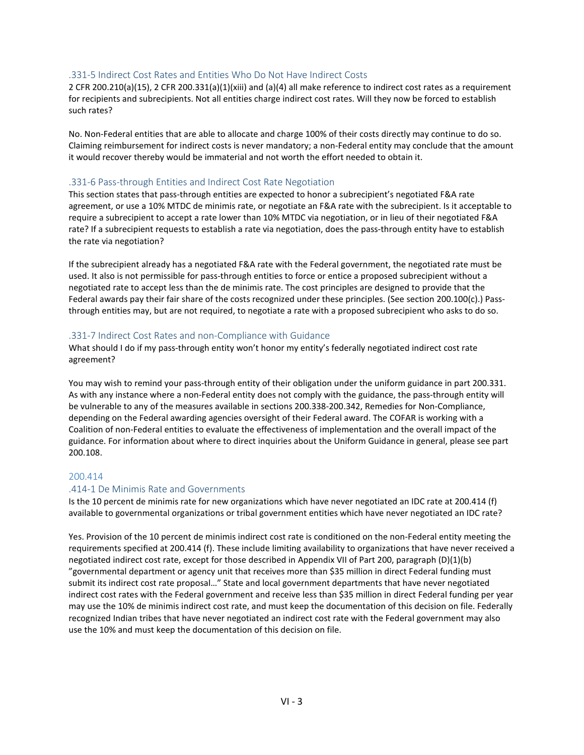### .331-5 Indirect Cost Rates and Entities Who Do Not Have Indirect Costs

2 CFR 200.210(a)(15), 2 CFR 200.331(a)(1)(xiii) and (a)(4) all make reference to indirect cost rates as a requirement for recipients and subrecipients. Not all entities charge indirect cost rates. Will they now be forced to establish such rates?

No. Non-Federal entities that are able to allocate and charge 100% of their costs directly may continue to do so. Claiming reimbursement for indirect costs is never mandatory; a non-Federal entity may conclude that the amount it would recover thereby would be immaterial and not worth the effort needed to obtain it.

### .331-6 Pass-through Entities and Indirect Cost Rate Negotiation

This section states that pass-through entities are expected to honor a subrecipient's negotiated F&A rate agreement, or use a 10% MTDC de minimis rate, or negotiate an F&A rate with the subrecipient. Is it acceptable to require a subrecipient to accept a rate lower than 10% MTDC via negotiation, or in lieu of their negotiated F&A rate? If a subrecipient requests to establish a rate via negotiation, does the pass-through entity have to establish the rate via negotiation?

If the subrecipient already has a negotiated F&A rate with the Federal government, the negotiated rate must be used. It also is not permissible for pass-through entities to force or entice a proposed subrecipient without a negotiated rate to accept less than the de minimis rate. The cost principles are designed to provide that the Federal awards pay their fair share of the costs recognized under these principles. (See section 200.100(c).) Pass-through entities may, but are not required, to negotiate a rate with a proposed subrecipient who asks to do so.

### .331-7 Indirect Cost Rates and non-Compliance with Guidance

What should I do if my pass-through entity won't honor my entity's federally negotiated indirect cost rate agreement?

You may wish to remind your pass-through entity of their obligation under the uniform guidance in part 200.331. As with any instance where a non-Federal entity does not comply with the guidance, the pass-through entity will be vulnerable to any of the measures available in sections 200.338-200.342, Remedies for Non-Compliance, depending on the Federal awarding agencies oversight of their Federal award. The COFAR is working with a Coalition of non-Federal entities to evaluate the effectiveness of implementation and the overall impact of the guidance. For information about where to direct inquiries about the Uniform Guidance in general, please see part 200.108.

## 200.414

### .414-1 De Minimis Rate and Governments

Is the 10 percent de minimis rate for new organizations which have never negotiated an IDC rate at 200.414 (f) available to governmental organizations or tribal government entities which have never negotiated an IDC rate?

Yes. Provision of the 10 percent de minimis indirect cost rate is conditioned on the non-Federal entity meeting the requirements specified at 200.414 (f). These include limiting availability to organizations that have never received a negotiated indirect cost rate, except for those described in Appendix VII of Part 200, paragraph (D)(1)(b) "governmental department or agency unit that receives more than $35 million in direct Federal funding must submit its indirect cost rate proposal…" State and local government departments that have never negotiated indirect cost rates with the Federal government and receive less than $35 million in direct Federal funding per year may use the 10% de minimis indirect cost rate, and must keep the documentation of this decision on file. Federally recognized Indian tribes that have never negotiated an indirect cost rate with the Federal government may also use the 10% and must keep the documentation of this decision on file.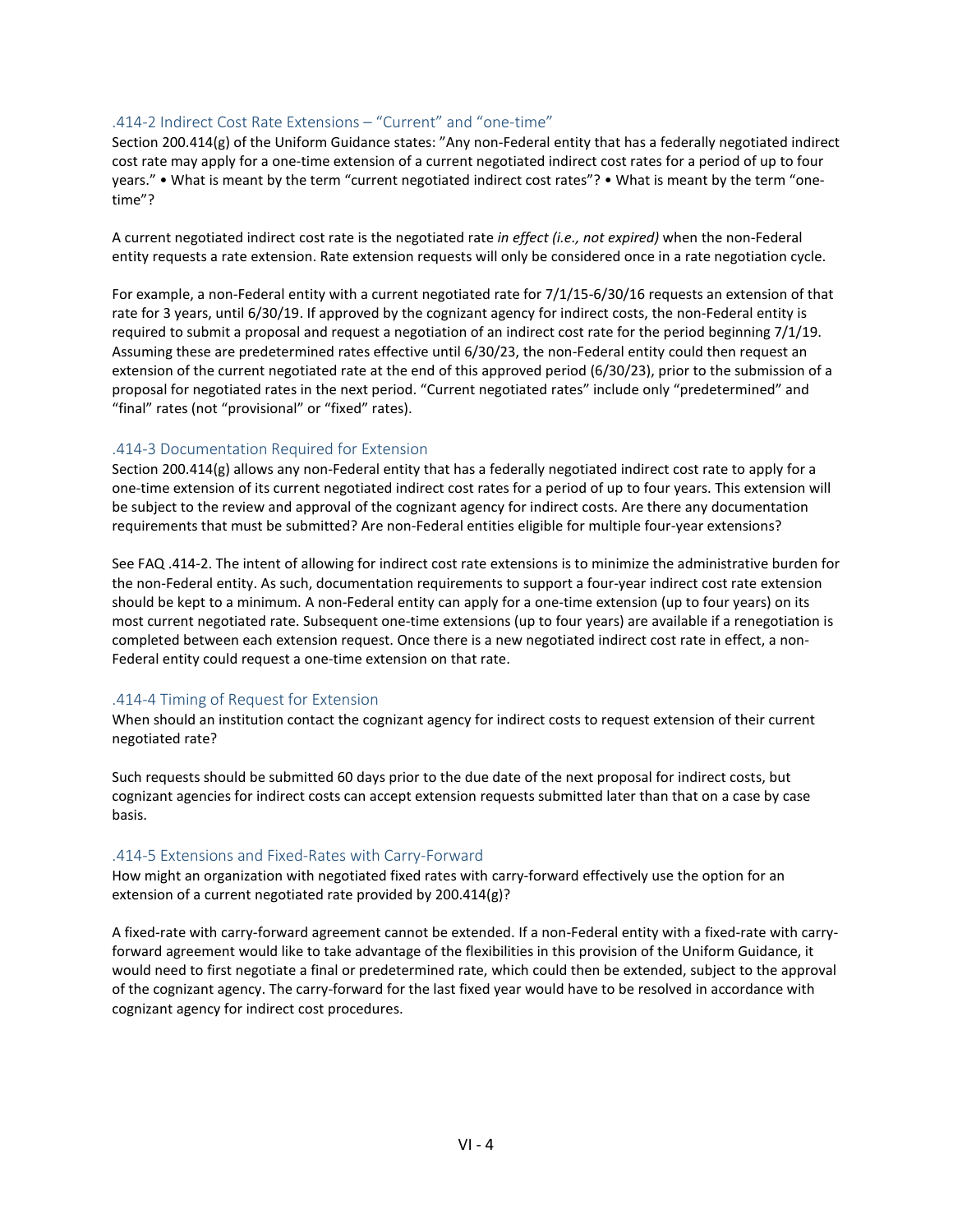### .414-2 Indirect Cost Rate Extensions – "Current" and "one-time"

Section 200.414(g) of the Uniform Guidance states: "Any non-Federal entity that has a federally negotiated indirect cost rate may apply for a one-time extension of a current negotiated indirect cost rates for a period of up to four years." • What is meant by the term "current negotiated indirect cost rates"? • What is meant by the term "one-time"?

A current negotiated indirect cost rate is the negotiated rate *in effect (i.e., not expired)* when the non-Federal entity requests a rate extension. Rate extension requests will only be considered once in a rate negotiation cycle.

For example, a non-Federal entity with a current negotiated rate for 7/1/15-6/30/16 requests an extension of that rate for 3 years, until 6/30/19. If approved by the cognizant agency for indirect costs, the non-Federal entity is required to submit a proposal and request a negotiation of an indirect cost rate for the period beginning 7/1/19. Assuming these are predetermined rates effective until 6/30/23, the non-Federal entity could then request an extension of the current negotiated rate at the end of this approved period (6/30/23), prior to the submission of a proposal for negotiated rates in the next period. "Current negotiated rates" include only "predetermined" and "final" rates (not "provisional" or "fixed" rates).

### .414-3 Documentation Required for Extension

Section 200.414(g) allows any non-Federal entity that has a federally negotiated indirect cost rate to apply for a one-time extension of its current negotiated indirect cost rates for a period of up to four years. This extension will be subject to the review and approval of the cognizant agency for indirect costs. Are there any documentation requirements that must be submitted? Are non-Federal entities eligible for multiple four-year extensions?

See FAQ .414-2. The intent of allowing for indirect cost rate extensions is to minimize the administrative burden for the non-Federal entity. As such, documentation requirements to support a four-year indirect cost rate extension should be kept to a minimum. A non-Federal entity can apply for a one-time extension (up to four years) on its most current negotiated rate. Subsequent one-time extensions (up to four years) are available if a renegotiation is completed between each extension request. Once there is a new negotiated indirect cost rate in effect, a non-Federal entity could request a one-time extension on that rate.

### .414-4 Timing of Request for Extension

When should an institution contact the cognizant agency for indirect costs to request extension of their current negotiated rate?

Such requests should be submitted 60 days prior to the due date of the next proposal for indirect costs, but cognizant agencies for indirect costs can accept extension requests submitted later than that on a case by case basis.

### .414-5 Extensions and Fixed-Rates with Carry-Forward

How might an organization with negotiated fixed rates with carry-forward effectively use the option for an extension of a current negotiated rate provided by 200.414(g)?

A fixed-rate with carry-forward agreement cannot be extended. If a non-Federal entity with a fixed-rate with carry-forward agreement would like to take advantage of the flexibilities in this provision of the Uniform Guidance, it would need to first negotiate a final or predetermined rate, which could then be extended, subject to the approval of the cognizant agency. The carry-forward for the last fixed year would have to be resolved in accordance with cognizant agency for indirect cost procedures.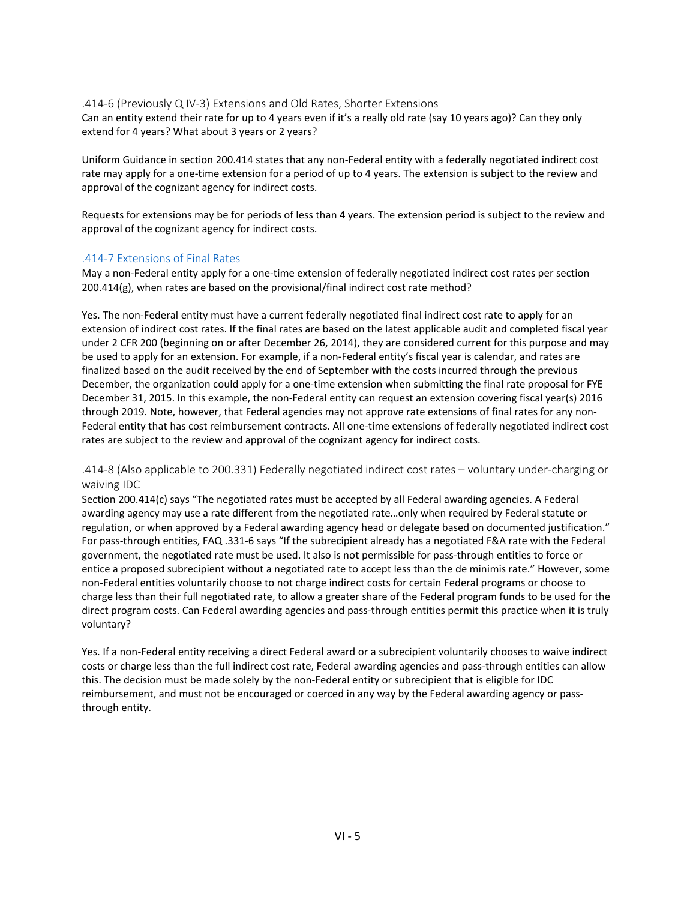### .414-6 (Previously Q IV-3) Extensions and Old Rates, Shorter Extensions

Can an entity extend their rate for up to 4 years even if it's a really old rate (say 10 years ago)? Can they only extend for 4 years? What about 3 years or 2 years?

Uniform Guidance in section 200.414 states that any non-Federal entity with a federally negotiated indirect cost rate may apply for a one-time extension for a period of up to 4 years. The extension is subject to the review and approval of the cognizant agency for indirect costs.

Requests for extensions may be for periods of less than 4 years. The extension period is subject to the review and approval of the cognizant agency for indirect costs.

### .414-7 Extensions of Final Rates

May a non-Federal entity apply for a one-time extension of federally negotiated indirect cost rates per section 200.414(g), when rates are based on the provisional/final indirect cost rate method?

Yes. The non-Federal entity must have a current federally negotiated final indirect cost rate to apply for an extension of indirect cost rates. If the final rates are based on the latest applicable audit and completed fiscal year under 2 CFR 200 (beginning on or after December 26, 2014), they are considered current for this purpose and may be used to apply for an extension. For example, if a non-Federal entity's fiscal year is calendar, and rates are finalized based on the audit received by the end of September with the costs incurred through the previous December, the organization could apply for a one-time extension when submitting the final rate proposal for FYE December 31, 2015. In this example, the non-Federal entity can request an extension covering fiscal year(s) 2016 through 2019. Note, however, that Federal agencies may not approve rate extensions of final rates for any non-Federal entity that has cost reimbursement contracts. All one-time extensions of federally negotiated indirect cost rates are subject to the review and approval of the cognizant agency for indirect costs.

### .414-8 (Also applicable to 200.331) Federally negotiated indirect cost rates – voluntary under-charging or waiving IDC

Section 200.414(c) says "The negotiated rates must be accepted by all Federal awarding agencies. A Federal awarding agency may use a rate different from the negotiated rate…only when required by Federal statute or regulation, or when approved by a Federal awarding agency head or delegate based on documented justification." For pass-through entities, FAQ .331-6 says "If the subrecipient already has a negotiated F&A rate with the Federal government, the negotiated rate must be used. It also is not permissible for pass-through entities to force or entice a proposed subrecipient without a negotiated rate to accept less than the de minimis rate." However, some non-Federal entities voluntarily choose to not charge indirect costs for certain Federal programs or choose to charge less than their full negotiated rate, to allow a greater share of the Federal program funds to be used for the direct program costs. Can Federal awarding agencies and pass-through entities permit this practice when it is truly voluntary?

Yes. If a non-Federal entity receiving a direct Federal award or a subrecipient voluntarily chooses to waive indirect costs or charge less than the full indirect cost rate, Federal awarding agencies and pass-through entities can allow this. The decision must be made solely by the non-Federal entity or subrecipient that is eligible for IDC reimbursement, and must not be encouraged or coerced in any way by the Federal awarding agency or pass-through entity.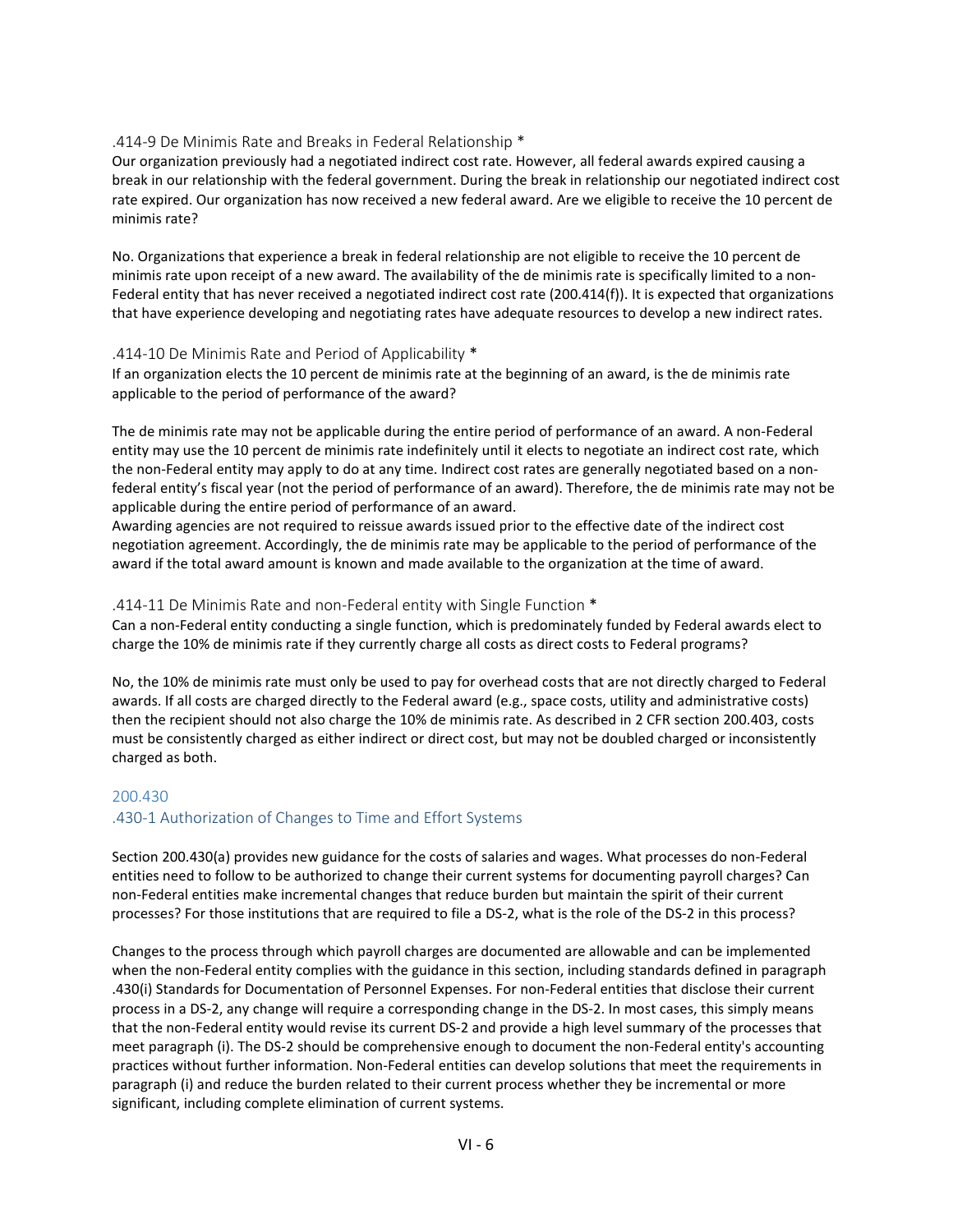### .414-9 De Minimis Rate and Breaks in Federal Relationship *

Our organization previously had a negotiated indirect cost rate. However, all federal awards expired causing a break in our relationship with the federal government. During the break in relationship our negotiated indirect cost rate expired. Our organization has now received a new federal award. Are we eligible to receive the 10 percent de minimis rate?

No. Organizations that experience a break in federal relationship are not eligible to receive the 10 percent de minimis rate upon receipt of a new award. The availability of the de minimis rate is specifically limited to a non-Federal entity that has never received a negotiated indirect cost rate (200.414(f)). It is expected that organizations that have experience developing and negotiating rates have adequate resources to develop a new indirect rates.

### .414-10 De Minimis Rate and Period of Applicability *

If an organization elects the 10 percent de minimis rate at the beginning of an award, is the de minimis rate applicable to the period of performance of the award?

The de minimis rate may not be applicable during the entire period of performance of an award. A non-Federal entity may use the 10 percent de minimis rate indefinitely until it elects to negotiate an indirect cost rate, which the non-Federal entity may apply to do at any time. Indirect cost rates are generally negotiated based on a non-federal entity's fiscal year (not the period of performance of an award). Therefore, the de minimis rate may not be applicable during the entire period of performance of an award.

Awarding agencies are not required to reissue awards issued prior to the effective date of the indirect cost negotiation agreement. Accordingly, the de minimis rate may be applicable to the period of performance of the award if the total award amount is known and made available to the organization at the time of award.

### .414-11 De Minimis Rate and non-Federal entity with Single Function *

Can a non-Federal entity conducting a single function, which is predominately funded by Federal awards elect to charge the 10% de minimis rate if they currently charge all costs as direct costs to Federal programs?

No, the 10% de minimis rate must only be used to pay for overhead costs that are not directly charged to Federal awards. If all costs are charged directly to the Federal award (e.g., space costs, utility and administrative costs) then the recipient should not also charge the 10% de minimis rate. As described in 2 CFR section 200.403, costs must be consistently charged as either indirect or direct cost, but may not be doubled charged or inconsistently charged as both.

## 200.430

### .430-1 Authorization of Changes to Time and Effort Systems

Section 200.430(a) provides new guidance for the costs of salaries and wages. What processes do non-Federal entities need to follow to be authorized to change their current systems for documenting payroll charges? Can non-Federal entities make incremental changes that reduce burden but maintain the spirit of their current processes? For those institutions that are required to file a DS-2, what is the role of the DS-2 in this process?

Changes to the process through which payroll charges are documented are allowable and can be implemented when the non-Federal entity complies with the guidance in this section, including standards defined in paragraph .430(i) Standards for Documentation of Personnel Expenses. For non-Federal entities that disclose their current process in a DS-2, any change will require a corresponding change in the DS-2. In most cases, this simply means that the non-Federal entity would revise its current DS-2 and provide a high level summary of the processes that meet paragraph (i). The DS-2 should be comprehensive enough to document the non-Federal entity's accounting practices without further information. Non-Federal entities can develop solutions that meet the requirements in paragraph (i) and reduce the burden related to their current process whether they be incremental or more significant, including complete elimination of current systems.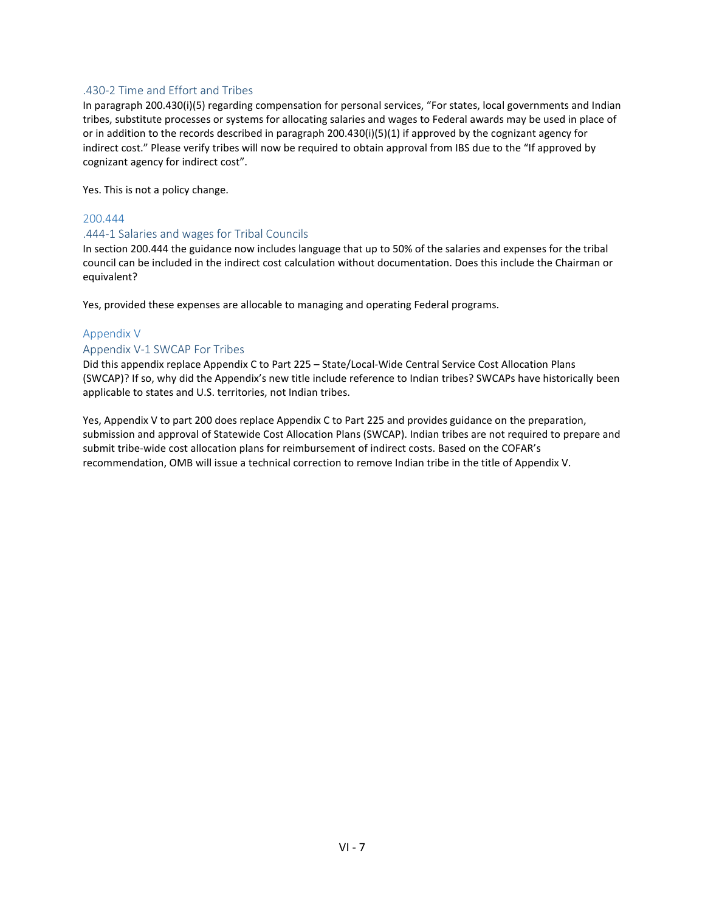### .430-2 Time and Effort and Tribes

In paragraph 200.430(i)(5) regarding compensation for personal services, "For states, local governments and Indian tribes, substitute processes or systems for allocating salaries and wages to Federal awards may be used in place of or in addition to the records described in paragraph 200.430(i)(5)(1) if approved by the cognizant agency for indirect cost." Please verify tribes will now be required to obtain approval from IBS due to the "If approved by cognizant agency for indirect cost".

Yes. This is not a policy change.

## 200.444

### .444-1 Salaries and wages for Tribal Councils

In section 200.444 the guidance now includes language that up to 50% of the salaries and expenses for the tribal council can be included in the indirect cost calculation without documentation. Does this include the Chairman or equivalent?

Yes, provided these expenses are allocable to managing and operating Federal programs.

## Appendix V

### Appendix V-1 SWCAP For Tribes

Did this appendix replace Appendix C to Part 225 – State/Local-Wide Central Service Cost Allocation Plans (SWCAP)? If so, why did the Appendix's new title include reference to Indian tribes? SWCAPs have historically been applicable to states and U.S. territories, not Indian tribes.

Yes, Appendix V to part 200 does replace Appendix C to Part 225 and provides guidance on the preparation, submission and approval of Statewide Cost Allocation Plans (SWCAP). Indian tribes are not required to prepare and submit tribe-wide cost allocation plans for reimbursement of indirect costs. Based on the COFAR's recommendation, OMB will issue a technical correction to remove Indian tribe in the title of Appendix V.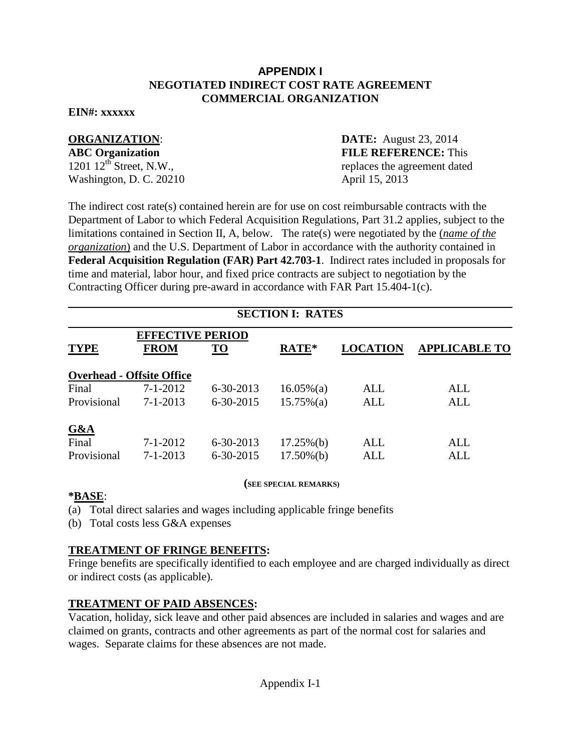# APPENDIX I
## NEGOTIATED INDIRECT COST RATE AGREEMENT
## COMMERCIAL ORGANIZATION

**EIN#: xxxxxx**

**ORGANIZATION**:
**ABC Organization**
1201 12th Street, N.W.,
Washington, D. C. 20210

**DATE:** August 23, 2014
**FILE REFERENCE:** This replaces the agreement dated April 15, 2013

The indirect cost rate(s) contained herein are for use on cost reimbursable contracts with the Department of Labor to which Federal Acquisition Regulations, Part 31.2 applies, subject to the limitations contained in Section II, A, below. The rate(s) were negotiated by the (*name of the organization*) and the U.S. Department of Labor in accordance with the authority contained in **Federal Acquisition Regulation (FAR) Part 42.703-1**. Indirect rates included in proposals for time and material, labor hour, and fixed price contracts are subject to negotiation by the Contracting Officer during pre-award in accordance with FAR Part 15.404-1(c).

## SECTION I: RATES

| | EFFECTIVE PERIOD | | | | |
|---|---|---|---|---|---|
| **TYPE** | **FROM** | **TO** | **RATE*** | **LOCATION** | **APPLICABLE TO** |
| **Overhead - Offsite Office** | | | | | |
| Final | 7-1-2012 | 6-30-2013 | 16.05%(a) | ALL | ALL |
| Provisional | 7-1-2013 | 6-30-2015 | 15.75%(a) | ALL | ALL |
| **G&A** | | | | | |
| Final | 7-1-2012 | 6-30-2013 | 17.25%(b) | ALL | ALL |
| Provisional | 7-1-2013 | 6-30-2015 | 17.50%(b) | ALL | ALL |

**(SEE SPECIAL REMARKS)**

***BASE**:

(a) Total direct salaries and wages including applicable fringe benefits
(b) Total costs less G&A expenses

**TREATMENT OF FRINGE BENEFITS:**

Fringe benefits are specifically identified to each employee and are charged individually as direct or indirect costs (as applicable).

**TREATMENT OF PAID ABSENCES:**

Vacation, holiday, sick leave and other paid absences are included in salaries and wages and are claimed on grants, contracts and other agreements as part of the normal cost for salaries and wages. Separate claims for these absences are not made.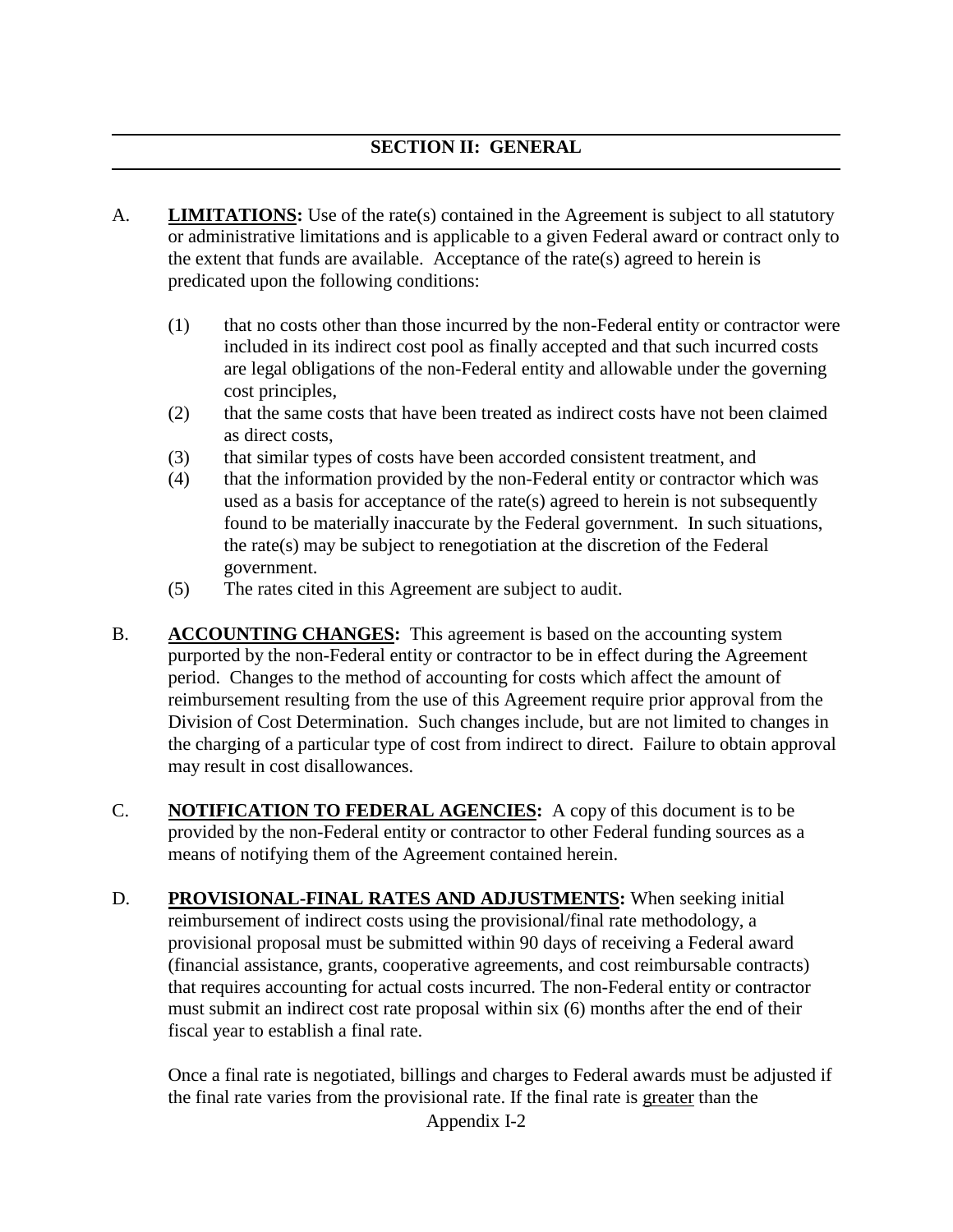## SECTION II: GENERAL

A. **LIMITATIONS:** Use of the rate(s) contained in the Agreement is subject to all statutory or administrative limitations and is applicable to a given Federal award or contract only to the extent that funds are available. Acceptance of the rate(s) agreed to herein is predicated upon the following conditions:

(1) that no costs other than those incurred by the non-Federal entity or contractor were included in its indirect cost pool as finally accepted and that such incurred costs are legal obligations of the non-Federal entity and allowable under the governing cost principles,

(2) that the same costs that have been treated as indirect costs have not been claimed as direct costs,

(3) that similar types of costs have been accorded consistent treatment, and

(4) that the information provided by the non-Federal entity or contractor which was used as a basis for acceptance of the rate(s) agreed to herein is not subsequently found to be materially inaccurate by the Federal government. In such situations, the rate(s) may be subject to renegotiation at the discretion of the Federal government.

(5) The rates cited in this Agreement are subject to audit.

B. **ACCOUNTING CHANGES:** This agreement is based on the accounting system purported by the non-Federal entity or contractor to be in effect during the Agreement period. Changes to the method of accounting for costs which affect the amount of reimbursement resulting from the use of this Agreement require prior approval from the Division of Cost Determination. Such changes include, but are not limited to changes in the charging of a particular type of cost from indirect to direct. Failure to obtain approval may result in cost disallowances.

C. **NOTIFICATION TO FEDERAL AGENCIES:** A copy of this document is to be provided by the non-Federal entity or contractor to other Federal funding sources as a means of notifying them of the Agreement contained herein.

D. **PROVISIONAL-FINAL RATES AND ADJUSTMENTS:** When seeking initial reimbursement of indirect costs using the provisional/final rate methodology, a provisional proposal must be submitted within 90 days of receiving a Federal award (financial assistance, grants, cooperative agreements, and cost reimbursable contracts) that requires accounting for actual costs incurred. The non-Federal entity or contractor must submit an indirect cost rate proposal within six (6) months after the end of their fiscal year to establish a final rate.

Once a final rate is negotiated, billings and charges to Federal awards must be adjusted if the final rate varies from the provisional rate. If the final rate is greater than the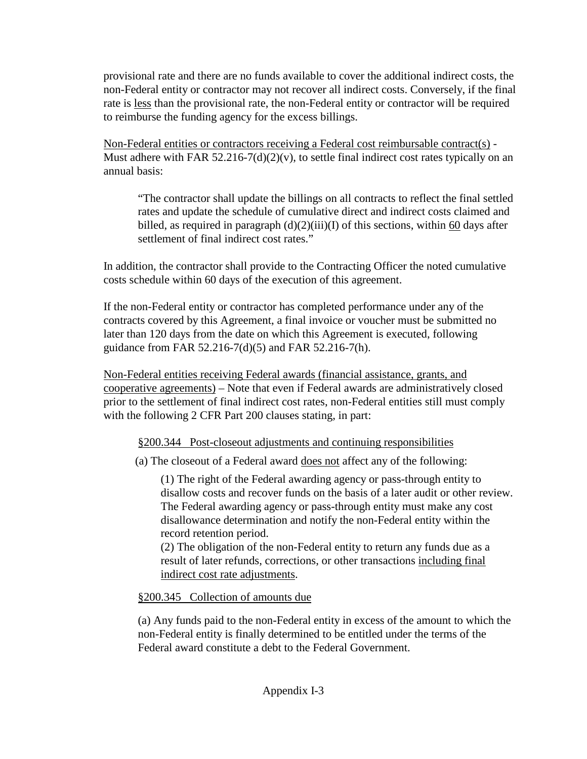provisional rate and there are no funds available to cover the additional indirect costs, the non-Federal entity or contractor may not recover all indirect costs. Conversely, if the final rate is <u>less</u> than the provisional rate, the non-Federal entity or contractor will be required to reimburse the funding agency for the excess billings.

<u>Non-Federal entities or contractors receiving a Federal cost reimbursable contract(s)</u> - Must adhere with FAR 52.216-7(d)(2)(v), to settle final indirect cost rates typically on an annual basis:

> "The contractor shall update the billings on all contracts to reflect the final settled rates and update the schedule of cumulative direct and indirect costs claimed and billed, as required in paragraph (d)(2)(iii)(I) of this sections, within <u>60</u> days after settlement of final indirect cost rates."

In addition, the contractor shall provide to the Contracting Officer the noted cumulative costs schedule within 60 days of the execution of this agreement.

If the non-Federal entity or contractor has completed performance under any of the contracts covered by this Agreement, a final invoice or voucher must be submitted no later than 120 days from the date on which this Agreement is executed, following guidance from FAR 52.216-7(d)(5) and FAR 52.216-7(h).

<u>Non-Federal entities receiving Federal awards (financial assistance, grants, and cooperative agreements)</u> – Note that even if Federal awards are administratively closed prior to the settlement of final indirect cost rates, non-Federal entities still must comply with the following 2 CFR Part 200 clauses stating, in part:

> <u>§200.344 Post-closeout adjustments and continuing responsibilities</u>
>
> (a) The closeout of a Federal award <u>does not</u> affect any of the following:
>
> > (1) The right of the Federal awarding agency or pass-through entity to disallow costs and recover funds on the basis of a later audit or other review. The Federal awarding agency or pass-through entity must make any cost disallowance determination and notify the non-Federal entity within the record retention period.
> >
> > (2) The obligation of the non-Federal entity to return any funds due as a result of later refunds, corrections, or other transactions <u>including final indirect cost rate adjustments</u>.
>
> <u>§200.345 Collection of amounts due</u>
>
> (a) Any funds paid to the non-Federal entity in excess of the amount to which the non-Federal entity is finally determined to be entitled under the terms of the Federal award constitute a debt to the Federal Government.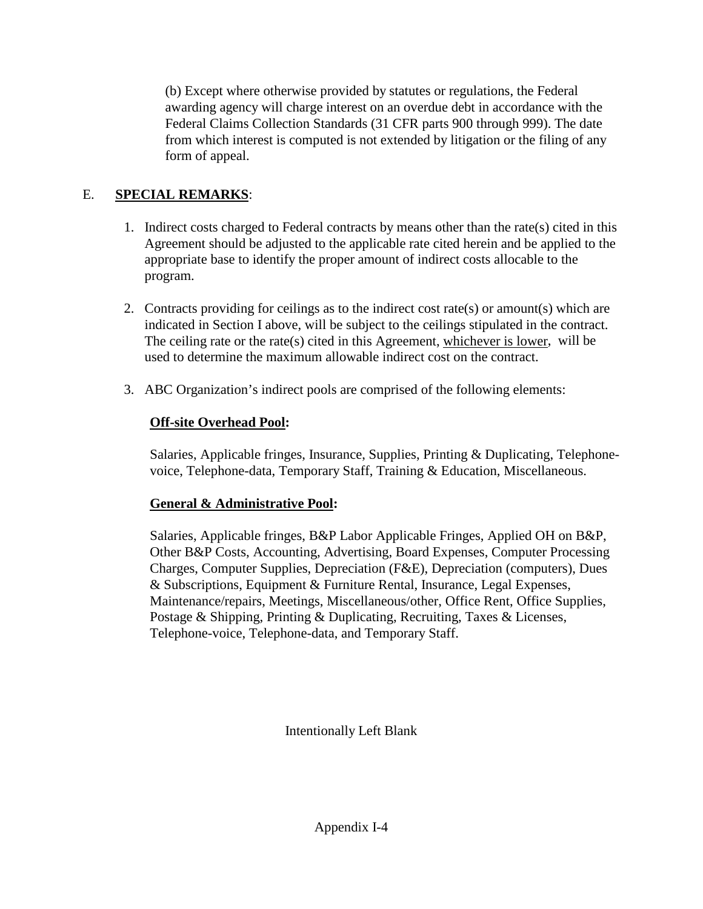(b) Except where otherwise provided by statutes or regulations, the Federal awarding agency will charge interest on an overdue debt in accordance with the Federal Claims Collection Standards (31 CFR parts 900 through 999). The date from which interest is computed is not extended by litigation or the filing of any form of appeal.

E. **SPECIAL REMARKS**:

1. Indirect costs charged to Federal contracts by means other than the rate(s) cited in this Agreement should be adjusted to the applicable rate cited herein and be applied to the appropriate base to identify the proper amount of indirect costs allocable to the program.

2. Contracts providing for ceilings as to the indirect cost rate(s) or amount(s) which are indicated in Section I above, will be subject to the ceilings stipulated in the contract. The ceiling rate or the rate(s) cited in this Agreement, whichever is lower, will be used to determine the maximum allowable indirect cost on the contract.

3. ABC Organization's indirect pools are comprised of the following elements:

   **Off-site Overhead Pool:**

   Salaries, Applicable fringes, Insurance, Supplies, Printing & Duplicating, Telephone-voice, Telephone-data, Temporary Staff, Training & Education, Miscellaneous.

   **General & Administrative Pool:**

   Salaries, Applicable fringes, B&P Labor Applicable Fringes, Applied OH on B&P, Other B&P Costs, Accounting, Advertising, Board Expenses, Computer Processing Charges, Computer Supplies, Depreciation (F&E), Depreciation (computers), Dues & Subscriptions, Equipment & Furniture Rental, Insurance, Legal Expenses, Maintenance/repairs, Meetings, Miscellaneous/other, Office Rent, Office Supplies, Postage & Shipping, Printing & Duplicating, Recruiting, Taxes & Licenses, Telephone-voice, Telephone-data, and Temporary Staff.

Intentionally Left Blank

Appendix I-4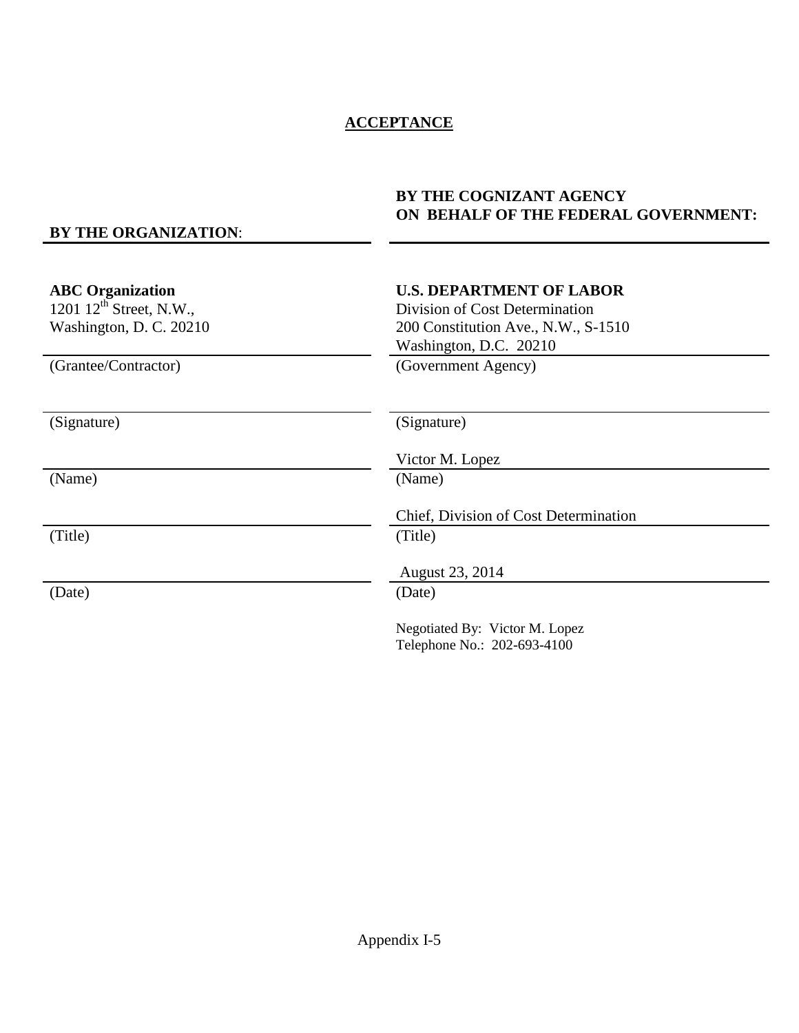# ACCEPTANCE

| **BY THE ORGANIZATION**: | **BY THE COGNIZANT AGENCY ON BEHALF OF THE FEDERAL GOVERNMENT:** |
|---|---|
| **ABC Organization**<br>1201 12th Street, N.W.,<br>Washington, D. C. 20210 | **U.S. DEPARTMENT OF LABOR**<br>Division of Cost Determination<br>200 Constitution Ave., N.W., S-1510<br>Washington, D.C. 20210 |
| (Grantee/Contractor) | (Government Agency) |
| | |
| (Signature) | (Signature) |
| | Victor M. Lopez |
| (Name) | (Name) |
| | Chief, Division of Cost Determination |
| (Title) | (Title) |
| | August 23, 2014 |
| (Date) | (Date) |

Negotiated By: Victor M. Lopez
Telephone No.: 202-693-4100

Appendix I-5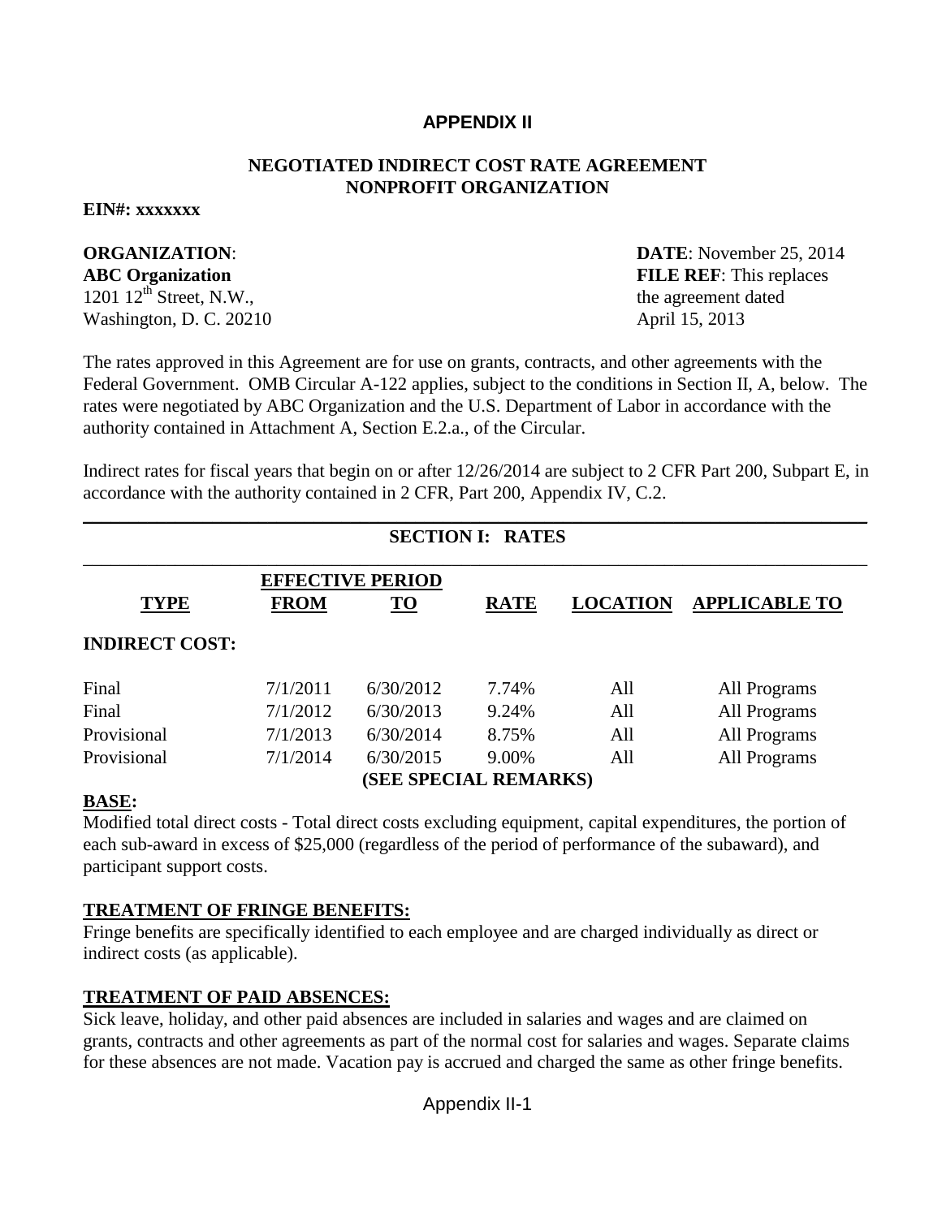## APPENDIX II

### NEGOTIATED INDIRECT COST RATE AGREEMENT
### NONPROFIT ORGANIZATION

**EIN#: xxxxxxx**

**ORGANIZATION**:
**ABC Organization**
1201 12$^{th}$ Street, N.W.,
Washington, D. C. 20210

**DATE**: November 25, 2014
**FILE REF**: This replaces the agreement dated April 15, 2013

The rates approved in this Agreement are for use on grants, contracts, and other agreements with the Federal Government. OMB Circular A-122 applies, subject to the conditions in Section II, A, below. The rates were negotiated by ABC Organization and the U.S. Department of Labor in accordance with the authority contained in Attachment A, Section E.2.a., of the Circular.

Indirect rates for fiscal years that begin on or after 12/26/2014 are subject to 2 CFR Part 200, Subpart E, in accordance with the authority contained in 2 CFR, Part 200, Appendix IV, C.2.

---

### SECTION I: RATES

| TYPE | EFFECTIVE PERIOD FROM | EFFECTIVE PERIOD TO | RATE | LOCATION | APPLICABLE TO |
|---|---|---|---|---|---|
| **INDIRECT COST:** | | | | | |
| Final | 7/1/2011 | 6/30/2012 | 7.74% | All | All Programs |
| Final | 7/1/2012 | 6/30/2013 | 9.24% | All | All Programs |
| Provisional | 7/1/2013 | 6/30/2014 | 8.75% | All | All Programs |
| Provisional | 7/1/2014 | 6/30/2015 | 9.00% | All | All Programs |

**(SEE SPECIAL REMARKS)**

**BASE:**
Modified total direct costs - Total direct costs excluding equipment, capital expenditures, the portion of each sub-award in excess of $25,000 (regardless of the period of performance of the subaward), and participant support costs.

**TREATMENT OF FRINGE BENEFITS:**
Fringe benefits are specifically identified to each employee and are charged individually as direct or indirect costs (as applicable).

**TREATMENT OF PAID ABSENCES:**
Sick leave, holiday, and other paid absences are included in salaries and wages and are claimed on grants, contracts and other agreements as part of the normal cost for salaries and wages. Separate claims for these absences are not made. Vacation pay is accrued and charged the same as other fringe benefits.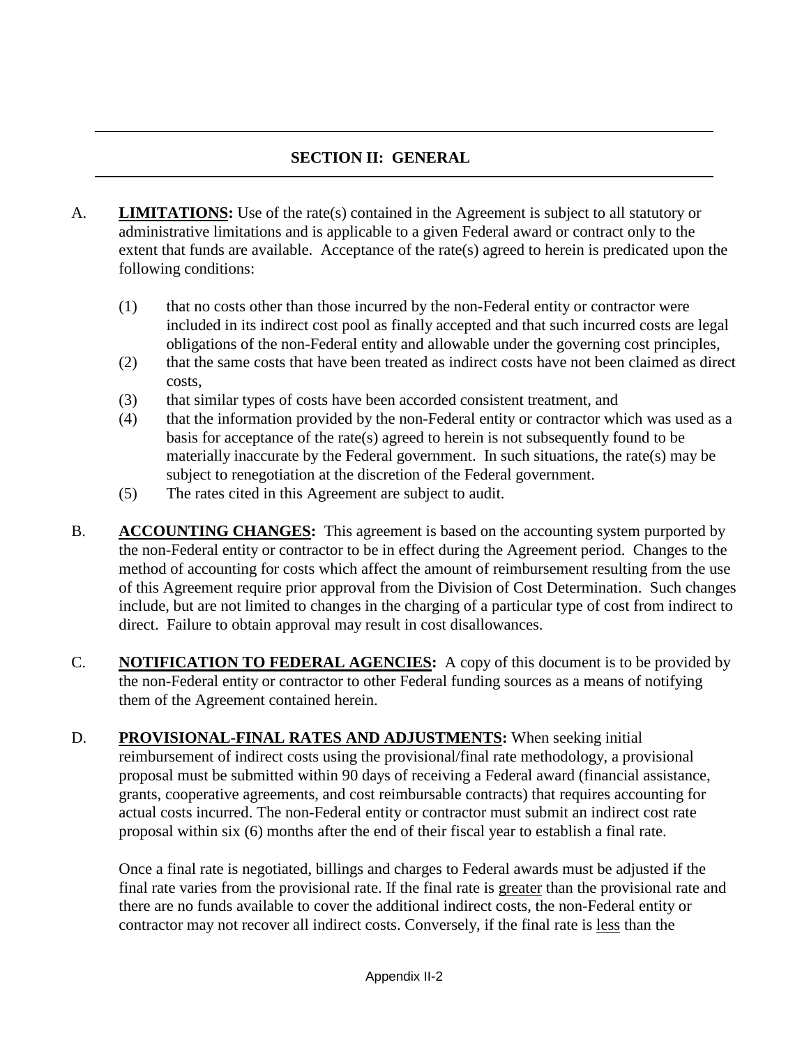## SECTION II: GENERAL

A. **LIMITATIONS:** Use of the rate(s) contained in the Agreement is subject to all statutory or administrative limitations and is applicable to a given Federal award or contract only to the extent that funds are available. Acceptance of the rate(s) agreed to herein is predicated upon the following conditions:

   (1) that no costs other than those incurred by the non-Federal entity or contractor were included in its indirect cost pool as finally accepted and that such incurred costs are legal obligations of the non-Federal entity and allowable under the governing cost principles,
   (2) that the same costs that have been treated as indirect costs have not been claimed as direct costs,
   (3) that similar types of costs have been accorded consistent treatment, and
   (4) that the information provided by the non-Federal entity or contractor which was used as a basis for acceptance of the rate(s) agreed to herein is not subsequently found to be materially inaccurate by the Federal government. In such situations, the rate(s) may be subject to renegotiation at the discretion of the Federal government.
   (5) The rates cited in this Agreement are subject to audit.

B. **ACCOUNTING CHANGES:** This agreement is based on the accounting system purported by the non-Federal entity or contractor to be in effect during the Agreement period. Changes to the method of accounting for costs which affect the amount of reimbursement resulting from the use of this Agreement require prior approval from the Division of Cost Determination. Such changes include, but are not limited to changes in the charging of a particular type of cost from indirect to direct. Failure to obtain approval may result in cost disallowances.

C. **NOTIFICATION TO FEDERAL AGENCIES:** A copy of this document is to be provided by the non-Federal entity or contractor to other Federal funding sources as a means of notifying them of the Agreement contained herein.

D. **PROVISIONAL-FINAL RATES AND ADJUSTMENTS:** When seeking initial reimbursement of indirect costs using the provisional/final rate methodology, a provisional proposal must be submitted within 90 days of receiving a Federal award (financial assistance, grants, cooperative agreements, and cost reimbursable contracts) that requires accounting for actual costs incurred. The non-Federal entity or contractor must submit an indirect cost rate proposal within six (6) months after the end of their fiscal year to establish a final rate.

   Once a final rate is negotiated, billings and charges to Federal awards must be adjusted if the final rate varies from the provisional rate. If the final rate is greater than the provisional rate and there are no funds available to cover the additional indirect costs, the non-Federal entity or contractor may not recover all indirect costs. Conversely, if the final rate is less than the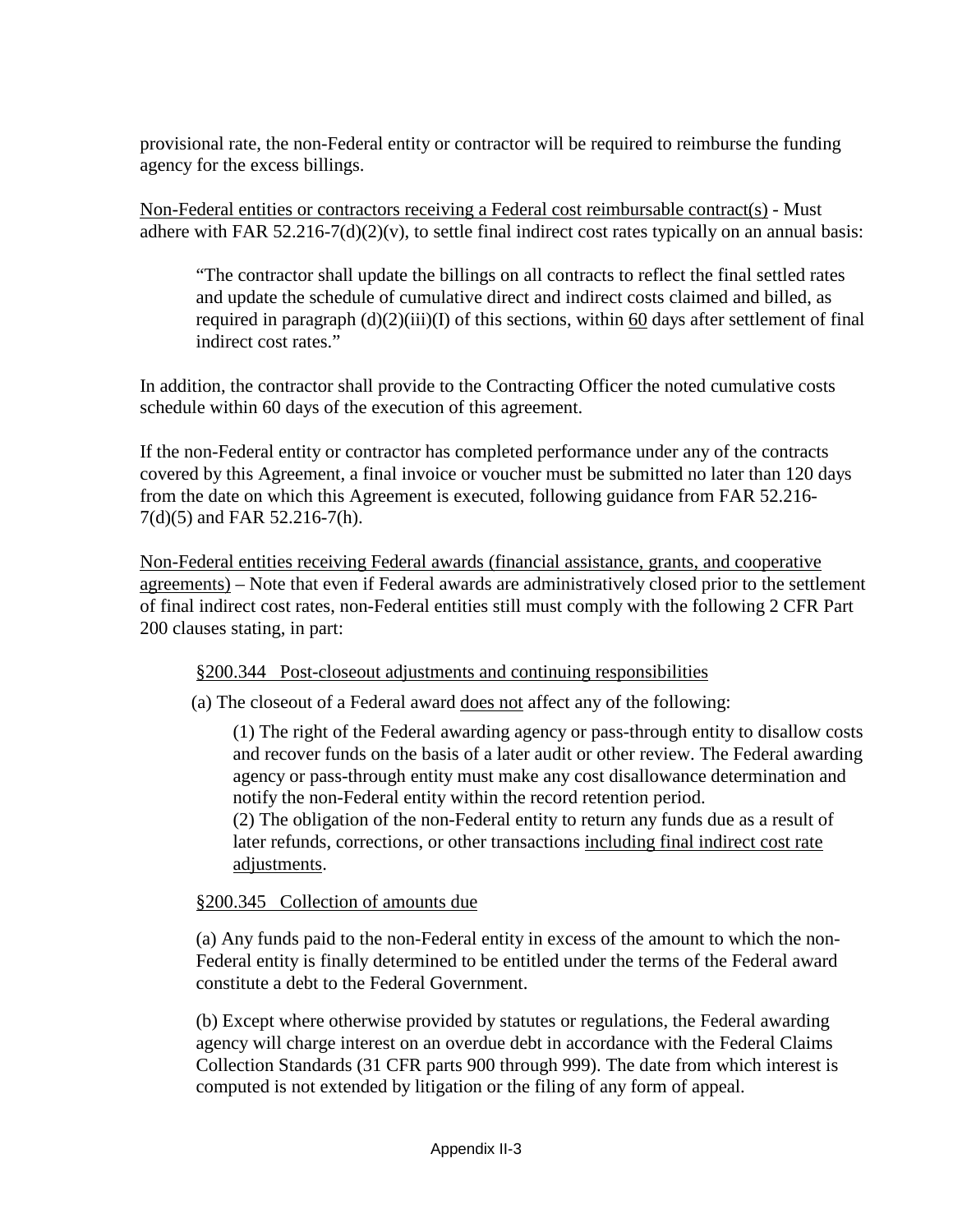provisional rate, the non-Federal entity or contractor will be required to reimburse the funding agency for the excess billings.

<u>Non-Federal entities or contractors receiving a Federal cost reimbursable contract(s)</u> - Must adhere with FAR 52.216-7(d)(2)(v), to settle final indirect cost rates typically on an annual basis:

> "The contractor shall update the billings on all contracts to reflect the final settled rates and update the schedule of cumulative direct and indirect costs claimed and billed, as required in paragraph (d)(2)(iii)(I) of this sections, within <u>60</u> days after settlement of final indirect cost rates."

In addition, the contractor shall provide to the Contracting Officer the noted cumulative costs schedule within 60 days of the execution of this agreement.

If the non-Federal entity or contractor has completed performance under any of the contracts covered by this Agreement, a final invoice or voucher must be submitted no later than 120 days from the date on which this Agreement is executed, following guidance from FAR 52.216-7(d)(5) and FAR 52.216-7(h).

<u>Non-Federal entities receiving Federal awards (financial assistance, grants, and cooperative agreements)</u> – Note that even if Federal awards are administratively closed prior to the settlement of final indirect cost rates, non-Federal entities still must comply with the following 2 CFR Part 200 clauses stating, in part:

> <u>§200.344 Post-closeout adjustments and continuing responsibilities</u>
>
> (a) The closeout of a Federal award <u>does not</u> affect any of the following:
>
> (1) The right of the Federal awarding agency or pass-through entity to disallow costs and recover funds on the basis of a later audit or other review. The Federal awarding agency or pass-through entity must make any cost disallowance determination and notify the non-Federal entity within the record retention period.
> (2) The obligation of the non-Federal entity to return any funds due as a result of later refunds, corrections, or other transactions <u>including final indirect cost rate adjustments</u>.
>
> <u>§200.345 Collection of amounts due</u>
>
> (a) Any funds paid to the non-Federal entity in excess of the amount to which the non-Federal entity is finally determined to be entitled under the terms of the Federal award constitute a debt to the Federal Government.
>
> (b) Except where otherwise provided by statutes or regulations, the Federal awarding agency will charge interest on an overdue debt in accordance with the Federal Claims Collection Standards (31 CFR parts 900 through 999). The date from which interest is computed is not extended by litigation or the filing of any form of appeal.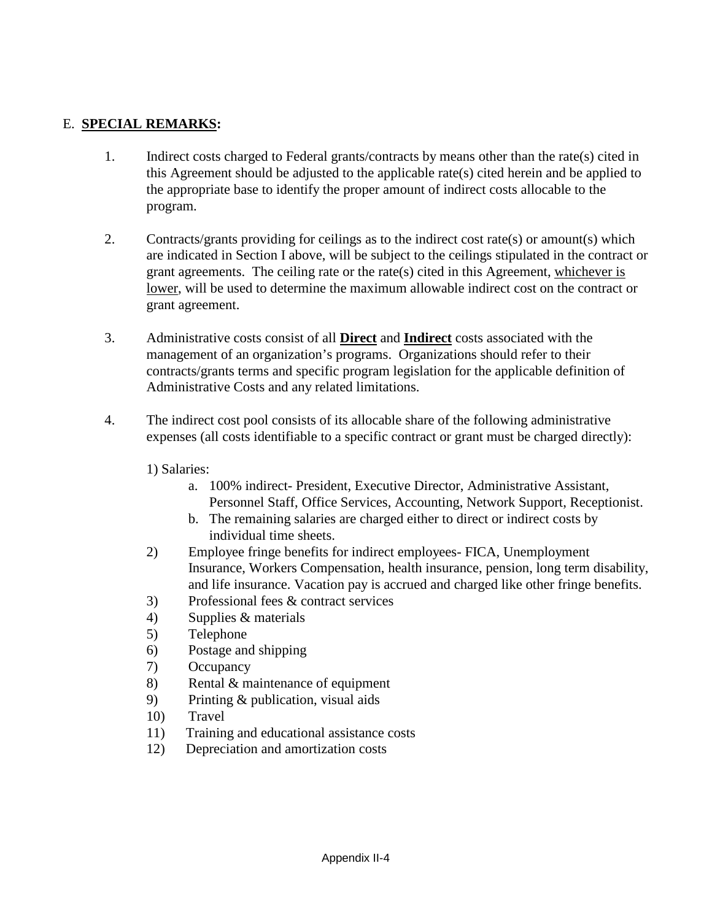E. **SPECIAL REMARKS:**

1. Indirect costs charged to Federal grants/contracts by means other than the rate(s) cited in this Agreement should be adjusted to the applicable rate(s) cited herein and be applied to the appropriate base to identify the proper amount of indirect costs allocable to the program.

2. Contracts/grants providing for ceilings as to the indirect cost rate(s) or amount(s) which are indicated in Section I above, will be subject to the ceilings stipulated in the contract or grant agreements. The ceiling rate or the rate(s) cited in this Agreement, <u>whichever is lower</u>, will be used to determine the maximum allowable indirect cost on the contract or grant agreement.

3. Administrative costs consist of all **<u>Direct</u>** and **<u>Indirect</u>** costs associated with the management of an organization's programs. Organizations should refer to their contracts/grants terms and specific program legislation for the applicable definition of Administrative Costs and any related limitations.

4. The indirect cost pool consists of its allocable share of the following administrative expenses (all costs identifiable to a specific contract or grant must be charged directly):

   1) Salaries:
      a. 100% indirect- President, Executive Director, Administrative Assistant, Personnel Staff, Office Services, Accounting, Network Support, Receptionist.
      b. The remaining salaries are charged either to direct or indirect costs by individual time sheets.

   2) Employee fringe benefits for indirect employees- FICA, Unemployment Insurance, Workers Compensation, health insurance, pension, long term disability, and life insurance. Vacation pay is accrued and charged like other fringe benefits.
   3) Professional fees & contract services
   4) Supplies & materials
   5) Telephone
   6) Postage and shipping
   7) Occupancy
   8) Rental & maintenance of equipment
   9) Printing & publication, visual aids
   10) Travel
   11) Training and educational assistance costs
   12) Depreciation and amortization costs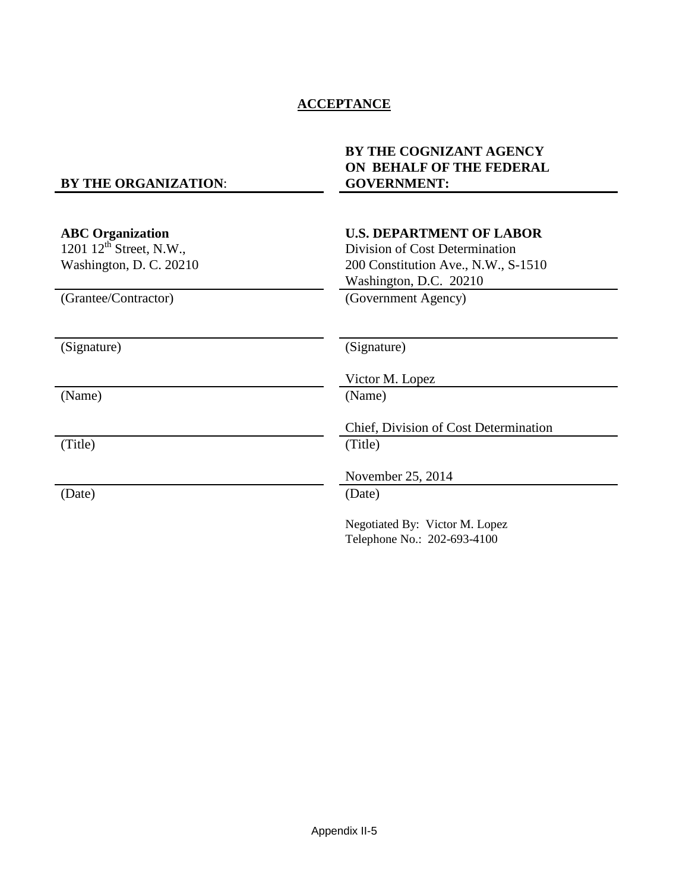## ACCEPTANCE

| **BY THE ORGANIZATION**: | **BY THE COGNIZANT AGENCY ON BEHALF OF THE FEDERAL GOVERNMENT:** |
|---|---|
| **ABC Organization**<br>1201 12th Street, N.W.,<br>Washington, D. C. 20210 | **U.S. DEPARTMENT OF LABOR**<br>Division of Cost Determination<br>200 Constitution Ave., N.W., S-1510<br>Washington, D.C. 20210 |
| (Grantee/Contractor) | (Government Agency) |
| | |
| (Signature) | (Signature) |
| | Victor M. Lopez |
| (Name) | (Name) |
| | Chief, Division of Cost Determination |
| (Title) | (Title) |
| | November 25, 2014 |
| (Date) | (Date) |

Negotiated By: Victor M. Lopez
Telephone No.: 202-693-4100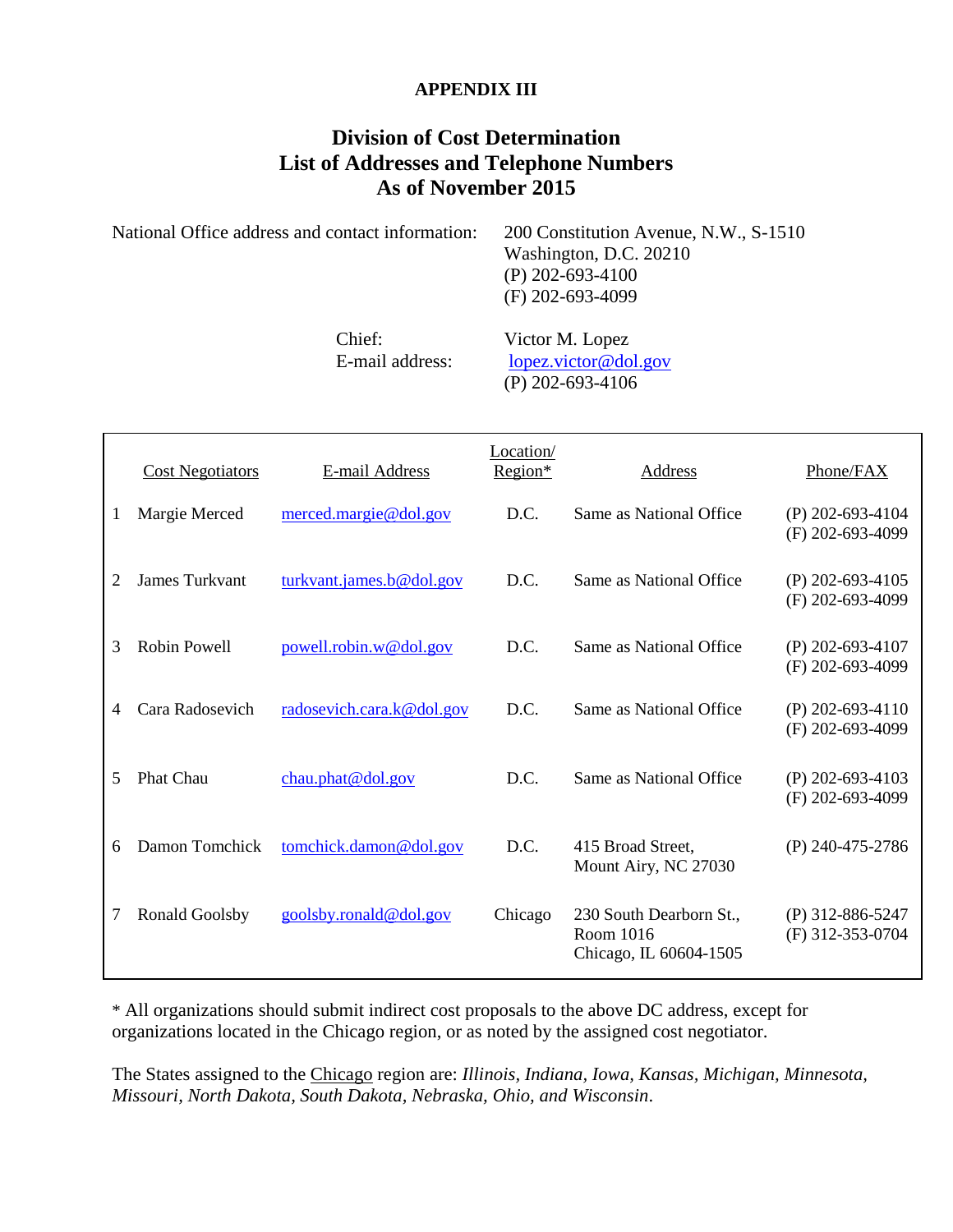**APPENDIX III**

## Division of Cost Determination
## List of Addresses and Telephone Numbers
## As of November 2015

National Office address and contact information:
200 Constitution Avenue, N.W., S-1510
Washington, D.C. 20210
(P) 202-693-4100
(F) 202-693-4099

Chief: Victor M. Lopez
E-mail address: lopez.victor@dol.gov
(P) 202-693-4106

| | Cost Negotiators | E-mail Address | Location/ Region* | Address | Phone/FAX |
|---|---|---|---|---|---|
| 1 | Margie Merced | merced.margie@dol.gov | D.C. | Same as National Office | (P) 202-693-4104<br>(F) 202-693-4099 |
| 2 | James Turkvant | turkvant.james.b@dol.gov | D.C. | Same as National Office | (P) 202-693-4105<br>(F) 202-693-4099 |
| 3 | Robin Powell | powell.robin.w@dol.gov | D.C. | Same as National Office | (P) 202-693-4107<br>(F) 202-693-4099 |
| 4 | Cara Radosevich | radosevich.cara.k@dol.gov | D.C. | Same as National Office | (P) 202-693-4110<br>(F) 202-693-4099 |
| 5 | Phat Chau | chau.phat@dol.gov | D.C. | Same as National Office | (P) 202-693-4103<br>(F) 202-693-4099 |
| 6 | Damon Tomchick | tomchick.damon@dol.gov | D.C. | 415 Broad Street, Mount Airy, NC 27030 | (P) 240-475-2786 |
| 7 | Ronald Goolsby | goolsby.ronald@dol.gov | Chicago | 230 South Dearborn St., Room 1016 Chicago, IL 60604-1505 | (P) 312-886-5247<br>(F) 312-353-0704 |

* All organizations should submit indirect cost proposals to the above DC address, except for organizations located in the Chicago region, or as noted by the assigned cost negotiator.

The States assigned to the Chicago region are: *Illinois, Indiana, Iowa, Kansas, Michigan, Minnesota, Missouri, North Dakota, South Dakota, Nebraska, Ohio, and Wisconsin*.